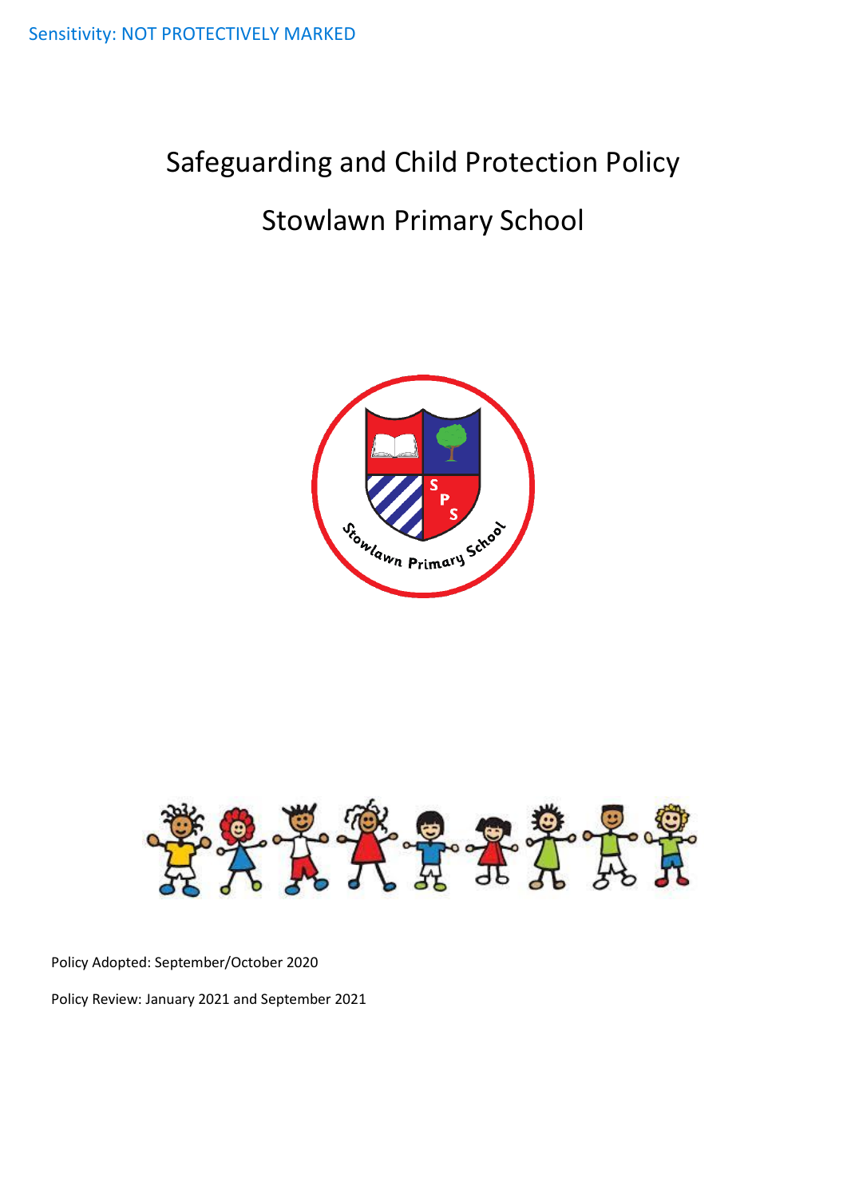Sensitivity: NOT PROTECTIVELY MARKED

# Safeguarding and Child Protection Policy

# Stowlawn Primary School

Policy Adopted: September/October 2020

Policy Review: January 2021 and September 2021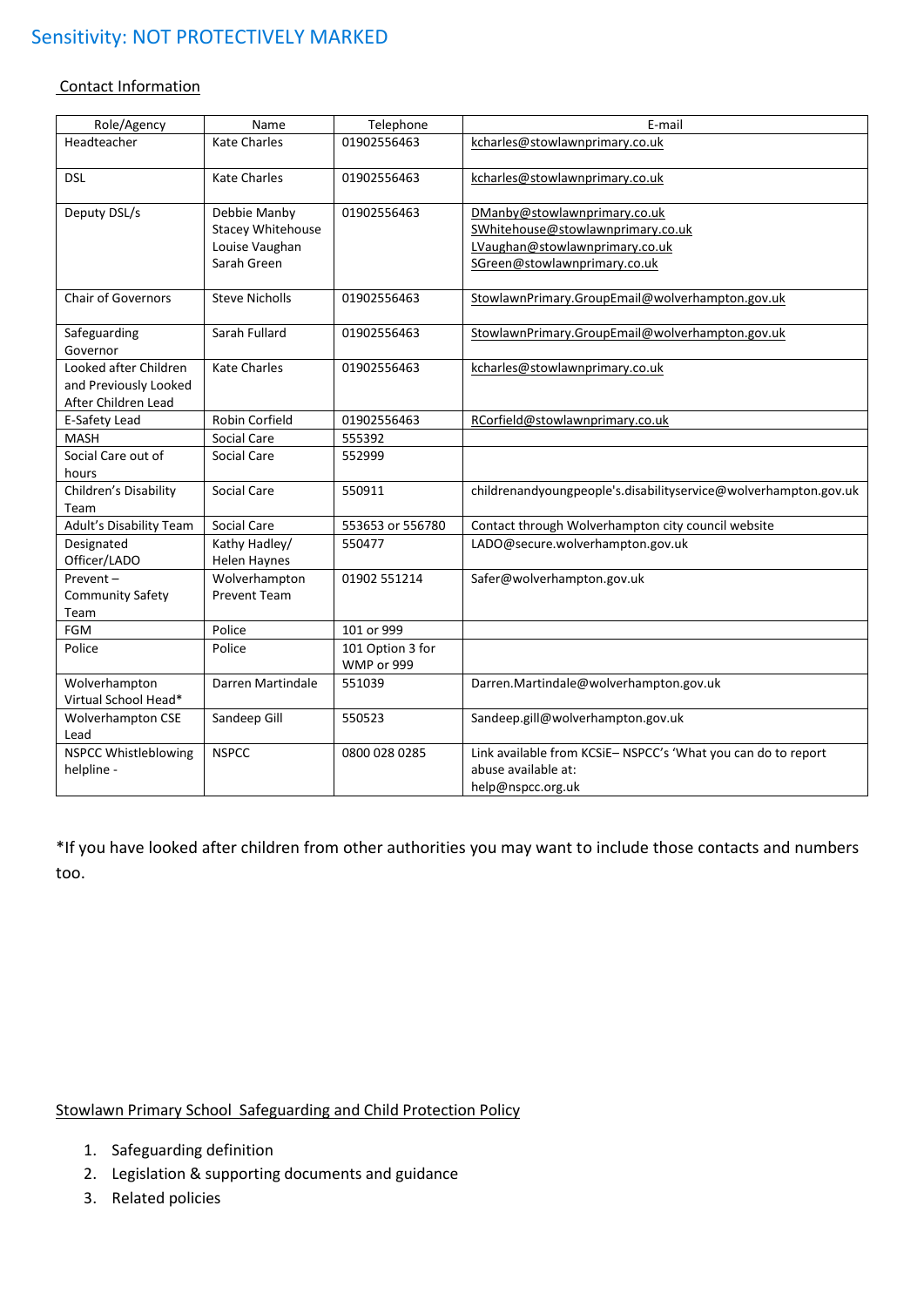Sensitivity: NOT PROTECTIVELY MARKED

Contact Information

| Role/Agency | Name | Telephone | E-mail |
|---|---|---|---|
| Headteacher | Kate Charles | 01902556463 | kcharles@stowlawnprimary.co.uk |
| DSL | Kate Charles | 01902556463 | kcharles@stowlawnprimary.co.uk |
| Deputy DSL/s | Debbie Manby<br>Stacey Whitehouse<br>Louise Vaughan<br>Sarah Green | 01902556463 | DManby@stowlawnprimary.co.uk<br>SWhitehouse@stowlawnprimary.co.uk<br>LVaughan@stowlawnprimary.co.uk<br>SGreen@stowlawnprimary.co.uk |
| Chair of Governors | Steve Nicholls | 01902556463 | StowlawnPrimary.GroupEmail@wolverhampton.gov.uk |
| Safeguarding Governor | Sarah Fullard | 01902556463 | StowlawnPrimary.GroupEmail@wolverhampton.gov.uk |
| Looked after Children and Previously Looked After Children Lead | Kate Charles | 01902556463 | kcharles@stowlawnprimary.co.uk |
| E-Safety Lead | Robin Corfield | 01902556463 | RCorfield@stowlawnprimary.co.uk |
| MASH | Social Care | 555392 | |
| Social Care out of hours | Social Care | 552999 | |
| Children's Disability Team | Social Care | 550911 | childrenandyoungpeople's.disabilityservice@wolverhampton.gov.uk |
| Adult's Disability Team | Social Care | 553653 or 556780 | Contact through Wolverhampton city council website |
| Designated Officer/LADO | Kathy Hadley/<br>Helen Haynes | 550477 | LADO@secure.wolverhampton.gov.uk |
| Prevent – Community Safety Team | Wolverhampton Prevent Team | 01902 551214 | Safer@wolverhampton.gov.uk |
| FGM | Police | 101 or 999 | |
| Police | Police | 101 Option 3 for WMP or 999 | |
| Wolverhampton Virtual School Head* | Darren Martindale | 551039 | Darren.Martindale@wolverhampton.gov.uk |
| Wolverhampton CSE Lead | Sandeep Gill | 550523 | Sandeep.gill@wolverhampton.gov.uk |
| NSPCC Whistleblowing helpline - | NSPCC | 0800 028 0285 | Link available from KCSiE– NSPCC's 'What you can do to report abuse available at:<br>help@nspcc.org.uk |

*If you have looked after children from other authorities you may want to include those contacts and numbers too.

Stowlawn Primary School Safeguarding and Child Protection Policy

1. Safeguarding definition
2. Legislation & supporting documents and guidance
3. Related policies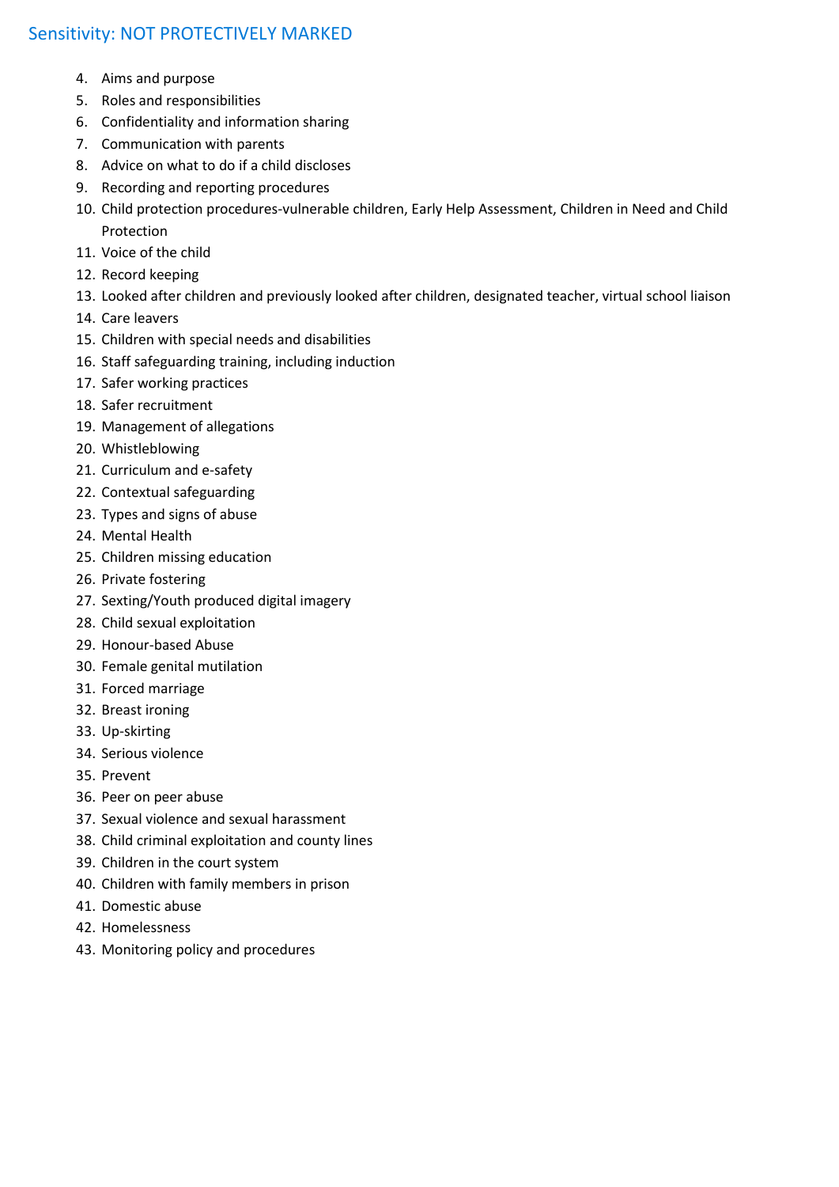4. Aims and purpose
5. Roles and responsibilities
6. Confidentiality and information sharing
7. Communication with parents
8. Advice on what to do if a child discloses
9. Recording and reporting procedures
10. Child protection procedures-vulnerable children, Early Help Assessment, Children in Need and Child Protection
11. Voice of the child
12. Record keeping
13. Looked after children and previously looked after children, designated teacher, virtual school liaison
14. Care leavers
15. Children with special needs and disabilities
16. Staff safeguarding training, including induction
17. Safer working practices
18. Safer recruitment
19. Management of allegations
20. Whistleblowing
21. Curriculum and e-safety
22. Contextual safeguarding
23. Types and signs of abuse
24. Mental Health
25. Children missing education
26. Private fostering
27. Sexting/Youth produced digital imagery
28. Child sexual exploitation
29. Honour-based Abuse
30. Female genital mutilation
31. Forced marriage
32. Breast ironing
33. Up-skirting
34. Serious violence
35. Prevent
36. Peer on peer abuse
37. Sexual violence and sexual harassment
38. Child criminal exploitation and county lines
39. Children in the court system
40. Children with family members in prison
41. Domestic abuse
42. Homelessness
43. Monitoring policy and procedures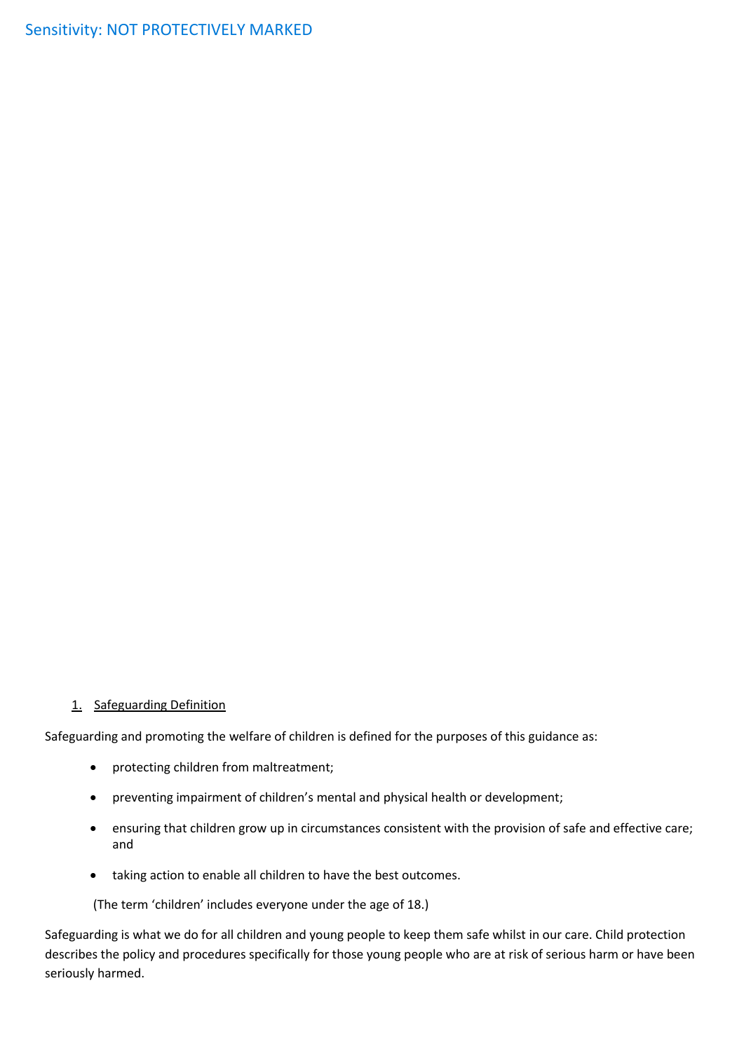## 1. Safeguarding Definition

Safeguarding and promoting the welfare of children is defined for the purposes of this guidance as:

- protecting children from maltreatment;
- preventing impairment of children's mental and physical health or development;
- ensuring that children grow up in circumstances consistent with the provision of safe and effective care; and
- taking action to enable all children to have the best outcomes.

(The term 'children' includes everyone under the age of 18.)

Safeguarding is what we do for all children and young people to keep them safe whilst in our care. Child protection describes the policy and procedures specifically for those young people who are at risk of serious harm or have been seriously harmed.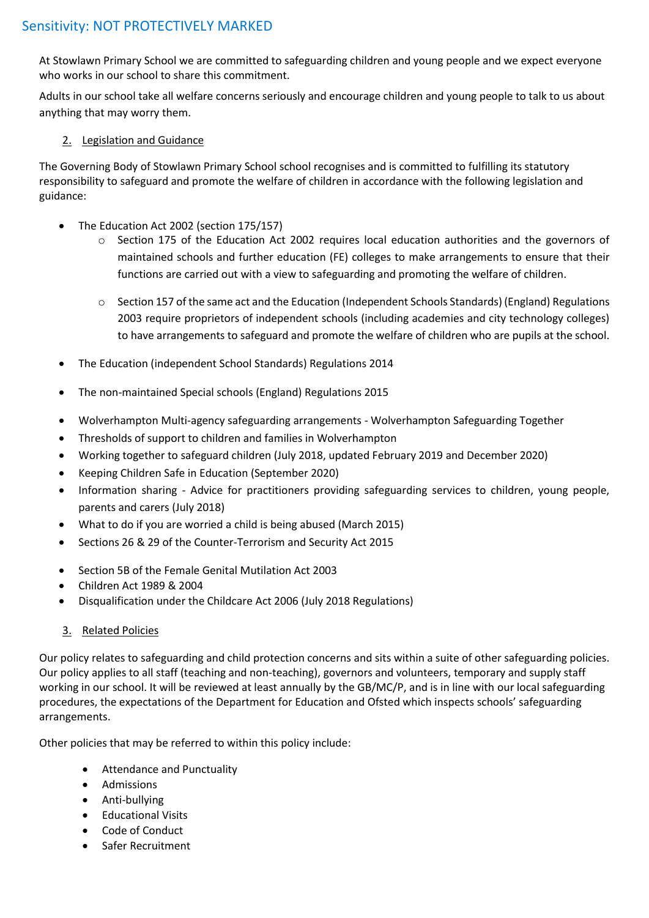At Stowlawn Primary School we are committed to safeguarding children and young people and we expect everyone who works in our school to share this commitment.

Adults in our school take all welfare concerns seriously and encourage children and young people to talk to us about anything that may worry them.

## 2. Legislation and Guidance

The Governing Body of Stowlawn Primary School school recognises and is committed to fulfilling its statutory responsibility to safeguard and promote the welfare of children in accordance with the following legislation and guidance:

- The Education Act 2002 (section 175/157)
  - Section 175 of the Education Act 2002 requires local education authorities and the governors of maintained schools and further education (FE) colleges to make arrangements to ensure that their functions are carried out with a view to safeguarding and promoting the welfare of children.
  - Section 157 of the same act and the Education (Independent Schools Standards) (England) Regulations 2003 require proprietors of independent schools (including academies and city technology colleges) to have arrangements to safeguard and promote the welfare of children who are pupils at the school.
- The Education (independent School Standards) Regulations 2014
- The non-maintained Special schools (England) Regulations 2015
- Wolverhampton Multi-agency safeguarding arrangements - Wolverhampton Safeguarding Together
- Thresholds of support to children and families in Wolverhampton
- Working together to safeguard children (July 2018, updated February 2019 and December 2020)
- Keeping Children Safe in Education (September 2020)
- Information sharing - Advice for practitioners providing safeguarding services to children, young people, parents and carers (July 2018)
- What to do if you are worried a child is being abused (March 2015)
- Sections 26 & 29 of the Counter-Terrorism and Security Act 2015
- Section 5B of the Female Genital Mutilation Act 2003
- Children Act 1989 & 2004
- Disqualification under the Childcare Act 2006 (July 2018 Regulations)

## 3. Related Policies

Our policy relates to safeguarding and child protection concerns and sits within a suite of other safeguarding policies. Our policy applies to all staff (teaching and non-teaching), governors and volunteers, temporary and supply staff working in our school. It will be reviewed at least annually by the GB/MC/P, and is in line with our local safeguarding procedures, the expectations of the Department for Education and Ofsted which inspects schools' safeguarding arrangements.

Other policies that may be referred to within this policy include:

- Attendance and Punctuality
- Admissions
- Anti-bullying
- Educational Visits
- Code of Conduct
- Safer Recruitment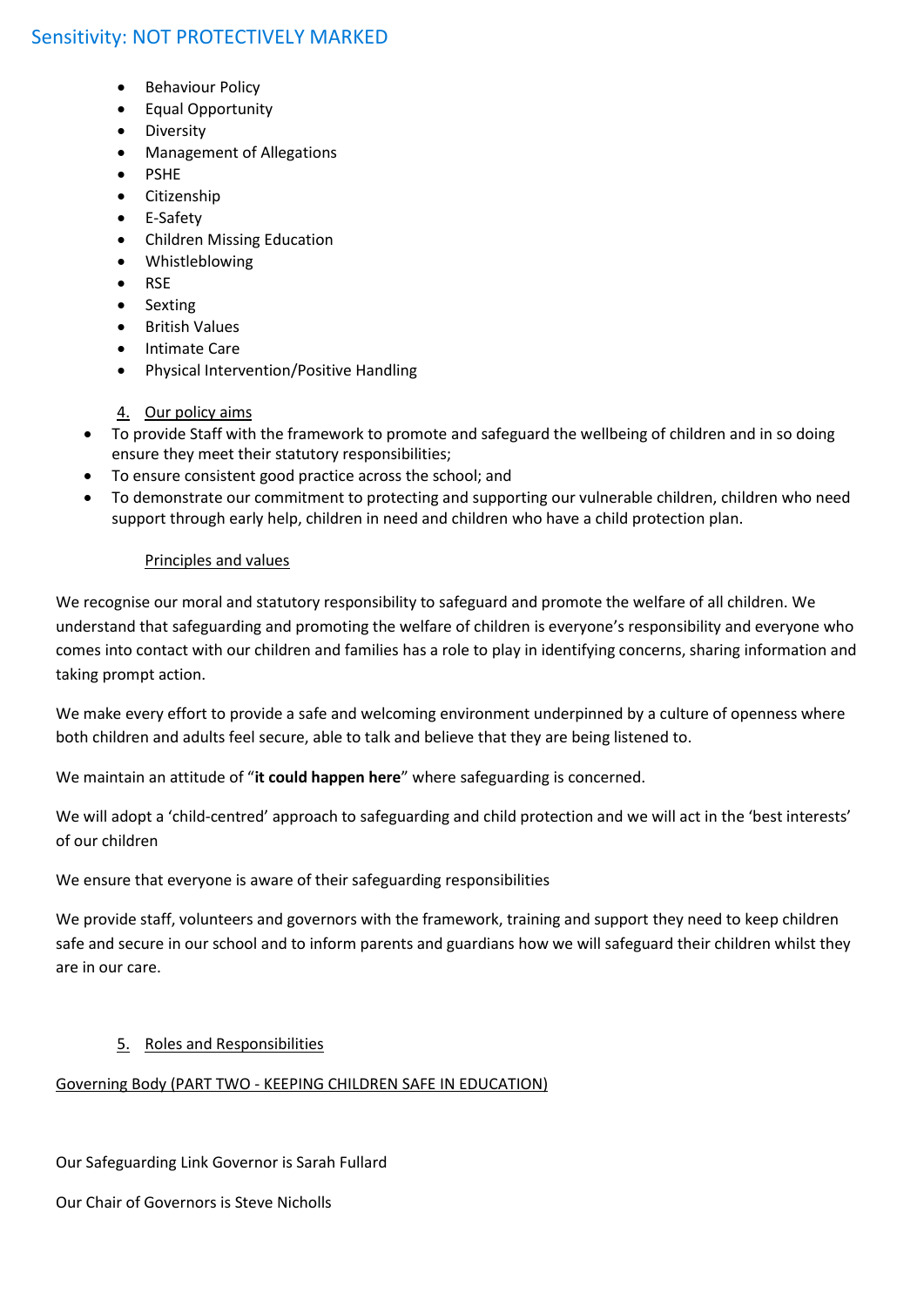- Behaviour Policy
- Equal Opportunity
- Diversity
- Management of Allegations
- PSHE
- Citizenship
- E-Safety
- Children Missing Education
- Whistleblowing
- RSE
- Sexting
- British Values
- Intimate Care
- Physical Intervention/Positive Handling

## 4. Our policy aims

- To provide Staff with the framework to promote and safeguard the wellbeing of children and in so doing ensure they meet their statutory responsibilities;
- To ensure consistent good practice across the school; and
- To demonstrate our commitment to protecting and supporting our vulnerable children, children who need support through early help, children in need and children who have a child protection plan.

### Principles and values

We recognise our moral and statutory responsibility to safeguard and promote the welfare of all children. We understand that safeguarding and promoting the welfare of children is everyone's responsibility and everyone who comes into contact with our children and families has a role to play in identifying concerns, sharing information and taking prompt action.

We make every effort to provide a safe and welcoming environment underpinned by a culture of openness where both children and adults feel secure, able to talk and believe that they are being listened to.

We maintain an attitude of "**it could happen here**" where safeguarding is concerned.

We will adopt a 'child-centred' approach to safeguarding and child protection and we will act in the 'best interests' of our children

We ensure that everyone is aware of their safeguarding responsibilities

We provide staff, volunteers and governors with the framework, training and support they need to keep children safe and secure in our school and to inform parents and guardians how we will safeguard their children whilst they are in our care.

## 5. Roles and Responsibilities

### Governing Body (PART TWO - KEEPING CHILDREN SAFE IN EDUCATION)

Our Safeguarding Link Governor is Sarah Fullard

Our Chair of Governors is Steve Nicholls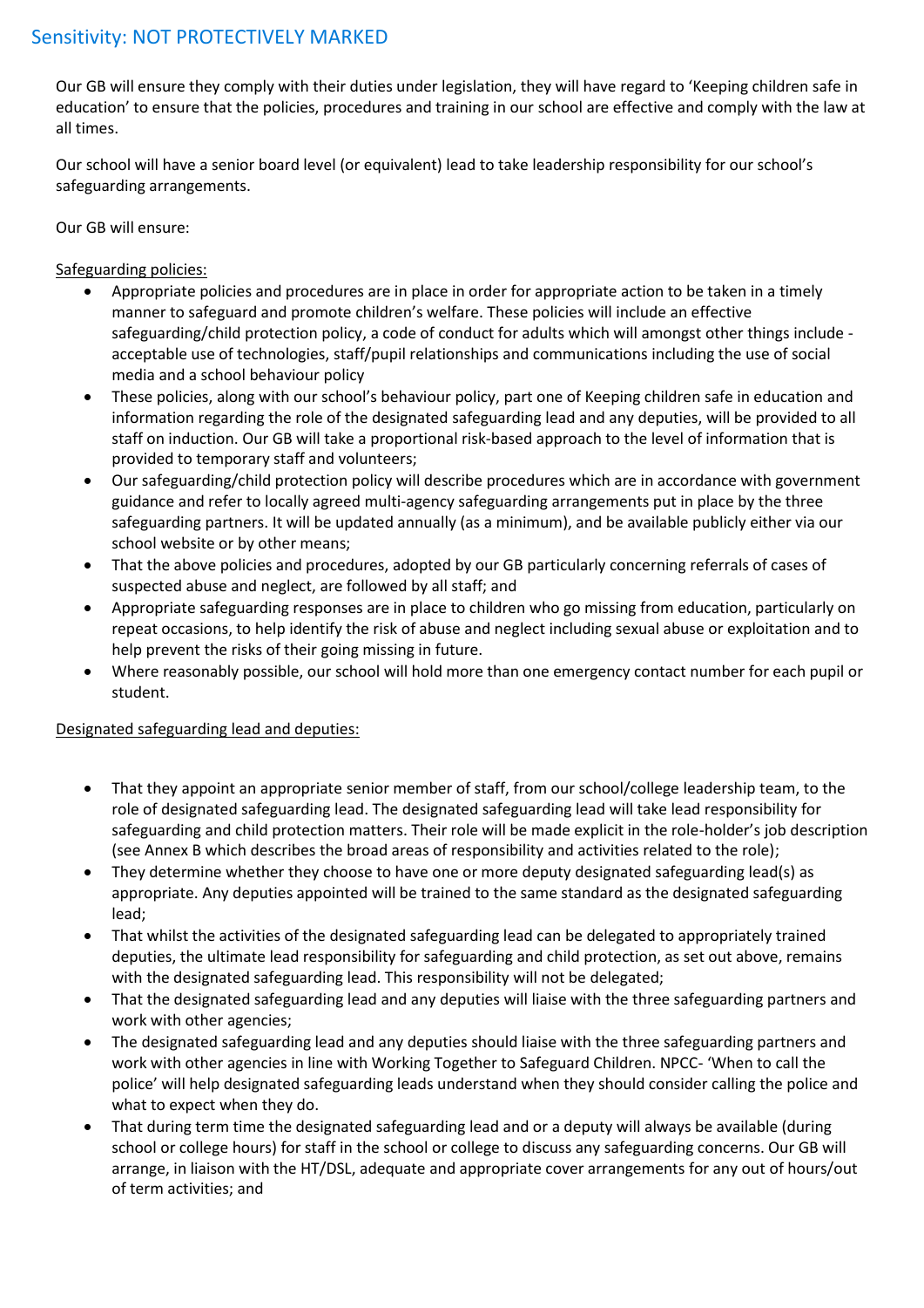Our GB will ensure they comply with their duties under legislation, they will have regard to 'Keeping children safe in education' to ensure that the policies, procedures and training in our school are effective and comply with the law at all times.

Our school will have a senior board level (or equivalent) lead to take leadership responsibility for our school's safeguarding arrangements.

Our GB will ensure:

<u>Safeguarding policies:</u>

- Appropriate policies and procedures are in place in order for appropriate action to be taken in a timely manner to safeguard and promote children's welfare. These policies will include an effective safeguarding/child protection policy, a code of conduct for adults which will amongst other things include - acceptable use of technologies, staff/pupil relationships and communications including the use of social media and a school behaviour policy
- These policies, along with our school's behaviour policy, part one of Keeping children safe in education and information regarding the role of the designated safeguarding lead and any deputies, will be provided to all staff on induction. Our GB will take a proportional risk-based approach to the level of information that is provided to temporary staff and volunteers;
- Our safeguarding/child protection policy will describe procedures which are in accordance with government guidance and refer to locally agreed multi-agency safeguarding arrangements put in place by the three safeguarding partners. It will be updated annually (as a minimum), and be available publicly either via our school website or by other means;
- That the above policies and procedures, adopted by our GB particularly concerning referrals of cases of suspected abuse and neglect, are followed by all staff; and
- Appropriate safeguarding responses are in place to children who go missing from education, particularly on repeat occasions, to help identify the risk of abuse and neglect including sexual abuse or exploitation and to help prevent the risks of their going missing in future.
- Where reasonably possible, our school will hold more than one emergency contact number for each pupil or student.

<u>Designated safeguarding lead and deputies:</u>

- That they appoint an appropriate senior member of staff, from our school/college leadership team, to the role of designated safeguarding lead. The designated safeguarding lead will take lead responsibility for safeguarding and child protection matters. Their role will be made explicit in the role-holder's job description (see Annex B which describes the broad areas of responsibility and activities related to the role);
- They determine whether they choose to have one or more deputy designated safeguarding lead(s) as appropriate. Any deputies appointed will be trained to the same standard as the designated safeguarding lead;
- That whilst the activities of the designated safeguarding lead can be delegated to appropriately trained deputies, the ultimate lead responsibility for safeguarding and child protection, as set out above, remains with the designated safeguarding lead. This responsibility will not be delegated;
- That the designated safeguarding lead and any deputies will liaise with the three safeguarding partners and work with other agencies;
- The designated safeguarding lead and any deputies should liaise with the three safeguarding partners and work with other agencies in line with Working Together to Safeguard Children. NPCC- 'When to call the police' will help designated safeguarding leads understand when they should consider calling the police and what to expect when they do.
- That during term time the designated safeguarding lead and or a deputy will always be available (during school or college hours) for staff in the school or college to discuss any safeguarding concerns. Our GB will arrange, in liaison with the HT/DSL, adequate and appropriate cover arrangements for any out of hours/out of term activities; and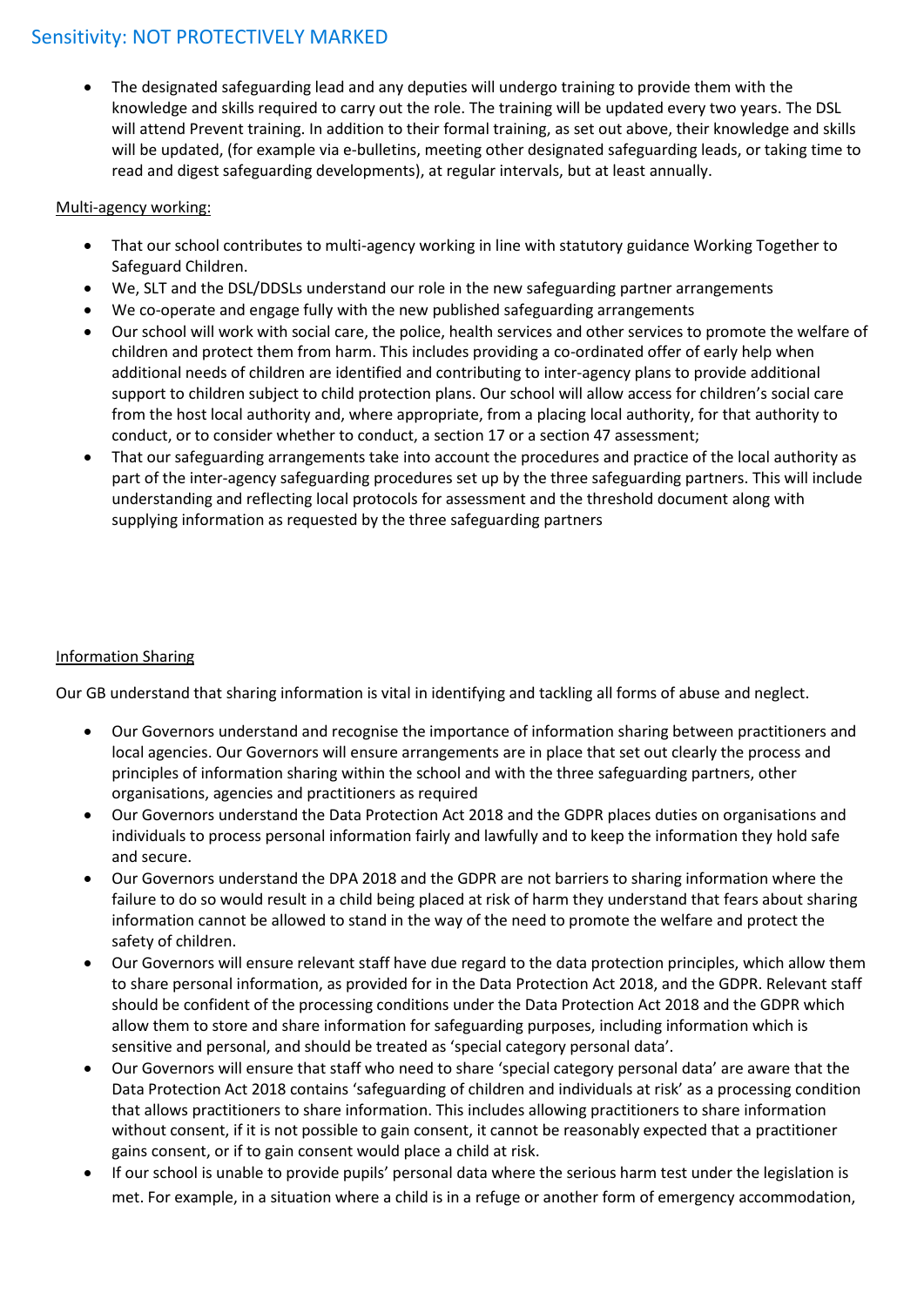- The designated safeguarding lead and any deputies will undergo training to provide them with the knowledge and skills required to carry out the role. The training will be updated every two years. The DSL will attend Prevent training. In addition to their formal training, as set out above, their knowledge and skills will be updated, (for example via e-bulletins, meeting other designated safeguarding leads, or taking time to read and digest safeguarding developments), at regular intervals, but at least annually.

Multi-agency working:

- That our school contributes to multi-agency working in line with statutory guidance Working Together to Safeguard Children.
- We, SLT and the DSL/DDSLs understand our role in the new safeguarding partner arrangements
- We co-operate and engage fully with the new published safeguarding arrangements
- Our school will work with social care, the police, health services and other services to promote the welfare of children and protect them from harm. This includes providing a co-ordinated offer of early help when additional needs of children are identified and contributing to inter-agency plans to provide additional support to children subject to child protection plans. Our school will allow access for children's social care from the host local authority and, where appropriate, from a placing local authority, for that authority to conduct, or to consider whether to conduct, a section 17 or a section 47 assessment;
- That our safeguarding arrangements take into account the procedures and practice of the local authority as part of the inter-agency safeguarding procedures set up by the three safeguarding partners. This will include understanding and reflecting local protocols for assessment and the threshold document along with supplying information as requested by the three safeguarding partners

Information Sharing

Our GB understand that sharing information is vital in identifying and tackling all forms of abuse and neglect.

- Our Governors understand and recognise the importance of information sharing between practitioners and local agencies. Our Governors will ensure arrangements are in place that set out clearly the process and principles of information sharing within the school and with the three safeguarding partners, other organisations, agencies and practitioners as required
- Our Governors understand the Data Protection Act 2018 and the GDPR places duties on organisations and individuals to process personal information fairly and lawfully and to keep the information they hold safe and secure.
- Our Governors understand the DPA 2018 and the GDPR are not barriers to sharing information where the failure to do so would result in a child being placed at risk of harm they understand that fears about sharing information cannot be allowed to stand in the way of the need to promote the welfare and protect the safety of children.
- Our Governors will ensure relevant staff have due regard to the data protection principles, which allow them to share personal information, as provided for in the Data Protection Act 2018, and the GDPR. Relevant staff should be confident of the processing conditions under the Data Protection Act 2018 and the GDPR which allow them to store and share information for safeguarding purposes, including information which is sensitive and personal, and should be treated as 'special category personal data'.
- Our Governors will ensure that staff who need to share 'special category personal data' are aware that the Data Protection Act 2018 contains 'safeguarding of children and individuals at risk' as a processing condition that allows practitioners to share information. This includes allowing practitioners to share information without consent, if it is not possible to gain consent, it cannot be reasonably expected that a practitioner gains consent, or if to gain consent would place a child at risk.
- If our school is unable to provide pupils' personal data where the serious harm test under the legislation is met. For example, in a situation where a child is in a refuge or another form of emergency accommodation,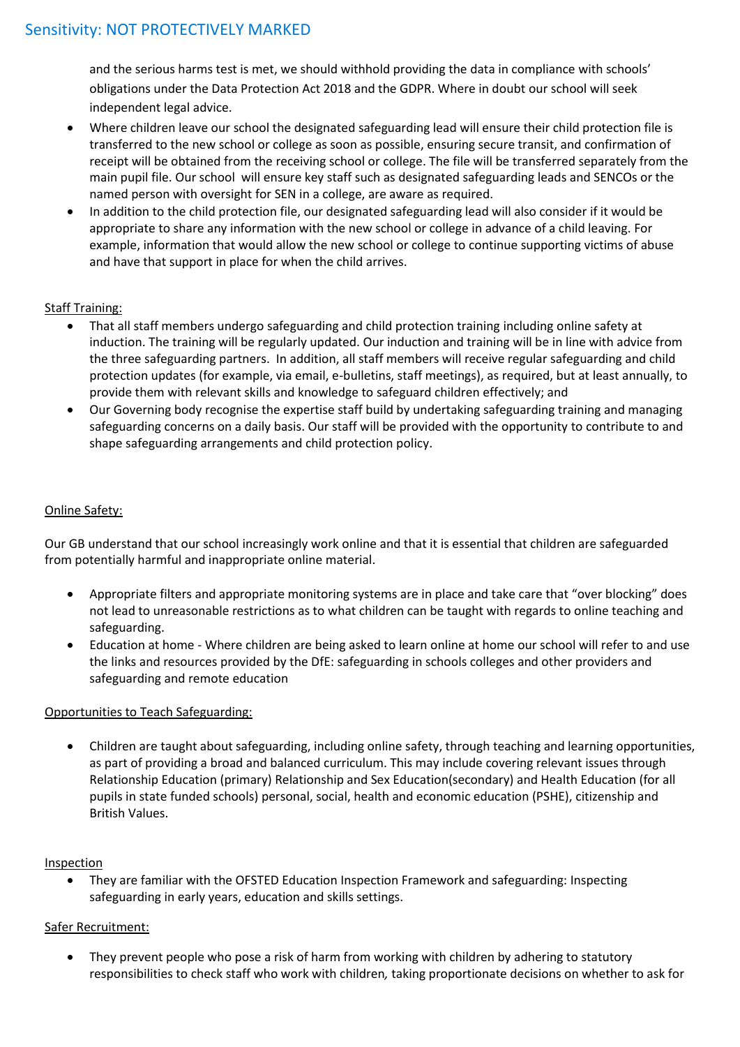and the serious harms test is met, we should withhold providing the data in compliance with schools' obligations under the Data Protection Act 2018 and the GDPR. Where in doubt our school will seek independent legal advice.

- Where children leave our school the designated safeguarding lead will ensure their child protection file is transferred to the new school or college as soon as possible, ensuring secure transit, and confirmation of receipt will be obtained from the receiving school or college. The file will be transferred separately from the main pupil file. Our school will ensure key staff such as designated safeguarding leads and SENCOs or the named person with oversight for SEN in a college, are aware as required.
- In addition to the child protection file, our designated safeguarding lead will also consider if it would be appropriate to share any information with the new school or college in advance of a child leaving. For example, information that would allow the new school or college to continue supporting victims of abuse and have that support in place for when the child arrives.

<u>Staff Training:</u>

- That all staff members undergo safeguarding and child protection training including online safety at induction. The training will be regularly updated. Our induction and training will be in line with advice from the three safeguarding partners. In addition, all staff members will receive regular safeguarding and child protection updates (for example, via email, e-bulletins, staff meetings), as required, but at least annually, to provide them with relevant skills and knowledge to safeguard children effectively; and
- Our Governing body recognise the expertise staff build by undertaking safeguarding training and managing safeguarding concerns on a daily basis. Our staff will be provided with the opportunity to contribute to and shape safeguarding arrangements and child protection policy.

<u>Online Safety:</u>

Our GB understand that our school increasingly work online and that it is essential that children are safeguarded from potentially harmful and inappropriate online material.

- Appropriate filters and appropriate monitoring systems are in place and take care that "over blocking" does not lead to unreasonable restrictions as to what children can be taught with regards to online teaching and safeguarding.
- Education at home - Where children are being asked to learn online at home our school will refer to and use the links and resources provided by the DfE: safeguarding in schools colleges and other providers and safeguarding and remote education

<u>Opportunities to Teach Safeguarding:</u>

- Children are taught about safeguarding, including online safety, through teaching and learning opportunities, as part of providing a broad and balanced curriculum. This may include covering relevant issues through Relationship Education (primary) Relationship and Sex Education(secondary) and Health Education (for all pupils in state funded schools) personal, social, health and economic education (PSHE), citizenship and British Values.

<u>Inspection</u>

- They are familiar with the OFSTED Education Inspection Framework and safeguarding: Inspecting safeguarding in early years, education and skills settings.

<u>Safer Recruitment:</u>

- They prevent people who pose a risk of harm from working with children by adhering to statutory responsibilities to check staff who work with children*,* taking proportionate decisions on whether to ask for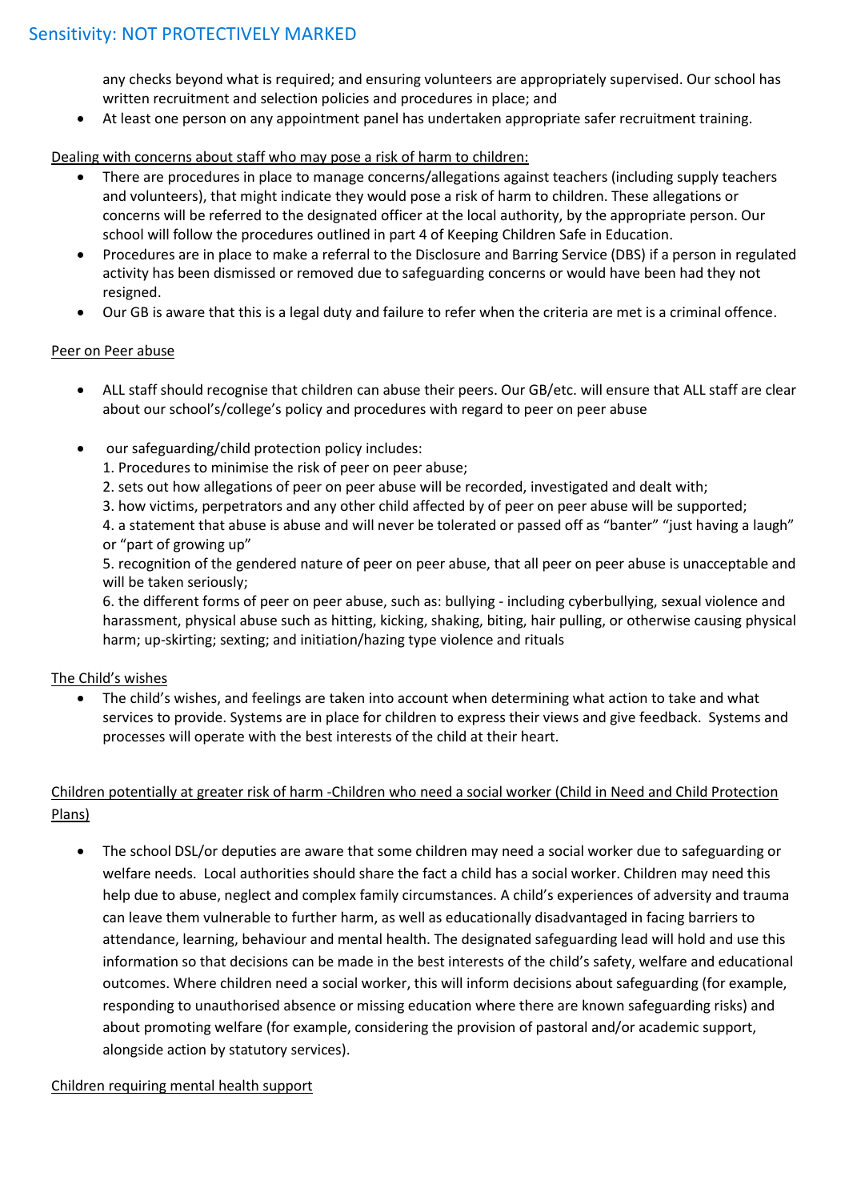any checks beyond what is required; and ensuring volunteers are appropriately supervised. Our school has written recruitment and selection policies and procedures in place; and

- At least one person on any appointment panel has undertaken appropriate safer recruitment training.

<u>Dealing with concerns about staff who may pose a risk of harm to children:</u>

- There are procedures in place to manage concerns/allegations against teachers (including supply teachers and volunteers), that might indicate they would pose a risk of harm to children. These allegations or concerns will be referred to the designated officer at the local authority, by the appropriate person. Our school will follow the procedures outlined in part 4 of Keeping Children Safe in Education.
- Procedures are in place to make a referral to the Disclosure and Barring Service (DBS) if a person in regulated activity has been dismissed or removed due to safeguarding concerns or would have been had they not resigned.
- Our GB is aware that this is a legal duty and failure to refer when the criteria are met is a criminal offence.

<u>Peer on Peer abuse</u>

- ALL staff should recognise that children can abuse their peers. Our GB/etc. will ensure that ALL staff are clear about our school's/college's policy and procedures with regard to peer on peer abuse

- our safeguarding/child protection policy includes:
  1. Procedures to minimise the risk of peer on peer abuse;
  2. sets out how allegations of peer on peer abuse will be recorded, investigated and dealt with;
  3. how victims, perpetrators and any other child affected by of peer on peer abuse will be supported;
  4. a statement that abuse is abuse and will never be tolerated or passed off as "banter" "just having a laugh" or "part of growing up"
  5. recognition of the gendered nature of peer on peer abuse, that all peer on peer abuse is unacceptable and will be taken seriously;
  6. the different forms of peer on peer abuse, such as: bullying - including cyberbullying, sexual violence and harassment, physical abuse such as hitting, kicking, shaking, biting, hair pulling, or otherwise causing physical harm; up-skirting; sexting; and initiation/hazing type violence and rituals

<u>The Child's wishes</u>

- The child's wishes, and feelings are taken into account when determining what action to take and what services to provide. Systems are in place for children to express their views and give feedback. Systems and processes will operate with the best interests of the child at their heart.

<u>Children potentially at greater risk of harm -Children who need a social worker (Child in Need and Child Protection Plans)</u>

- The school DSL/or deputies are aware that some children may need a social worker due to safeguarding or welfare needs. Local authorities should share the fact a child has a social worker. Children may need this help due to abuse, neglect and complex family circumstances. A child's experiences of adversity and trauma can leave them vulnerable to further harm, as well as educationally disadvantaged in facing barriers to attendance, learning, behaviour and mental health. The designated safeguarding lead will hold and use this information so that decisions can be made in the best interests of the child's safety, welfare and educational outcomes. Where children need a social worker, this will inform decisions about safeguarding (for example, responding to unauthorised absence or missing education where there are known safeguarding risks) and about promoting welfare (for example, considering the provision of pastoral and/or academic support, alongside action by statutory services).

<u>Children requiring mental health support</u>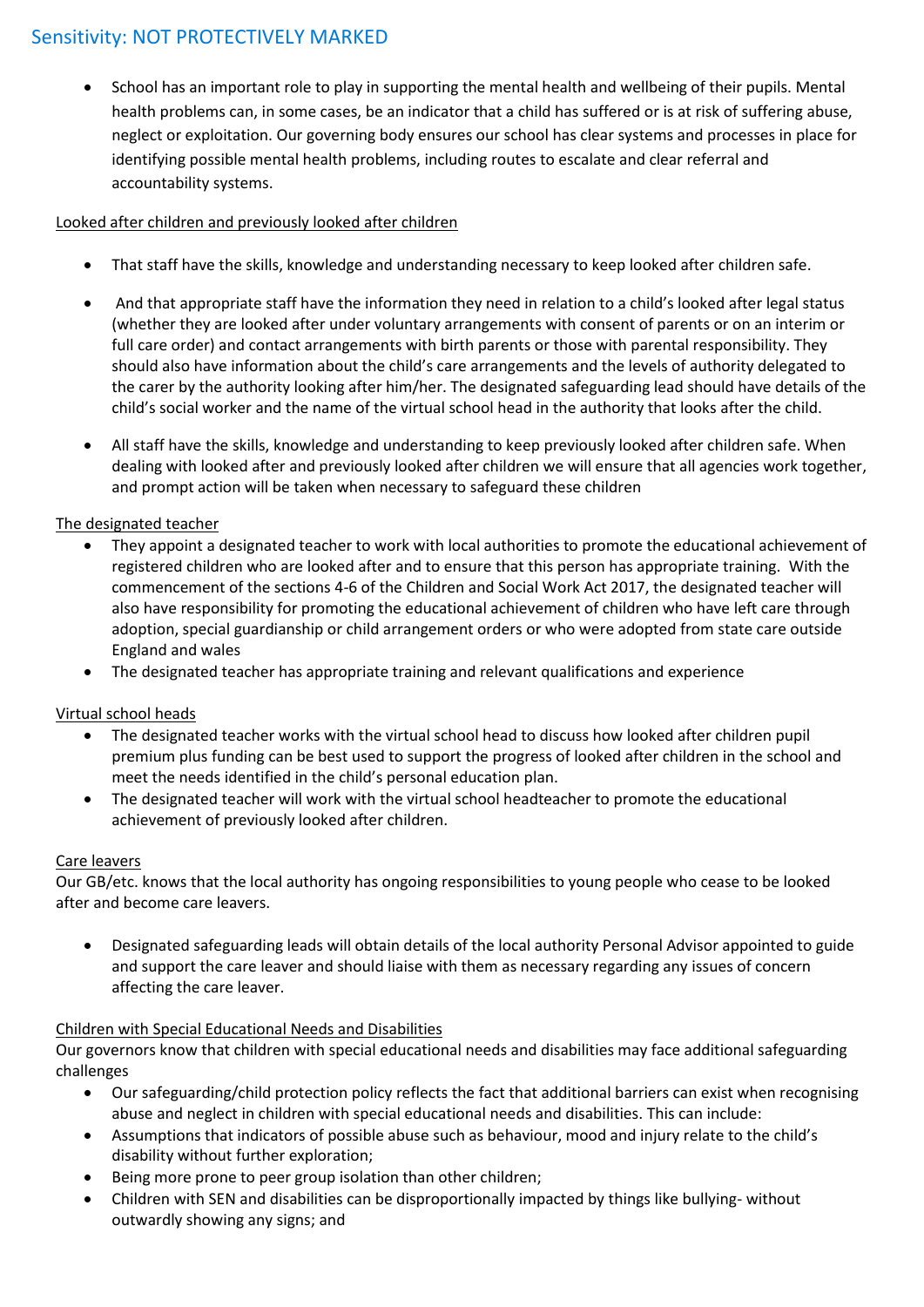- School has an important role to play in supporting the mental health and wellbeing of their pupils. Mental health problems can, in some cases, be an indicator that a child has suffered or is at risk of suffering abuse, neglect or exploitation. Our governing body ensures our school has clear systems and processes in place for identifying possible mental health problems, including routes to escalate and clear referral and accountability systems.

<u>Looked after children and previously looked after children</u>

- That staff have the skills, knowledge and understanding necessary to keep looked after children safe.
- And that appropriate staff have the information they need in relation to a child's looked after legal status (whether they are looked after under voluntary arrangements with consent of parents or on an interim or full care order) and contact arrangements with birth parents or those with parental responsibility. They should also have information about the child's care arrangements and the levels of authority delegated to the carer by the authority looking after him/her. The designated safeguarding lead should have details of the child's social worker and the name of the virtual school head in the authority that looks after the child.
- All staff have the skills, knowledge and understanding to keep previously looked after children safe. When dealing with looked after and previously looked after children we will ensure that all agencies work together, and prompt action will be taken when necessary to safeguard these children

<u>The designated teacher</u>

- They appoint a designated teacher to work with local authorities to promote the educational achievement of registered children who are looked after and to ensure that this person has appropriate training. With the commencement of the sections 4-6 of the Children and Social Work Act 2017, the designated teacher will also have responsibility for promoting the educational achievement of children who have left care through adoption, special guardianship or child arrangement orders or who were adopted from state care outside England and wales
- The designated teacher has appropriate training and relevant qualifications and experience

<u>Virtual school heads</u>

- The designated teacher works with the virtual school head to discuss how looked after children pupil premium plus funding can be best used to support the progress of looked after children in the school and meet the needs identified in the child's personal education plan.
- The designated teacher will work with the virtual school headteacher to promote the educational achievement of previously looked after children.

<u>Care leavers</u>

Our GB/etc. knows that the local authority has ongoing responsibilities to young people who cease to be looked after and become care leavers.

- Designated safeguarding leads will obtain details of the local authority Personal Advisor appointed to guide and support the care leaver and should liaise with them as necessary regarding any issues of concern affecting the care leaver.

<u>Children with Special Educational Needs and Disabilities</u>

Our governors know that children with special educational needs and disabilities may face additional safeguarding challenges

- Our safeguarding/child protection policy reflects the fact that additional barriers can exist when recognising abuse and neglect in children with special educational needs and disabilities. This can include:
- Assumptions that indicators of possible abuse such as behaviour, mood and injury relate to the child's disability without further exploration;
- Being more prone to peer group isolation than other children;
- Children with SEN and disabilities can be disproportionally impacted by things like bullying- without outwardly showing any signs; and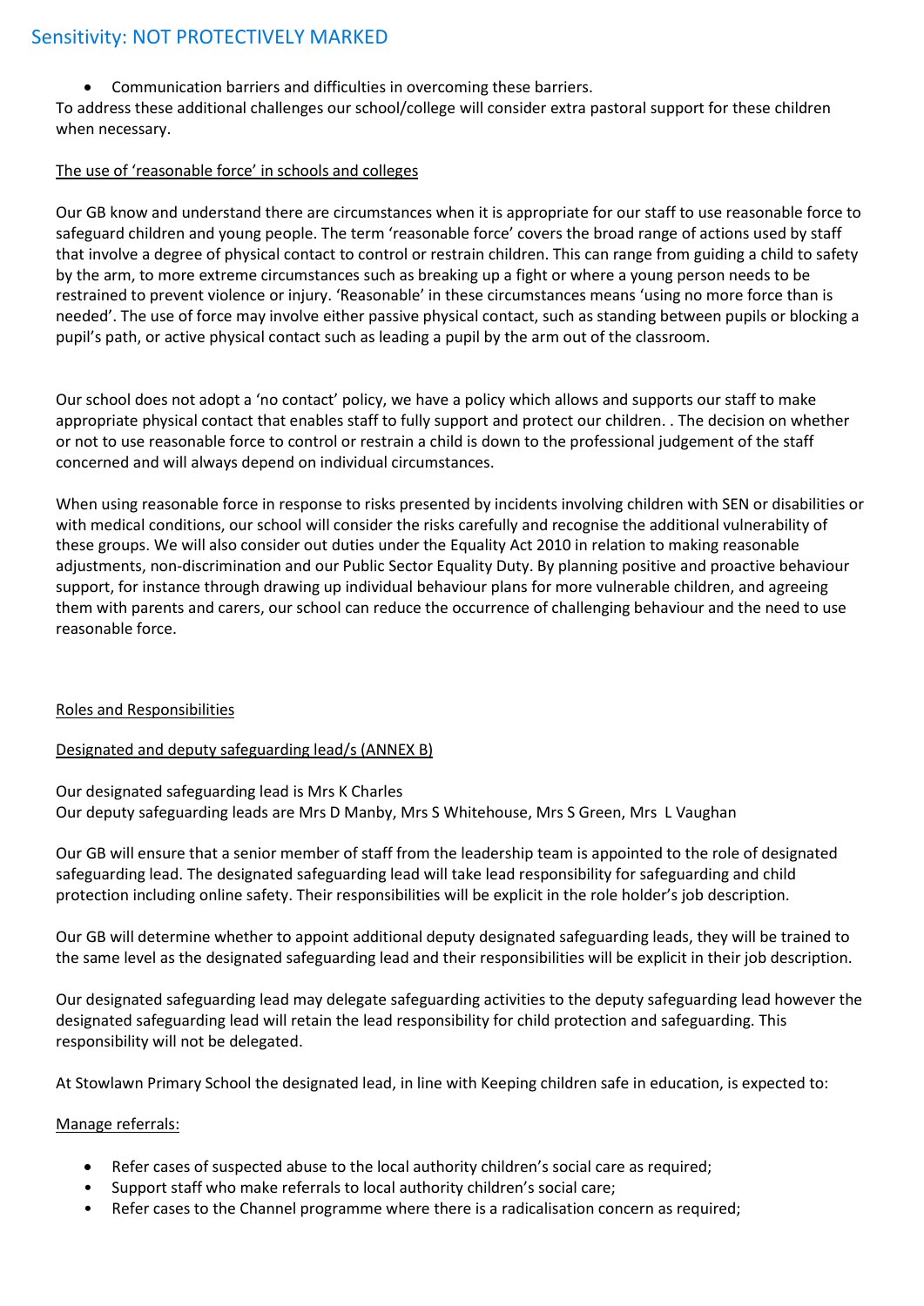- Communication barriers and difficulties in overcoming these barriers.

To address these additional challenges our school/college will consider extra pastoral support for these children when necessary.

The use of 'reasonable force' in schools and colleges

Our GB know and understand there are circumstances when it is appropriate for our staff to use reasonable force to safeguard children and young people. The term 'reasonable force' covers the broad range of actions used by staff that involve a degree of physical contact to control or restrain children. This can range from guiding a child to safety by the arm, to more extreme circumstances such as breaking up a fight or where a young person needs to be restrained to prevent violence or injury. 'Reasonable' in these circumstances means 'using no more force than is needed'. The use of force may involve either passive physical contact, such as standing between pupils or blocking a pupil's path, or active physical contact such as leading a pupil by the arm out of the classroom.

Our school does not adopt a 'no contact' policy, we have a policy which allows and supports our staff to make appropriate physical contact that enables staff to fully support and protect our children. . The decision on whether or not to use reasonable force to control or restrain a child is down to the professional judgement of the staff concerned and will always depend on individual circumstances.

When using reasonable force in response to risks presented by incidents involving children with SEN or disabilities or with medical conditions, our school will consider the risks carefully and recognise the additional vulnerability of these groups. We will also consider out duties under the Equality Act 2010 in relation to making reasonable adjustments, non-discrimination and our Public Sector Equality Duty. By planning positive and proactive behaviour support, for instance through drawing up individual behaviour plans for more vulnerable children, and agreeing them with parents and carers, our school can reduce the occurrence of challenging behaviour and the need to use reasonable force.

Roles and Responsibilities

Designated and deputy safeguarding lead/s (ANNEX B)

Our designated safeguarding lead is Mrs K Charles
Our deputy safeguarding leads are Mrs D Manby, Mrs S Whitehouse, Mrs S Green, Mrs L Vaughan

Our GB will ensure that a senior member of staff from the leadership team is appointed to the role of designated safeguarding lead. The designated safeguarding lead will take lead responsibility for safeguarding and child protection including online safety. Their responsibilities will be explicit in the role holder's job description.

Our GB will determine whether to appoint additional deputy designated safeguarding leads, they will be trained to the same level as the designated safeguarding lead and their responsibilities will be explicit in their job description.

Our designated safeguarding lead may delegate safeguarding activities to the deputy safeguarding lead however the designated safeguarding lead will retain the lead responsibility for child protection and safeguarding. This responsibility will not be delegated.

At Stowlawn Primary School the designated lead, in line with Keeping children safe in education, is expected to:

Manage referrals:

- Refer cases of suspected abuse to the local authority children's social care as required;
- Support staff who make referrals to local authority children's social care;
- Refer cases to the Channel programme where there is a radicalisation concern as required;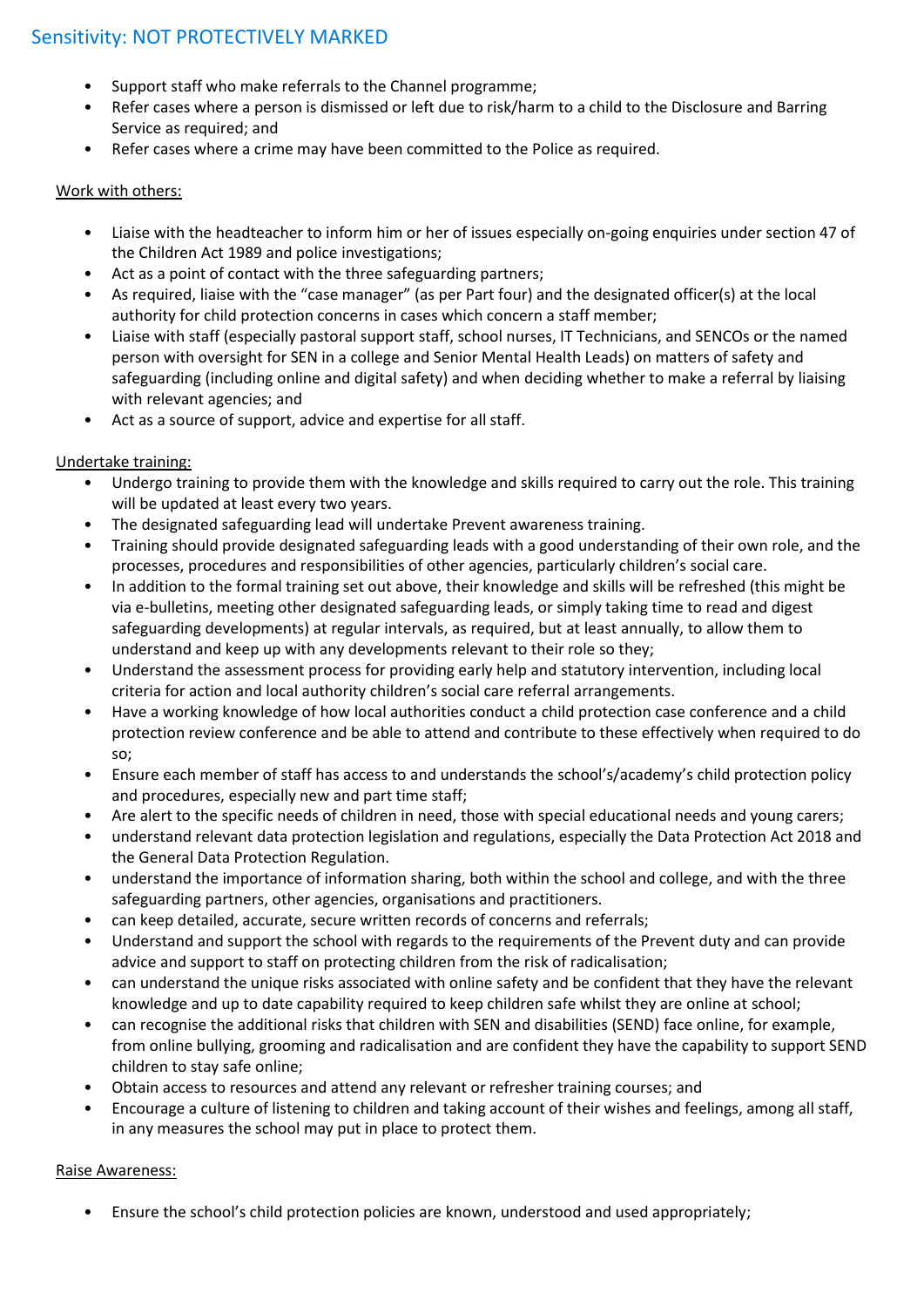- Support staff who make referrals to the Channel programme;
- Refer cases where a person is dismissed or left due to risk/harm to a child to the Disclosure and Barring Service as required; and
- Refer cases where a crime may have been committed to the Police as required.

Work with others:

- Liaise with the headteacher to inform him or her of issues especially on-going enquiries under section 47 of the Children Act 1989 and police investigations;
- Act as a point of contact with the three safeguarding partners;
- As required, liaise with the "case manager" (as per Part four) and the designated officer(s) at the local authority for child protection concerns in cases which concern a staff member;
- Liaise with staff (especially pastoral support staff, school nurses, IT Technicians, and SENCOs or the named person with oversight for SEN in a college and Senior Mental Health Leads) on matters of safety and safeguarding (including online and digital safety) and when deciding whether to make a referral by liaising with relevant agencies; and
- Act as a source of support, advice and expertise for all staff.

Undertake training:

- Undergo training to provide them with the knowledge and skills required to carry out the role. This training will be updated at least every two years.
- The designated safeguarding lead will undertake Prevent awareness training.
- Training should provide designated safeguarding leads with a good understanding of their own role, and the processes, procedures and responsibilities of other agencies, particularly children's social care.
- In addition to the formal training set out above, their knowledge and skills will be refreshed (this might be via e-bulletins, meeting other designated safeguarding leads, or simply taking time to read and digest safeguarding developments) at regular intervals, as required, but at least annually, to allow them to understand and keep up with any developments relevant to their role so they;
- Understand the assessment process for providing early help and statutory intervention, including local criteria for action and local authority children's social care referral arrangements.
- Have a working knowledge of how local authorities conduct a child protection case conference and a child protection review conference and be able to attend and contribute to these effectively when required to do so;
- Ensure each member of staff has access to and understands the school's/academy's child protection policy and procedures, especially new and part time staff;
- Are alert to the specific needs of children in need, those with special educational needs and young carers;
- understand relevant data protection legislation and regulations, especially the Data Protection Act 2018 and the General Data Protection Regulation.
- understand the importance of information sharing, both within the school and college, and with the three safeguarding partners, other agencies, organisations and practitioners.
- can keep detailed, accurate, secure written records of concerns and referrals;
- Understand and support the school with regards to the requirements of the Prevent duty and can provide advice and support to staff on protecting children from the risk of radicalisation;
- can understand the unique risks associated with online safety and be confident that they have the relevant knowledge and up to date capability required to keep children safe whilst they are online at school;
- can recognise the additional risks that children with SEN and disabilities (SEND) face online, for example, from online bullying, grooming and radicalisation and are confident they have the capability to support SEND children to stay safe online;
- Obtain access to resources and attend any relevant or refresher training courses; and
- Encourage a culture of listening to children and taking account of their wishes and feelings, among all staff, in any measures the school may put in place to protect them.

Raise Awareness:

- Ensure the school's child protection policies are known, understood and used appropriately;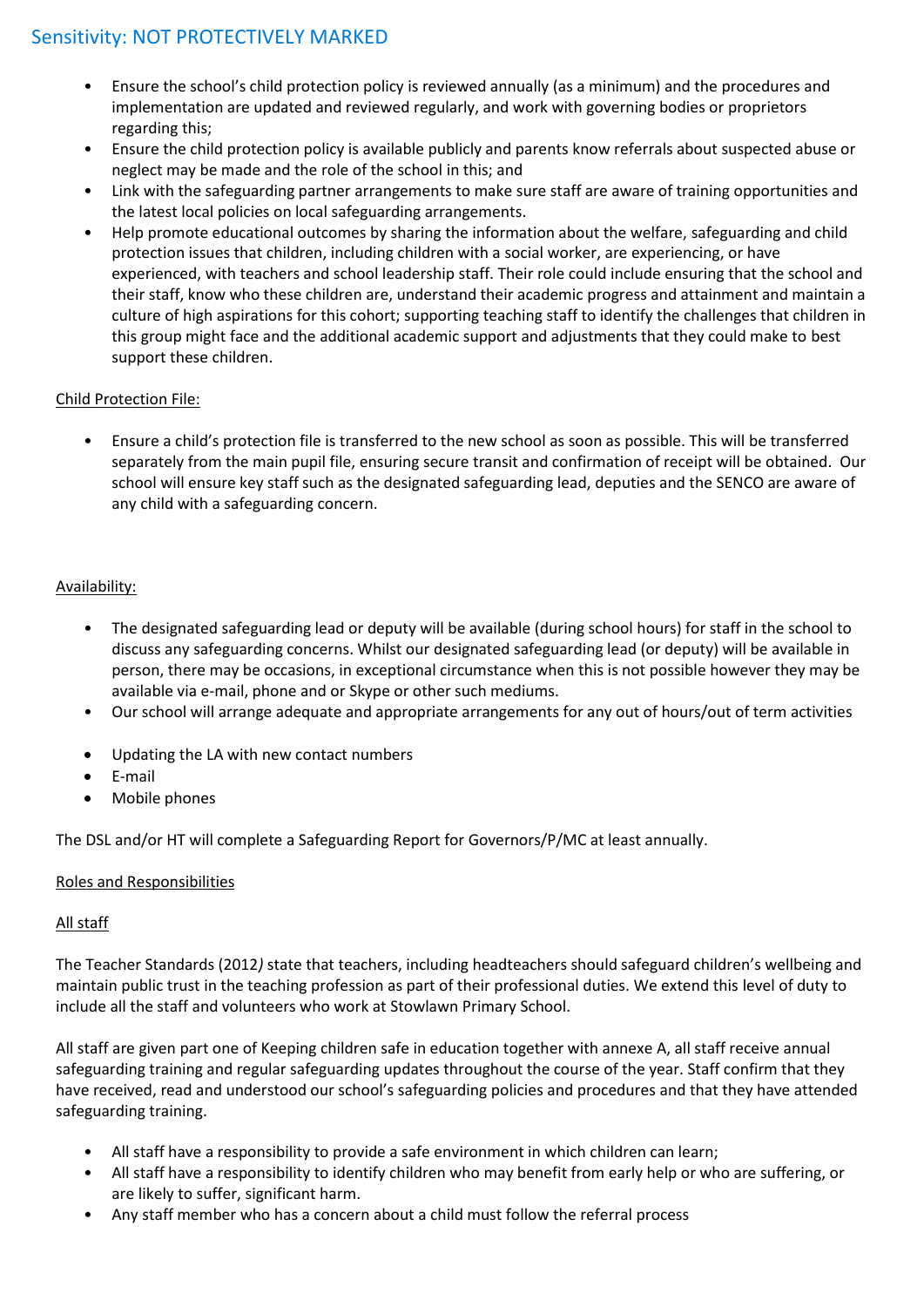- Ensure the school's child protection policy is reviewed annually (as a minimum) and the procedures and implementation are updated and reviewed regularly, and work with governing bodies or proprietors regarding this;
- Ensure the child protection policy is available publicly and parents know referrals about suspected abuse or neglect may be made and the role of the school in this; and
- Link with the safeguarding partner arrangements to make sure staff are aware of training opportunities and the latest local policies on local safeguarding arrangements.
- Help promote educational outcomes by sharing the information about the welfare, safeguarding and child protection issues that children, including children with a social worker, are experiencing, or have experienced, with teachers and school leadership staff. Their role could include ensuring that the school and their staff, know who these children are, understand their academic progress and attainment and maintain a culture of high aspirations for this cohort; supporting teaching staff to identify the challenges that children in this group might face and the additional academic support and adjustments that they could make to best support these children.

Child Protection File:

- Ensure a child's protection file is transferred to the new school as soon as possible. This will be transferred separately from the main pupil file, ensuring secure transit and confirmation of receipt will be obtained. Our school will ensure key staff such as the designated safeguarding lead, deputies and the SENCO are aware of any child with a safeguarding concern.

Availability:

- The designated safeguarding lead or deputy will be available (during school hours) for staff in the school to discuss any safeguarding concerns. Whilst our designated safeguarding lead (or deputy) will be available in person, there may be occasions, in exceptional circumstance when this is not possible however they may be available via e-mail, phone and or Skype or other such mediums.
- Our school will arrange adequate and appropriate arrangements for any out of hours/out of term activities

- Updating the LA with new contact numbers
- E-mail
- Mobile phones

The DSL and/or HT will complete a Safeguarding Report for Governors/P/MC at least annually.

Roles and Responsibilities

All staff

The Teacher Standards (2012*)* state that teachers, including headteachers should safeguard children's wellbeing and maintain public trust in the teaching profession as part of their professional duties. We extend this level of duty to include all the staff and volunteers who work at Stowlawn Primary School.

All staff are given part one of Keeping children safe in education together with annexe A, all staff receive annual safeguarding training and regular safeguarding updates throughout the course of the year. Staff confirm that they have received, read and understood our school's safeguarding policies and procedures and that they have attended safeguarding training.

- All staff have a responsibility to provide a safe environment in which children can learn;
- All staff have a responsibility to identify children who may benefit from early help or who are suffering, or are likely to suffer, significant harm.
- Any staff member who has a concern about a child must follow the referral process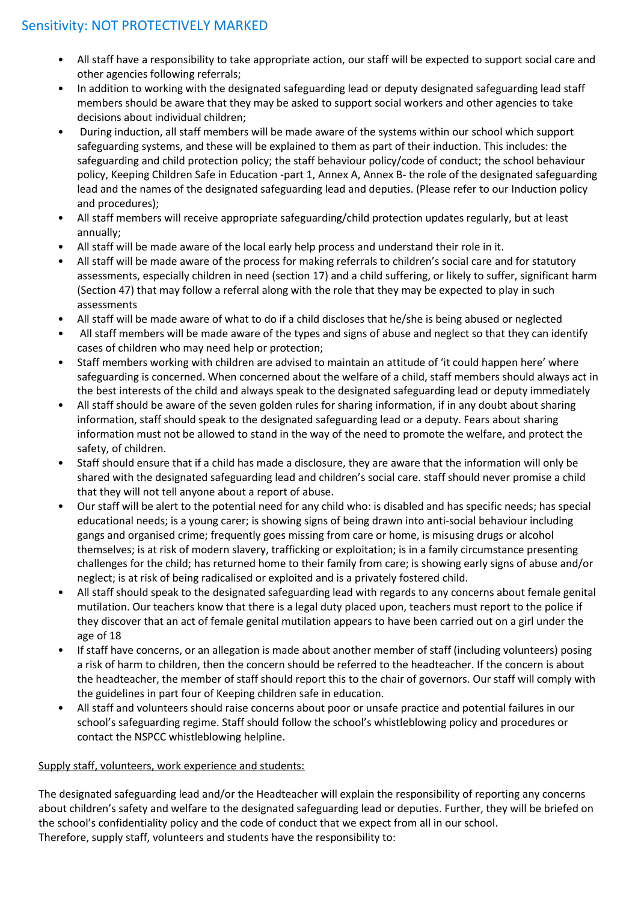- All staff have a responsibility to take appropriate action, our staff will be expected to support social care and other agencies following referrals;
- In addition to working with the designated safeguarding lead or deputy designated safeguarding lead staff members should be aware that they may be asked to support social workers and other agencies to take decisions about individual children;
- During induction, all staff members will be made aware of the systems within our school which support safeguarding systems, and these will be explained to them as part of their induction. This includes: the safeguarding and child protection policy; the staff behaviour policy/code of conduct; the school behaviour policy, Keeping Children Safe in Education -part 1, Annex A, Annex B- the role of the designated safeguarding lead and the names of the designated safeguarding lead and deputies. (Please refer to our Induction policy and procedures);
- All staff members will receive appropriate safeguarding/child protection updates regularly, but at least annually;
- All staff will be made aware of the local early help process and understand their role in it.
- All staff will be made aware of the process for making referrals to children's social care and for statutory assessments, especially children in need (section 17) and a child suffering, or likely to suffer, significant harm (Section 47) that may follow a referral along with the role that they may be expected to play in such assessments
- All staff will be made aware of what to do if a child discloses that he/she is being abused or neglected
- All staff members will be made aware of the types and signs of abuse and neglect so that they can identify cases of children who may need help or protection;
- Staff members working with children are advised to maintain an attitude of 'it could happen here' where safeguarding is concerned. When concerned about the welfare of a child, staff members should always act in the best interests of the child and always speak to the designated safeguarding lead or deputy immediately
- All staff should be aware of the seven golden rules for sharing information, if in any doubt about sharing information, staff should speak to the designated safeguarding lead or a deputy. Fears about sharing information must not be allowed to stand in the way of the need to promote the welfare, and protect the safety, of children.
- Staff should ensure that if a child has made a disclosure, they are aware that the information will only be shared with the designated safeguarding lead and children's social care. staff should never promise a child that they will not tell anyone about a report of abuse.
- Our staff will be alert to the potential need for any child who: is disabled and has specific needs; has special educational needs; is a young carer; is showing signs of being drawn into anti-social behaviour including gangs and organised crime; frequently goes missing from care or home, is misusing drugs or alcohol themselves; is at risk of modern slavery, trafficking or exploitation; is in a family circumstance presenting challenges for the child; has returned home to their family from care; is showing early signs of abuse and/or neglect; is at risk of being radicalised or exploited and is a privately fostered child.
- All staff should speak to the designated safeguarding lead with regards to any concerns about female genital mutilation. Our teachers know that there is a legal duty placed upon, teachers must report to the police if they discover that an act of female genital mutilation appears to have been carried out on a girl under the age of 18
- If staff have concerns, or an allegation is made about another member of staff (including volunteers) posing a risk of harm to children, then the concern should be referred to the headteacher. If the concern is about the headteacher, the member of staff should report this to the chair of governors. Our staff will comply with the guidelines in part four of Keeping children safe in education.
- All staff and volunteers should raise concerns about poor or unsafe practice and potential failures in our school's safeguarding regime. Staff should follow the school's whistleblowing policy and procedures or contact the NSPCC whistleblowing helpline.

<u>Supply staff, volunteers, work experience and students:</u>

The designated safeguarding lead and/or the Headteacher will explain the responsibility of reporting any concerns about children's safety and welfare to the designated safeguarding lead or deputies. Further, they will be briefed on the school's confidentiality policy and the code of conduct that we expect from all in our school.
Therefore, supply staff, volunteers and students have the responsibility to: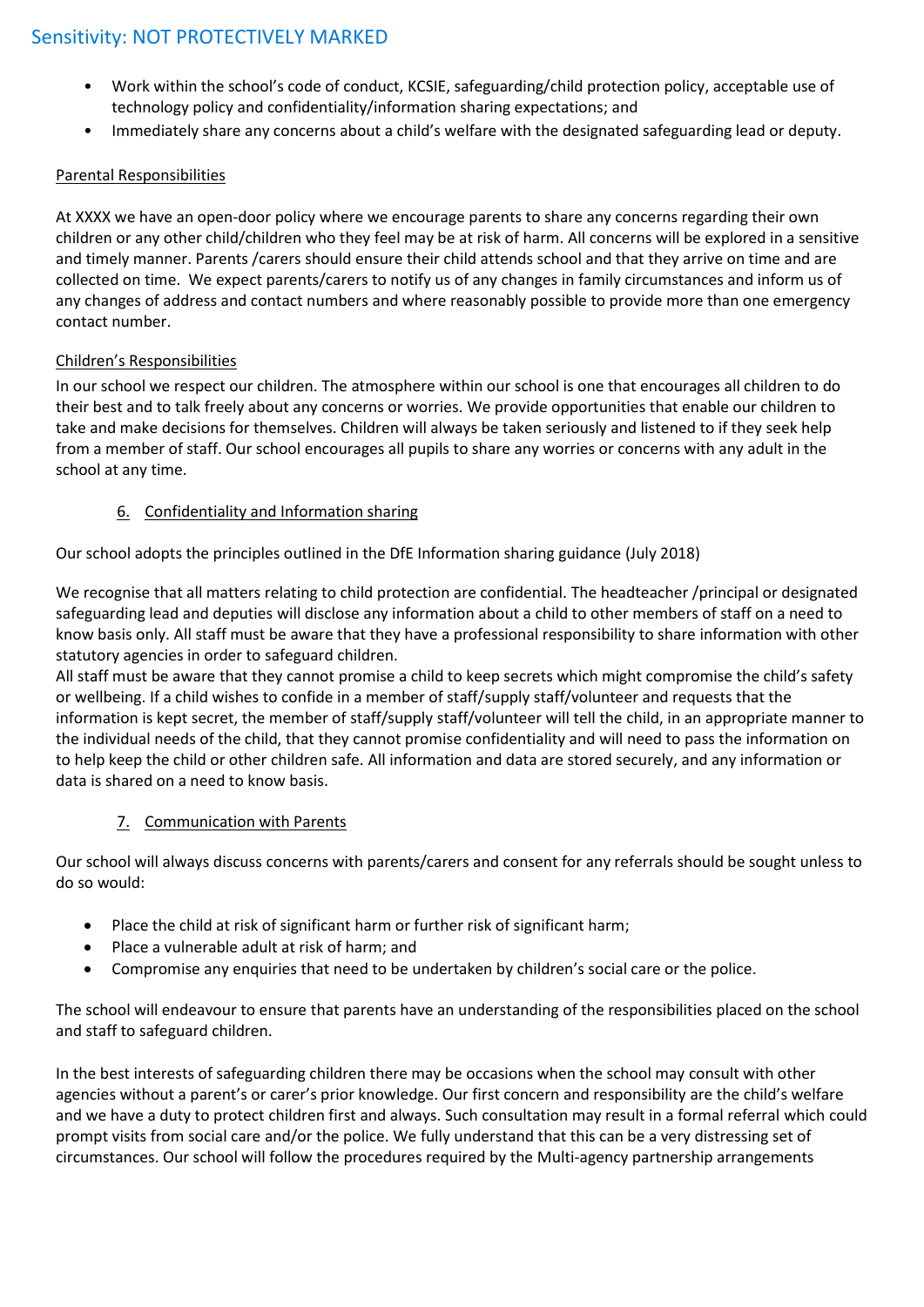- Work within the school's code of conduct, KCSIE, safeguarding/child protection policy, acceptable use of technology policy and confidentiality/information sharing expectations; and
- Immediately share any concerns about a child's welfare with the designated safeguarding lead or deputy.

### Parental Responsibilities

At XXXX we have an open-door policy where we encourage parents to share any concerns regarding their own children or any other child/children who they feel may be at risk of harm. All concerns will be explored in a sensitive and timely manner. Parents /carers should ensure their child attends school and that they arrive on time and are collected on time. We expect parents/carers to notify us of any changes in family circumstances and inform us of any changes of address and contact numbers and where reasonably possible to provide more than one emergency contact number.

### Children's Responsibilities

In our school we respect our children. The atmosphere within our school is one that encourages all children to do their best and to talk freely about any concerns or worries. We provide opportunities that enable our children to take and make decisions for themselves. Children will always be taken seriously and listened to if they seek help from a member of staff. Our school encourages all pupils to share any worries or concerns with any adult in the school at any time.

## 6. Confidentiality and Information sharing

Our school adopts the principles outlined in the DfE Information sharing guidance (July 2018)

We recognise that all matters relating to child protection are confidential. The headteacher /principal or designated safeguarding lead and deputies will disclose any information about a child to other members of staff on a need to know basis only. All staff must be aware that they have a professional responsibility to share information with other statutory agencies in order to safeguard children.
All staff must be aware that they cannot promise a child to keep secrets which might compromise the child's safety or wellbeing. If a child wishes to confide in a member of staff/supply staff/volunteer and requests that the information is kept secret, the member of staff/supply staff/volunteer will tell the child, in an appropriate manner to the individual needs of the child, that they cannot promise confidentiality and will need to pass the information on to help keep the child or other children safe. All information and data are stored securely, and any information or data is shared on a need to know basis.

## 7. Communication with Parents

Our school will always discuss concerns with parents/carers and consent for any referrals should be sought unless to do so would:

- Place the child at risk of significant harm or further risk of significant harm;
- Place a vulnerable adult at risk of harm; and
- Compromise any enquiries that need to be undertaken by children's social care or the police.

The school will endeavour to ensure that parents have an understanding of the responsibilities placed on the school and staff to safeguard children.

In the best interests of safeguarding children there may be occasions when the school may consult with other agencies without a parent's or carer's prior knowledge. Our first concern and responsibility are the child's welfare and we have a duty to protect children first and always. Such consultation may result in a formal referral which could prompt visits from social care and/or the police. We fully understand that this can be a very distressing set of circumstances. Our school will follow the procedures required by the Multi-agency partnership arrangements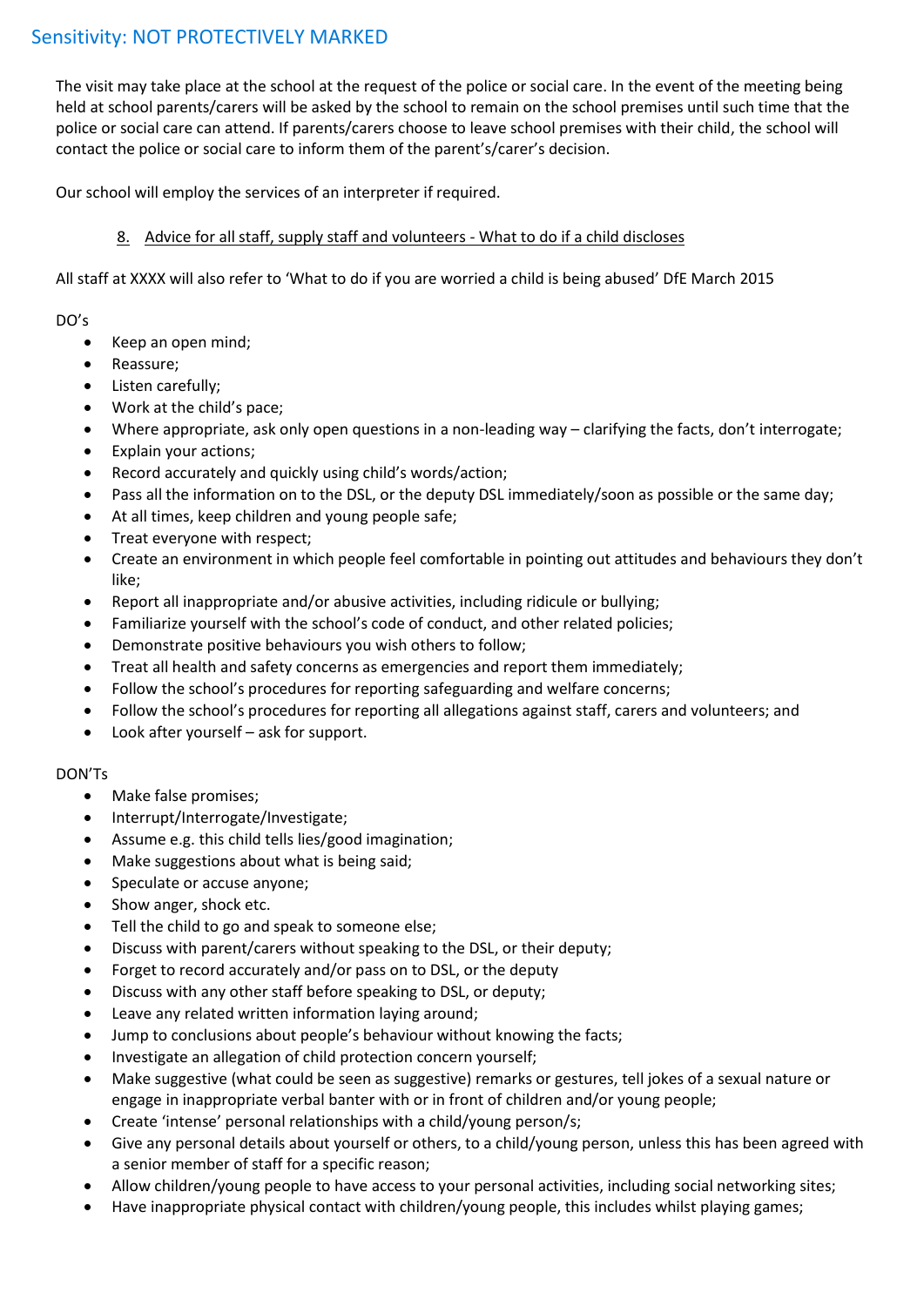The visit may take place at the school at the request of the police or social care. In the event of the meeting being held at school parents/carers will be asked by the school to remain on the school premises until such time that the police or social care can attend. If parents/carers choose to leave school premises with their child, the school will contact the police or social care to inform them of the parent's/carer's decision.

Our school will employ the services of an interpreter if required.

## 8. Advice for all staff, supply staff and volunteers - What to do if a child discloses

All staff at XXXX will also refer to 'What to do if you are worried a child is being abused' DfE March 2015

DO's

- Keep an open mind;
- Reassure;
- Listen carefully;
- Work at the child's pace;
- Where appropriate, ask only open questions in a non-leading way – clarifying the facts, don't interrogate;
- Explain your actions;
- Record accurately and quickly using child's words/action;
- Pass all the information on to the DSL, or the deputy DSL immediately/soon as possible or the same day;
- At all times, keep children and young people safe;
- Treat everyone with respect;
- Create an environment in which people feel comfortable in pointing out attitudes and behaviours they don't like;
- Report all inappropriate and/or abusive activities, including ridicule or bullying;
- Familiarize yourself with the school's code of conduct, and other related policies;
- Demonstrate positive behaviours you wish others to follow;
- Treat all health and safety concerns as emergencies and report them immediately;
- Follow the school's procedures for reporting safeguarding and welfare concerns;
- Follow the school's procedures for reporting all allegations against staff, carers and volunteers; and
- Look after yourself – ask for support.

DON'Ts

- Make false promises;
- Interrupt/Interrogate/Investigate;
- Assume e.g. this child tells lies/good imagination;
- Make suggestions about what is being said;
- Speculate or accuse anyone;
- Show anger, shock etc.
- Tell the child to go and speak to someone else;
- Discuss with parent/carers without speaking to the DSL, or their deputy;
- Forget to record accurately and/or pass on to DSL, or the deputy
- Discuss with any other staff before speaking to DSL, or deputy;
- Leave any related written information laying around;
- Jump to conclusions about people's behaviour without knowing the facts;
- Investigate an allegation of child protection concern yourself;
- Make suggestive (what could be seen as suggestive) remarks or gestures, tell jokes of a sexual nature or engage in inappropriate verbal banter with or in front of children and/or young people;
- Create 'intense' personal relationships with a child/young person/s;
- Give any personal details about yourself or others, to a child/young person, unless this has been agreed with a senior member of staff for a specific reason;
- Allow children/young people to have access to your personal activities, including social networking sites;
- Have inappropriate physical contact with children/young people, this includes whilst playing games;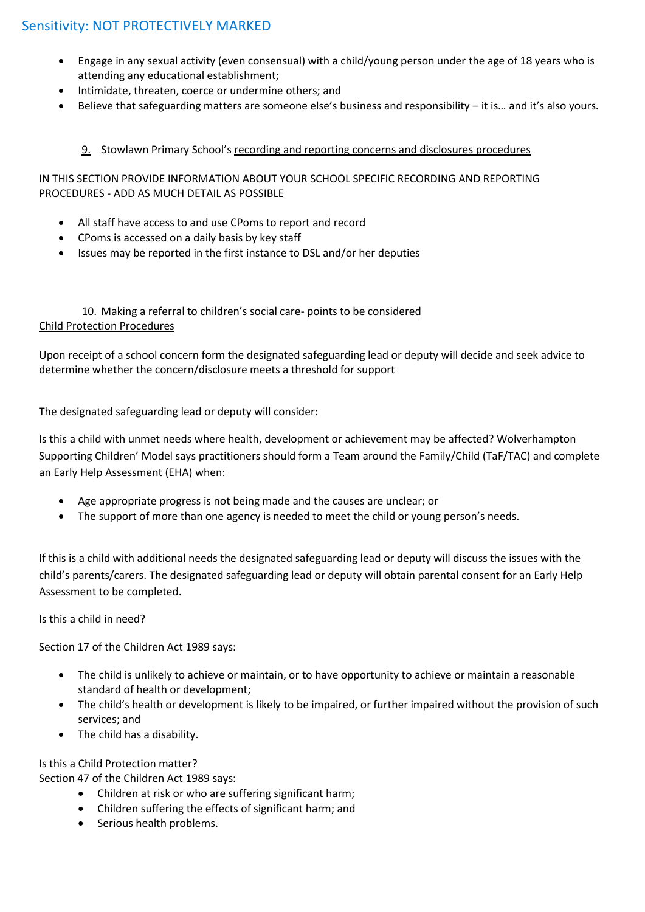- Engage in any sexual activity (even consensual) with a child/young person under the age of 18 years who is attending any educational establishment;
- Intimidate, threaten, coerce or undermine others; and
- Believe that safeguarding matters are someone else's business and responsibility – it is… and it's also yours.

## 9. Stowlawn Primary School's recording and reporting concerns and disclosures procedures

IN THIS SECTION PROVIDE INFORMATION ABOUT YOUR SCHOOL SPECIFIC RECORDING AND REPORTING PROCEDURES - ADD AS MUCH DETAIL AS POSSIBLE

- All staff have access to and use CPoms to report and record
- CPoms is accessed on a daily basis by key staff
- Issues may be reported in the first instance to DSL and/or her deputies

## 10. Making a referral to children's social care- points to be considered

### Child Protection Procedures

Upon receipt of a school concern form the designated safeguarding lead or deputy will decide and seek advice to determine whether the concern/disclosure meets a threshold for support

The designated safeguarding lead or deputy will consider:

Is this a child with unmet needs where health, development or achievement may be affected? Wolverhampton Supporting Children' Model says practitioners should form a Team around the Family/Child (TaF/TAC) and complete an Early Help Assessment (EHA) when:

- Age appropriate progress is not being made and the causes are unclear; or
- The support of more than one agency is needed to meet the child or young person's needs.

If this is a child with additional needs the designated safeguarding lead or deputy will discuss the issues with the child's parents/carers. The designated safeguarding lead or deputy will obtain parental consent for an Early Help Assessment to be completed.

Is this a child in need?

Section 17 of the Children Act 1989 says:

- The child is unlikely to achieve or maintain, or to have opportunity to achieve or maintain a reasonable standard of health or development;
- The child's health or development is likely to be impaired, or further impaired without the provision of such services; and
- The child has a disability.

Is this a Child Protection matter?
Section 47 of the Children Act 1989 says:

- Children at risk or who are suffering significant harm;
- Children suffering the effects of significant harm; and
- Serious health problems.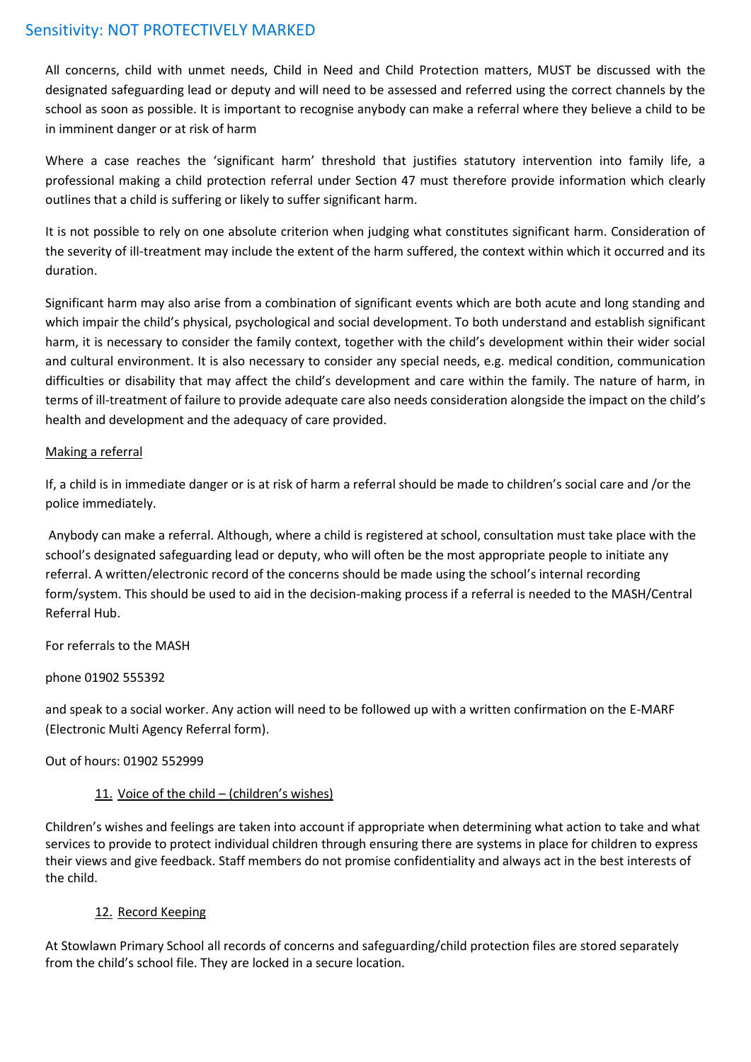All concerns, child with unmet needs, Child in Need and Child Protection matters, MUST be discussed with the designated safeguarding lead or deputy and will need to be assessed and referred using the correct channels by the school as soon as possible. It is important to recognise anybody can make a referral where they believe a child to be in imminent danger or at risk of harm

Where a case reaches the 'significant harm' threshold that justifies statutory intervention into family life, a professional making a child protection referral under Section 47 must therefore provide information which clearly outlines that a child is suffering or likely to suffer significant harm.

It is not possible to rely on one absolute criterion when judging what constitutes significant harm. Consideration of the severity of ill-treatment may include the extent of the harm suffered, the context within which it occurred and its duration.

Significant harm may also arise from a combination of significant events which are both acute and long standing and which impair the child's physical, psychological and social development. To both understand and establish significant harm, it is necessary to consider the family context, together with the child's development within their wider social and cultural environment. It is also necessary to consider any special needs, e.g. medical condition, communication difficulties or disability that may affect the child's development and care within the family. The nature of harm, in terms of ill-treatment of failure to provide adequate care also needs consideration alongside the impact on the child's health and development and the adequacy of care provided.

Making a referral

If, a child is in immediate danger or is at risk of harm a referral should be made to children's social care and /or the police immediately.

Anybody can make a referral. Although, where a child is registered at school, consultation must take place with the school's designated safeguarding lead or deputy, who will often be the most appropriate people to initiate any referral. A written/electronic record of the concerns should be made using the school's internal recording form/system. This should be used to aid in the decision-making process if a referral is needed to the MASH/Central Referral Hub.

For referrals to the MASH

phone 01902 555392

and speak to a social worker. Any action will need to be followed up with a written confirmation on the E-MARF (Electronic Multi Agency Referral form).

Out of hours: 01902 552999

## 11. Voice of the child – (children's wishes)

Children's wishes and feelings are taken into account if appropriate when determining what action to take and what services to provide to protect individual children through ensuring there are systems in place for children to express their views and give feedback. Staff members do not promise confidentiality and always act in the best interests of the child.

## 12. Record Keeping

At Stowlawn Primary School all records of concerns and safeguarding/child protection files are stored separately from the child's school file. They are locked in a secure location.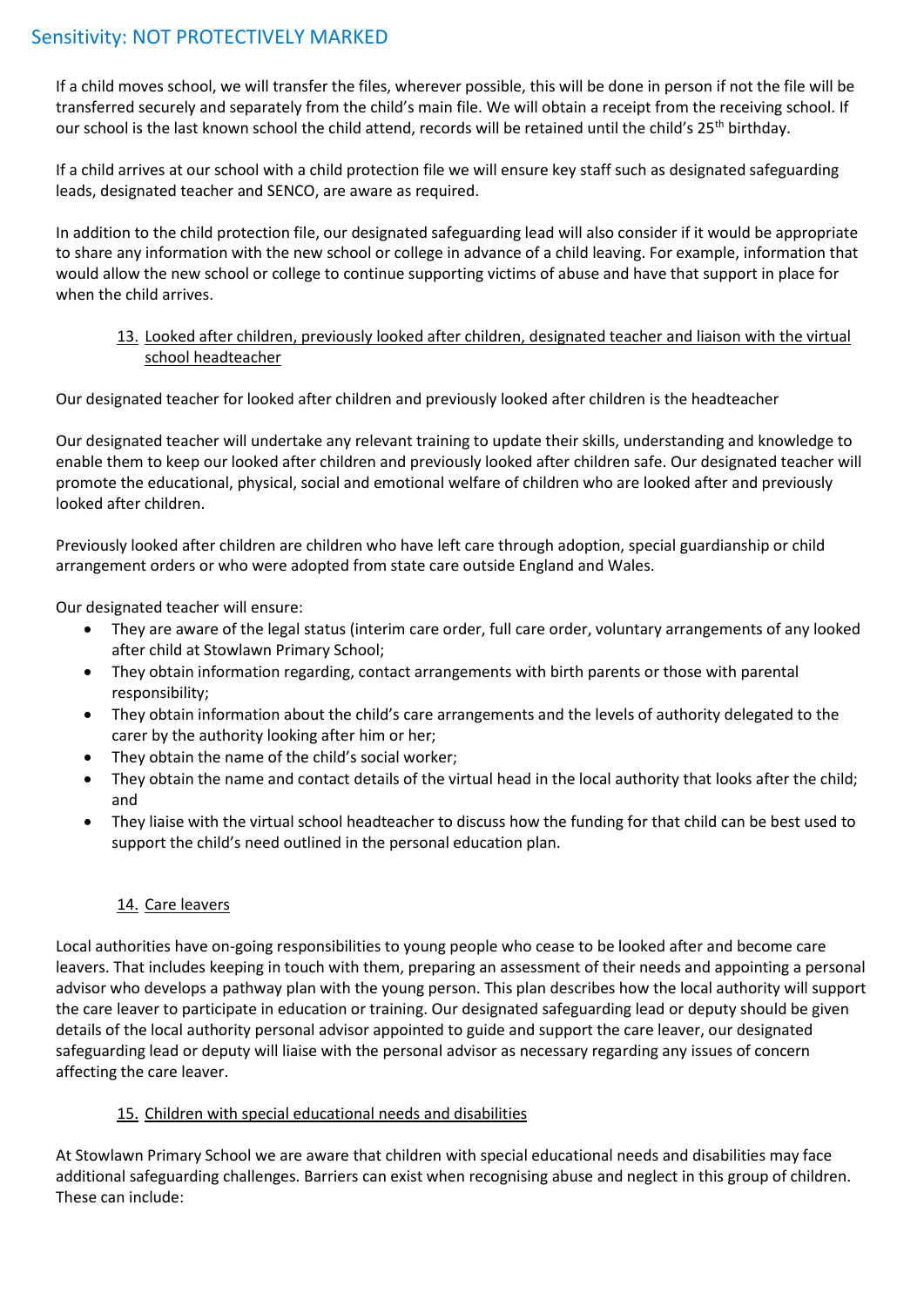If a child moves school, we will transfer the files, wherever possible, this will be done in person if not the file will be transferred securely and separately from the child's main file. We will obtain a receipt from the receiving school. If our school is the last known school the child attend, records will be retained until the child's 25th birthday.

If a child arrives at our school with a child protection file we will ensure key staff such as designated safeguarding leads, designated teacher and SENCO, are aware as required.

In addition to the child protection file, our designated safeguarding lead will also consider if it would be appropriate to share any information with the new school or college in advance of a child leaving. For example, information that would allow the new school or college to continue supporting victims of abuse and have that support in place for when the child arrives.

## 13. Looked after children, previously looked after children, designated teacher and liaison with the virtual school headteacher

Our designated teacher for looked after children and previously looked after children is the headteacher

Our designated teacher will undertake any relevant training to update their skills, understanding and knowledge to enable them to keep our looked after children and previously looked after children safe. Our designated teacher will promote the educational, physical, social and emotional welfare of children who are looked after and previously looked after children.

Previously looked after children are children who have left care through adoption, special guardianship or child arrangement orders or who were adopted from state care outside England and Wales.

Our designated teacher will ensure:

- They are aware of the legal status (interim care order, full care order, voluntary arrangements of any looked after child at Stowlawn Primary School;
- They obtain information regarding, contact arrangements with birth parents or those with parental responsibility;
- They obtain information about the child's care arrangements and the levels of authority delegated to the carer by the authority looking after him or her;
- They obtain the name of the child's social worker;
- They obtain the name and contact details of the virtual head in the local authority that looks after the child; and
- They liaise with the virtual school headteacher to discuss how the funding for that child can be best used to support the child's need outlined in the personal education plan.

## 14. Care leavers

Local authorities have on-going responsibilities to young people who cease to be looked after and become care leavers. That includes keeping in touch with them, preparing an assessment of their needs and appointing a personal advisor who develops a pathway plan with the young person. This plan describes how the local authority will support the care leaver to participate in education or training. Our designated safeguarding lead or deputy should be given details of the local authority personal advisor appointed to guide and support the care leaver, our designated safeguarding lead or deputy will liaise with the personal advisor as necessary regarding any issues of concern affecting the care leaver.

## 15. Children with special educational needs and disabilities

At Stowlawn Primary School we are aware that children with special educational needs and disabilities may face additional safeguarding challenges. Barriers can exist when recognising abuse and neglect in this group of children. These can include: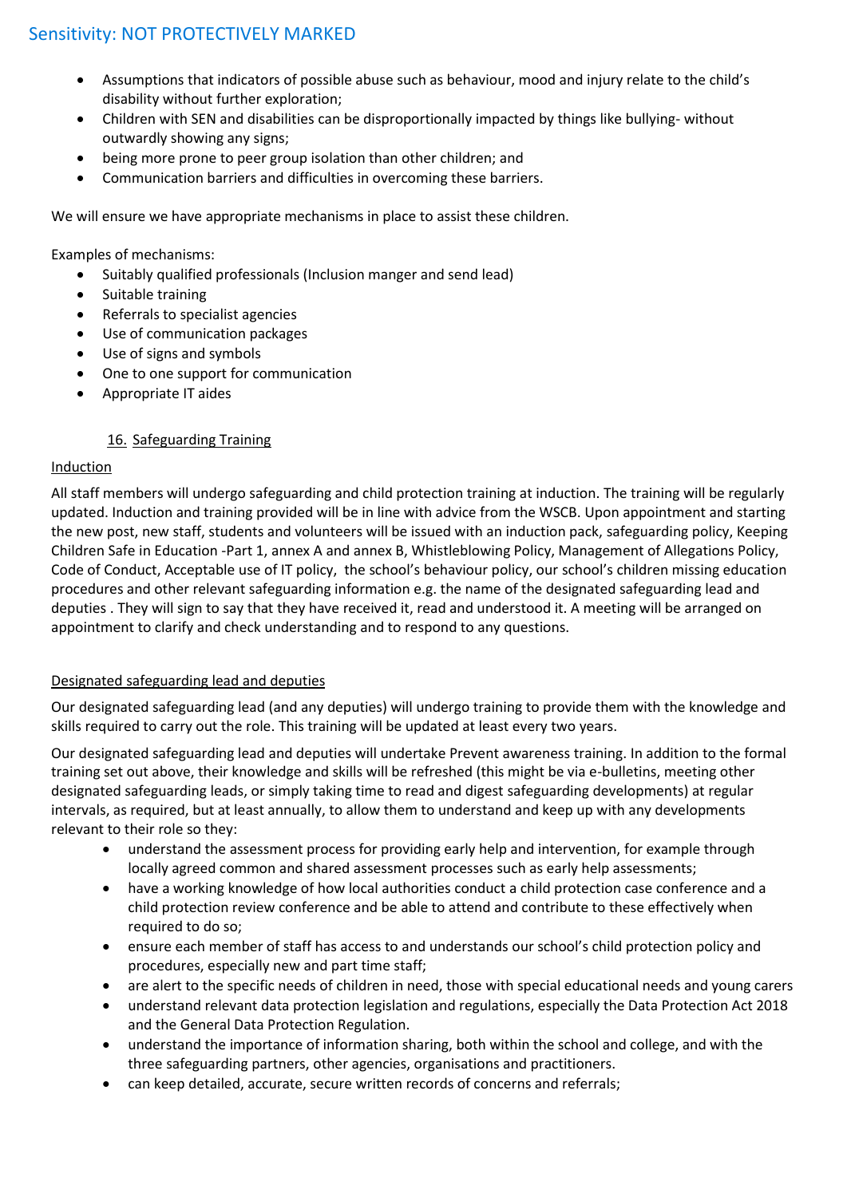- Assumptions that indicators of possible abuse such as behaviour, mood and injury relate to the child's disability without further exploration;
- Children with SEN and disabilities can be disproportionally impacted by things like bullying- without outwardly showing any signs;
- being more prone to peer group isolation than other children; and
- Communication barriers and difficulties in overcoming these barriers.

We will ensure we have appropriate mechanisms in place to assist these children.

Examples of mechanisms:

- Suitably qualified professionals (Inclusion manger and send lead)
- Suitable training
- Referrals to specialist agencies
- Use of communication packages
- Use of signs and symbols
- One to one support for communication
- Appropriate IT aides

## 16. Safeguarding Training

### Induction

All staff members will undergo safeguarding and child protection training at induction. The training will be regularly updated. Induction and training provided will be in line with advice from the WSCB. Upon appointment and starting the new post, new staff, students and volunteers will be issued with an induction pack, safeguarding policy, Keeping Children Safe in Education -Part 1, annex A and annex B, Whistleblowing Policy, Management of Allegations Policy, Code of Conduct, Acceptable use of IT policy, the school's behaviour policy, our school's children missing education procedures and other relevant safeguarding information e.g. the name of the designated safeguarding lead and deputies . They will sign to say that they have received it, read and understood it. A meeting will be arranged on appointment to clarify and check understanding and to respond to any questions.

### Designated safeguarding lead and deputies

Our designated safeguarding lead (and any deputies) will undergo training to provide them with the knowledge and skills required to carry out the role. This training will be updated at least every two years.

Our designated safeguarding lead and deputies will undertake Prevent awareness training. In addition to the formal training set out above, their knowledge and skills will be refreshed (this might be via e-bulletins, meeting other designated safeguarding leads, or simply taking time to read and digest safeguarding developments) at regular intervals, as required, but at least annually, to allow them to understand and keep up with any developments relevant to their role so they:

- understand the assessment process for providing early help and intervention, for example through locally agreed common and shared assessment processes such as early help assessments;
- have a working knowledge of how local authorities conduct a child protection case conference and a child protection review conference and be able to attend and contribute to these effectively when required to do so;
- ensure each member of staff has access to and understands our school's child protection policy and procedures, especially new and part time staff;
- are alert to the specific needs of children in need, those with special educational needs and young carers
- understand relevant data protection legislation and regulations, especially the Data Protection Act 2018 and the General Data Protection Regulation.
- understand the importance of information sharing, both within the school and college, and with the three safeguarding partners, other agencies, organisations and practitioners.
- can keep detailed, accurate, secure written records of concerns and referrals;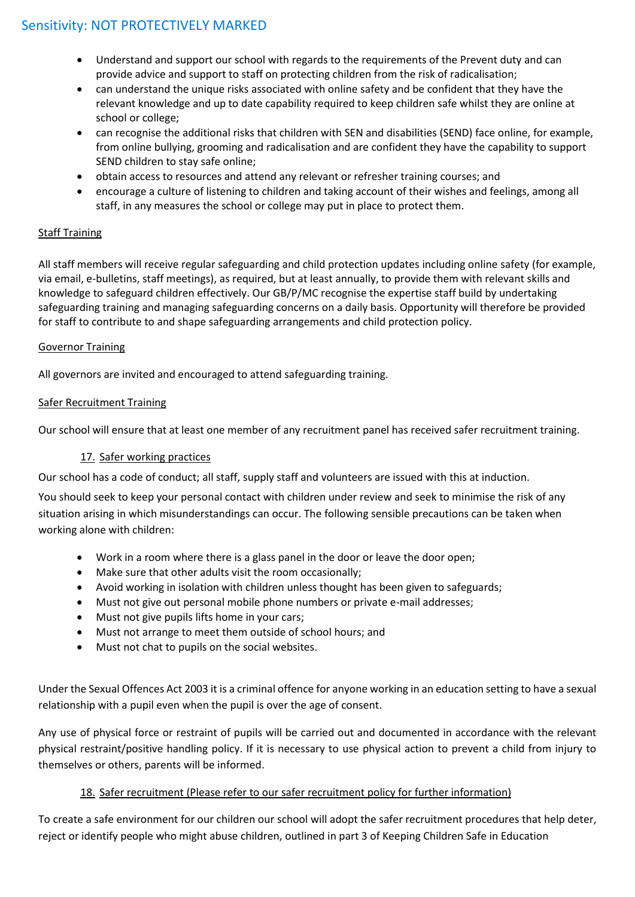- Understand and support our school with regards to the requirements of the Prevent duty and can provide advice and support to staff on protecting children from the risk of radicalisation;
- can understand the unique risks associated with online safety and be confident that they have the relevant knowledge and up to date capability required to keep children safe whilst they are online at school or college;
- can recognise the additional risks that children with SEN and disabilities (SEND) face online, for example, from online bullying, grooming and radicalisation and are confident they have the capability to support SEND children to stay safe online;
- obtain access to resources and attend any relevant or refresher training courses; and
- encourage a culture of listening to children and taking account of their wishes and feelings, among all staff, in any measures the school or college may put in place to protect them.

<u>Staff Training</u>

All staff members will receive regular safeguarding and child protection updates including online safety (for example, via email, e-bulletins, staff meetings), as required, but at least annually, to provide them with relevant skills and knowledge to safeguard children effectively. Our GB/P/MC recognise the expertise staff build by undertaking safeguarding training and managing safeguarding concerns on a daily basis. Opportunity will therefore be provided for staff to contribute to and shape safeguarding arrangements and child protection policy.

<u>Governor Training</u>

All governors are invited and encouraged to attend safeguarding training.

<u>Safer Recruitment Training</u>

Our school will ensure that at least one member of any recruitment panel has received safer recruitment training.

## 17. Safer working practices

Our school has a code of conduct; all staff, supply staff and volunteers are issued with this at induction.

You should seek to keep your personal contact with children under review and seek to minimise the risk of any situation arising in which misunderstandings can occur. The following sensible precautions can be taken when working alone with children:

- Work in a room where there is a glass panel in the door or leave the door open;
- Make sure that other adults visit the room occasionally;
- Avoid working in isolation with children unless thought has been given to safeguards;
- Must not give out personal mobile phone numbers or private e-mail addresses;
- Must not give pupils lifts home in your cars;
- Must not arrange to meet them outside of school hours; and
- Must not chat to pupils on the social websites.

Under the Sexual Offences Act 2003 it is a criminal offence for anyone working in an education setting to have a sexual relationship with a pupil even when the pupil is over the age of consent.

Any use of physical force or restraint of pupils will be carried out and documented in accordance with the relevant physical restraint/positive handling policy. If it is necessary to use physical action to prevent a child from injury to themselves or others, parents will be informed.

## 18. Safer recruitment (Please refer to our safer recruitment policy for further information)

To create a safe environment for our children our school will adopt the safer recruitment procedures that help deter, reject or identify people who might abuse children, outlined in part 3 of Keeping Children Safe in Education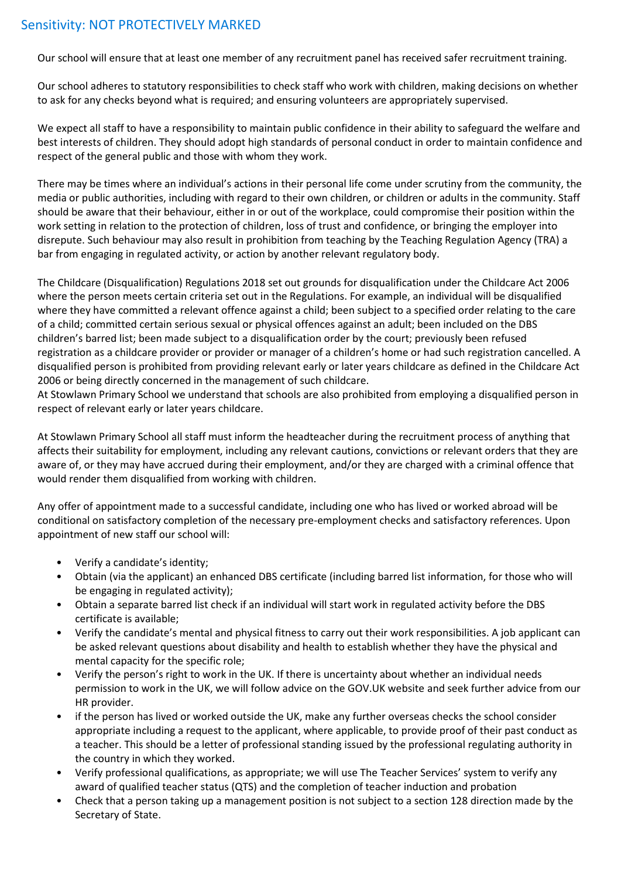Our school will ensure that at least one member of any recruitment panel has received safer recruitment training.

Our school adheres to statutory responsibilities to check staff who work with children, making decisions on whether to ask for any checks beyond what is required; and ensuring volunteers are appropriately supervised.

We expect all staff to have a responsibility to maintain public confidence in their ability to safeguard the welfare and best interests of children. They should adopt high standards of personal conduct in order to maintain confidence and respect of the general public and those with whom they work.

There may be times where an individual's actions in their personal life come under scrutiny from the community, the media or public authorities, including with regard to their own children, or children or adults in the community. Staff should be aware that their behaviour, either in or out of the workplace, could compromise their position within the work setting in relation to the protection of children, loss of trust and confidence, or bringing the employer into disrepute. Such behaviour may also result in prohibition from teaching by the Teaching Regulation Agency (TRA) a bar from engaging in regulated activity, or action by another relevant regulatory body.

The Childcare (Disqualification) Regulations 2018 set out grounds for disqualification under the Childcare Act 2006 where the person meets certain criteria set out in the Regulations. For example, an individual will be disqualified where they have committed a relevant offence against a child; been subject to a specified order relating to the care of a child; committed certain serious sexual or physical offences against an adult; been included on the DBS children's barred list; been made subject to a disqualification order by the court; previously been refused registration as a childcare provider or provider or manager of a children's home or had such registration cancelled. A disqualified person is prohibited from providing relevant early or later years childcare as defined in the Childcare Act 2006 or being directly concerned in the management of such childcare.
At Stowlawn Primary School we understand that schools are also prohibited from employing a disqualified person in respect of relevant early or later years childcare.

At Stowlawn Primary School all staff must inform the headteacher during the recruitment process of anything that affects their suitability for employment, including any relevant cautions, convictions or relevant orders that they are aware of, or they may have accrued during their employment, and/or they are charged with a criminal offence that would render them disqualified from working with children.

Any offer of appointment made to a successful candidate, including one who has lived or worked abroad will be conditional on satisfactory completion of the necessary pre-employment checks and satisfactory references. Upon appointment of new staff our school will:

- Verify a candidate's identity;
- Obtain (via the applicant) an enhanced DBS certificate (including barred list information, for those who will be engaging in regulated activity);
- Obtain a separate barred list check if an individual will start work in regulated activity before the DBS certificate is available;
- Verify the candidate's mental and physical fitness to carry out their work responsibilities. A job applicant can be asked relevant questions about disability and health to establish whether they have the physical and mental capacity for the specific role;
- Verify the person's right to work in the UK. If there is uncertainty about whether an individual needs permission to work in the UK, we will follow advice on the GOV.UK website and seek further advice from our HR provider.
- if the person has lived or worked outside the UK, make any further overseas checks the school consider appropriate including a request to the applicant, where applicable, to provide proof of their past conduct as a teacher. This should be a letter of professional standing issued by the professional regulating authority in the country in which they worked.
- Verify professional qualifications, as appropriate; we will use The Teacher Services' system to verify any award of qualified teacher status (QTS) and the completion of teacher induction and probation
- Check that a person taking up a management position is not subject to a section 128 direction made by the Secretary of State.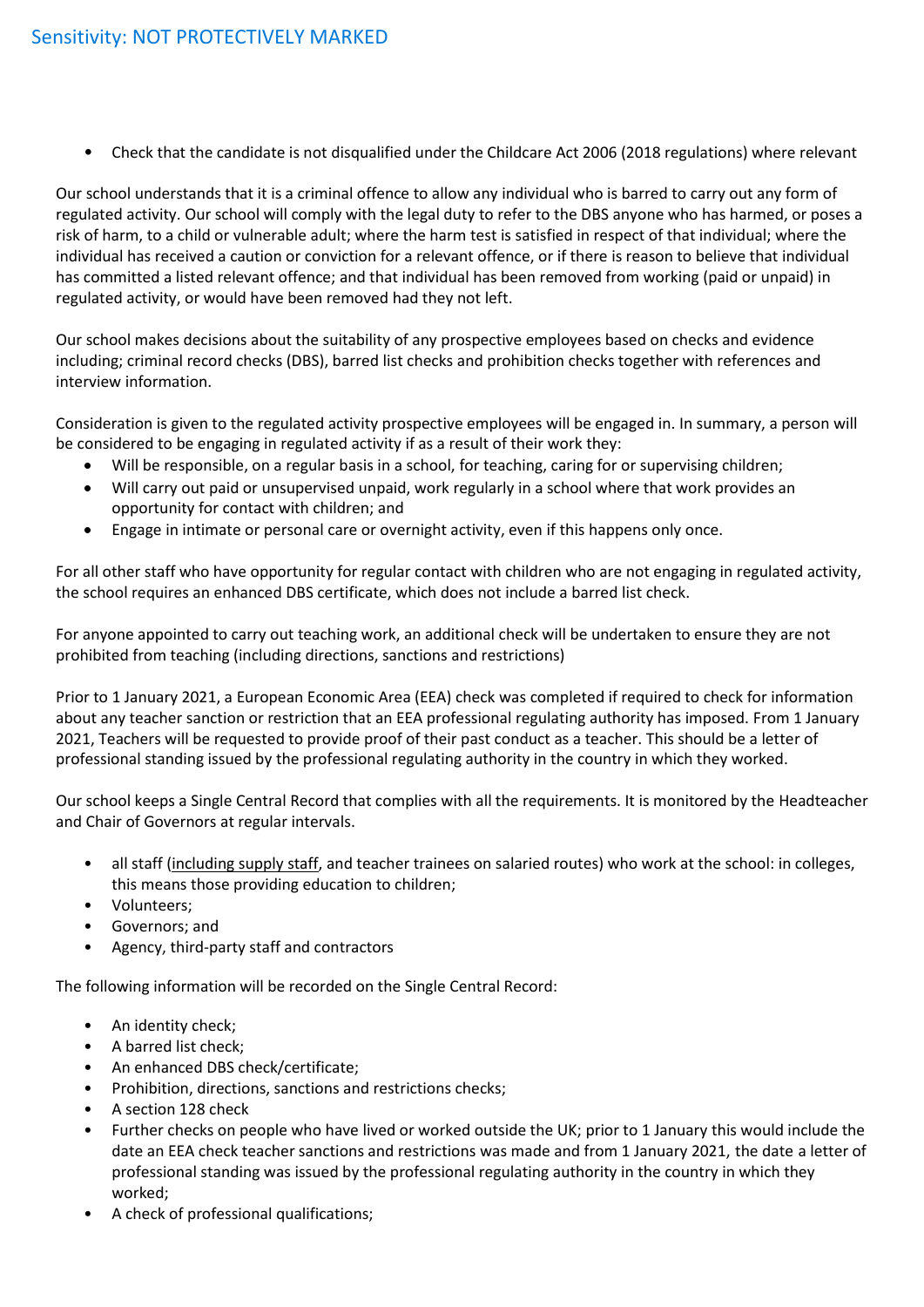- Check that the candidate is not disqualified under the Childcare Act 2006 (2018 regulations) where relevant

Our school understands that it is a criminal offence to allow any individual who is barred to carry out any form of regulated activity. Our school will comply with the legal duty to refer to the DBS anyone who has harmed, or poses a risk of harm, to a child or vulnerable adult; where the harm test is satisfied in respect of that individual; where the individual has received a caution or conviction for a relevant offence, or if there is reason to believe that individual has committed a listed relevant offence; and that individual has been removed from working (paid or unpaid) in regulated activity, or would have been removed had they not left.

Our school makes decisions about the suitability of any prospective employees based on checks and evidence including; criminal record checks (DBS), barred list checks and prohibition checks together with references and interview information.

Consideration is given to the regulated activity prospective employees will be engaged in. In summary, a person will be considered to be engaging in regulated activity if as a result of their work they:

- Will be responsible, on a regular basis in a school, for teaching, caring for or supervising children;
- Will carry out paid or unsupervised unpaid, work regularly in a school where that work provides an opportunity for contact with children; and
- Engage in intimate or personal care or overnight activity, even if this happens only once.

For all other staff who have opportunity for regular contact with children who are not engaging in regulated activity, the school requires an enhanced DBS certificate, which does not include a barred list check.

For anyone appointed to carry out teaching work, an additional check will be undertaken to ensure they are not prohibited from teaching (including directions, sanctions and restrictions)

Prior to 1 January 2021, a European Economic Area (EEA) check was completed if required to check for information about any teacher sanction or restriction that an EEA professional regulating authority has imposed. From 1 January 2021, Teachers will be requested to provide proof of their past conduct as a teacher. This should be a letter of professional standing issued by the professional regulating authority in the country in which they worked.

Our school keeps a Single Central Record that complies with all the requirements. It is monitored by the Headteacher and Chair of Governors at regular intervals.

- all staff (including supply staff, and teacher trainees on salaried routes) who work at the school: in colleges, this means those providing education to children;
- Volunteers;
- Governors; and
- Agency, third-party staff and contractors

The following information will be recorded on the Single Central Record:

- An identity check;
- A barred list check;
- An enhanced DBS check/certificate;
- Prohibition, directions, sanctions and restrictions checks;
- A section 128 check
- Further checks on people who have lived or worked outside the UK; prior to 1 January this would include the date an EEA check teacher sanctions and restrictions was made and from 1 January 2021, the date a letter of professional standing was issued by the professional regulating authority in the country in which they worked;
- A check of professional qualifications;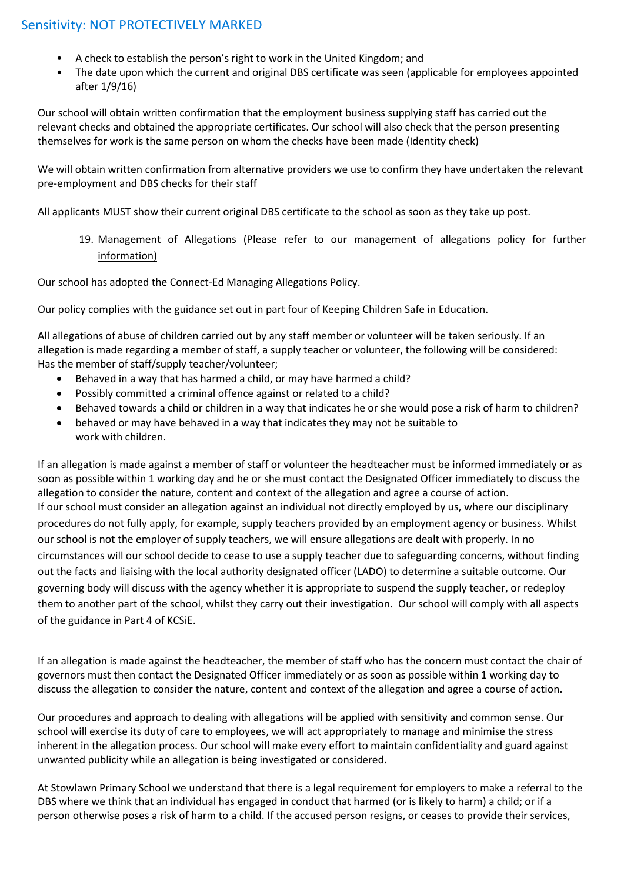- A check to establish the person's right to work in the United Kingdom; and
- The date upon which the current and original DBS certificate was seen (applicable for employees appointed after 1/9/16)

Our school will obtain written confirmation that the employment business supplying staff has carried out the relevant checks and obtained the appropriate certificates. Our school will also check that the person presenting themselves for work is the same person on whom the checks have been made (Identity check)

We will obtain written confirmation from alternative providers we use to confirm they have undertaken the relevant pre-employment and DBS checks for their staff

All applicants MUST show their current original DBS certificate to the school as soon as they take up post.

## 19. Management of Allegations (Please refer to our management of allegations policy for further information)

Our school has adopted the Connect-Ed Managing Allegations Policy.

Our policy complies with the guidance set out in part four of Keeping Children Safe in Education.

All allegations of abuse of children carried out by any staff member or volunteer will be taken seriously. If an allegation is made regarding a member of staff, a supply teacher or volunteer, the following will be considered:
Has the member of staff/supply teacher/volunteer;

- Behaved in a way that has harmed a child, or may have harmed a child?
- Possibly committed a criminal offence against or related to a child?
- Behaved towards a child or children in a way that indicates he or she would pose a risk of harm to children?
- behaved or may have behaved in a way that indicates they may not be suitable to work with children.

If an allegation is made against a member of staff or volunteer the headteacher must be informed immediately or as soon as possible within 1 working day and he or she must contact the Designated Officer immediately to discuss the allegation to consider the nature, content and context of the allegation and agree a course of action.
If our school must consider an allegation against an individual not directly employed by us, where our disciplinary procedures do not fully apply, for example, supply teachers provided by an employment agency or business. Whilst our school is not the employer of supply teachers, we will ensure allegations are dealt with properly. In no circumstances will our school decide to cease to use a supply teacher due to safeguarding concerns, without finding out the facts and liaising with the local authority designated officer (LADO) to determine a suitable outcome. Our governing body will discuss with the agency whether it is appropriate to suspend the supply teacher, or redeploy them to another part of the school, whilst they carry out their investigation. Our school will comply with all aspects of the guidance in Part 4 of KCSiE.

If an allegation is made against the headteacher, the member of staff who has the concern must contact the chair of governors must then contact the Designated Officer immediately or as soon as possible within 1 working day to discuss the allegation to consider the nature, content and context of the allegation and agree a course of action.

Our procedures and approach to dealing with allegations will be applied with sensitivity and common sense. Our school will exercise its duty of care to employees, we will act appropriately to manage and minimise the stress inherent in the allegation process. Our school will make every effort to maintain confidentiality and guard against unwanted publicity while an allegation is being investigated or considered.

At Stowlawn Primary School we understand that there is a legal requirement for employers to make a referral to the DBS where we think that an individual has engaged in conduct that harmed (or is likely to harm) a child; or if a person otherwise poses a risk of harm to a child. If the accused person resigns, or ceases to provide their services,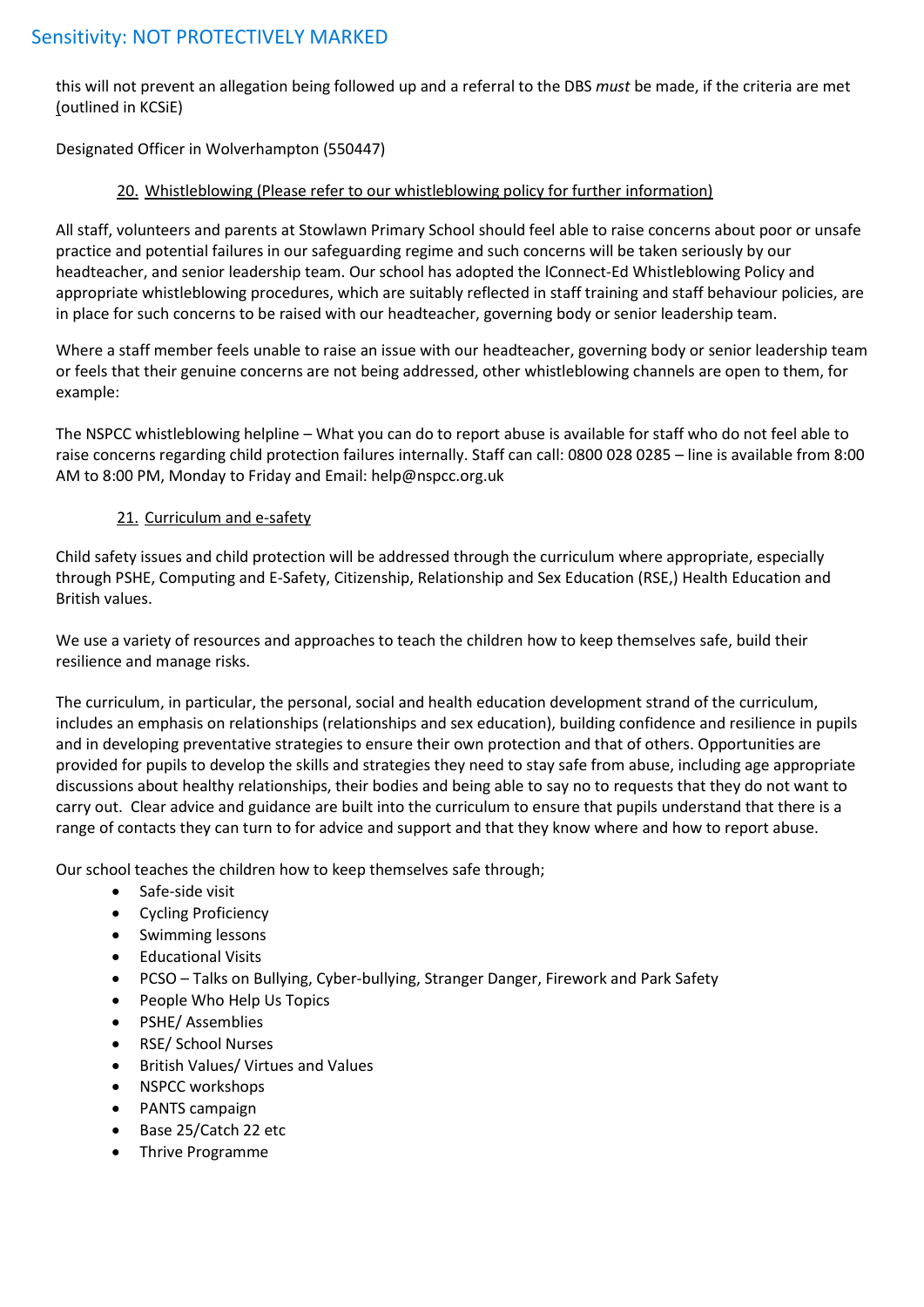this will not prevent an allegation being followed up and a referral to the DBS *must* be made, if the criteria are met (outlined in KCSiE)

Designated Officer in Wolverhampton (550447)

## 20. Whistleblowing (Please refer to our whistleblowing policy for further information)

All staff, volunteers and parents at Stowlawn Primary School should feel able to raise concerns about poor or unsafe practice and potential failures in our safeguarding regime and such concerns will be taken seriously by our headteacher, and senior leadership team. Our school has adopted the IConnect-Ed Whistleblowing Policy and appropriate whistleblowing procedures, which are suitably reflected in staff training and staff behaviour policies, are in place for such concerns to be raised with our headteacher, governing body or senior leadership team.

Where a staff member feels unable to raise an issue with our headteacher, governing body or senior leadership team or feels that their genuine concerns are not being addressed, other whistleblowing channels are open to them, for example:

The NSPCC whistleblowing helpline – What you can do to report abuse is available for staff who do not feel able to raise concerns regarding child protection failures internally. Staff can call: 0800 028 0285 – line is available from 8:00 AM to 8:00 PM, Monday to Friday and Email: help@nspcc.org.uk

## 21. Curriculum and e-safety

Child safety issues and child protection will be addressed through the curriculum where appropriate, especially through PSHE, Computing and E-Safety, Citizenship, Relationship and Sex Education (RSE,) Health Education and British values.

We use a variety of resources and approaches to teach the children how to keep themselves safe, build their resilience and manage risks.

The curriculum, in particular, the personal, social and health education development strand of the curriculum, includes an emphasis on relationships (relationships and sex education), building confidence and resilience in pupils and in developing preventative strategies to ensure their own protection and that of others. Opportunities are provided for pupils to develop the skills and strategies they need to stay safe from abuse, including age appropriate discussions about healthy relationships, their bodies and being able to say no to requests that they do not want to carry out. Clear advice and guidance are built into the curriculum to ensure that pupils understand that there is a range of contacts they can turn to for advice and support and that they know where and how to report abuse.

Our school teaches the children how to keep themselves safe through;

- Safe-side visit
- Cycling Proficiency
- Swimming lessons
- Educational Visits
- PCSO – Talks on Bullying, Cyber-bullying, Stranger Danger, Firework and Park Safety
- People Who Help Us Topics
- PSHE/ Assemblies
- RSE/ School Nurses
- British Values/ Virtues and Values
- NSPCC workshops
- PANTS campaign
- Base 25/Catch 22 etc
- Thrive Programme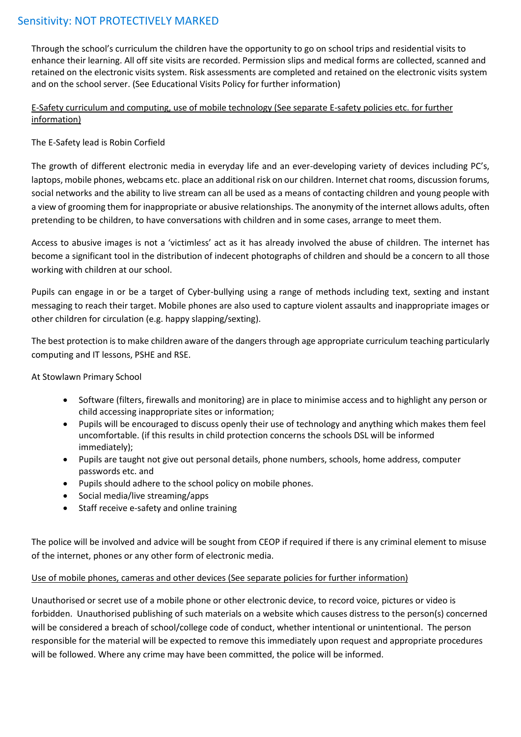Through the school's curriculum the children have the opportunity to go on school trips and residential visits to enhance their learning. All off site visits are recorded. Permission slips and medical forms are collected, scanned and retained on the electronic visits system. Risk assessments are completed and retained on the electronic visits system and on the school server. (See Educational Visits Policy for further information)

E-Safety curriculum and computing, use of mobile technology (See separate E-safety policies etc. for further information)

The E-Safety lead is Robin Corfield

The growth of different electronic media in everyday life and an ever-developing variety of devices including PC's, laptops, mobile phones, webcams etc. place an additional risk on our children. Internet chat rooms, discussion forums, social networks and the ability to live stream can all be used as a means of contacting children and young people with a view of grooming them for inappropriate or abusive relationships. The anonymity of the internet allows adults, often pretending to be children, to have conversations with children and in some cases, arrange to meet them.

Access to abusive images is not a 'victimless' act as it has already involved the abuse of children. The internet has become a significant tool in the distribution of indecent photographs of children and should be a concern to all those working with children at our school.

Pupils can engage in or be a target of Cyber-bullying using a range of methods including text, sexting and instant messaging to reach their target. Mobile phones are also used to capture violent assaults and inappropriate images or other children for circulation (e.g. happy slapping/sexting).

The best protection is to make children aware of the dangers through age appropriate curriculum teaching particularly computing and IT lessons, PSHE and RSE.

At Stowlawn Primary School

- Software (filters, firewalls and monitoring) are in place to minimise access and to highlight any person or child accessing inappropriate sites or information;
- Pupils will be encouraged to discuss openly their use of technology and anything which makes them feel uncomfortable. (if this results in child protection concerns the schools DSL will be informed immediately);
- Pupils are taught not give out personal details, phone numbers, schools, home address, computer passwords etc. and
- Pupils should adhere to the school policy on mobile phones.
- Social media/live streaming/apps
- Staff receive e-safety and online training

The police will be involved and advice will be sought from CEOP if required if there is any criminal element to misuse of the internet, phones or any other form of electronic media.

Use of mobile phones, cameras and other devices (See separate policies for further information)

Unauthorised or secret use of a mobile phone or other electronic device, to record voice, pictures or video is forbidden. Unauthorised publishing of such materials on a website which causes distress to the person(s) concerned will be considered a breach of school/college code of conduct, whether intentional or unintentional. The person responsible for the material will be expected to remove this immediately upon request and appropriate procedures will be followed. Where any crime may have been committed, the police will be informed.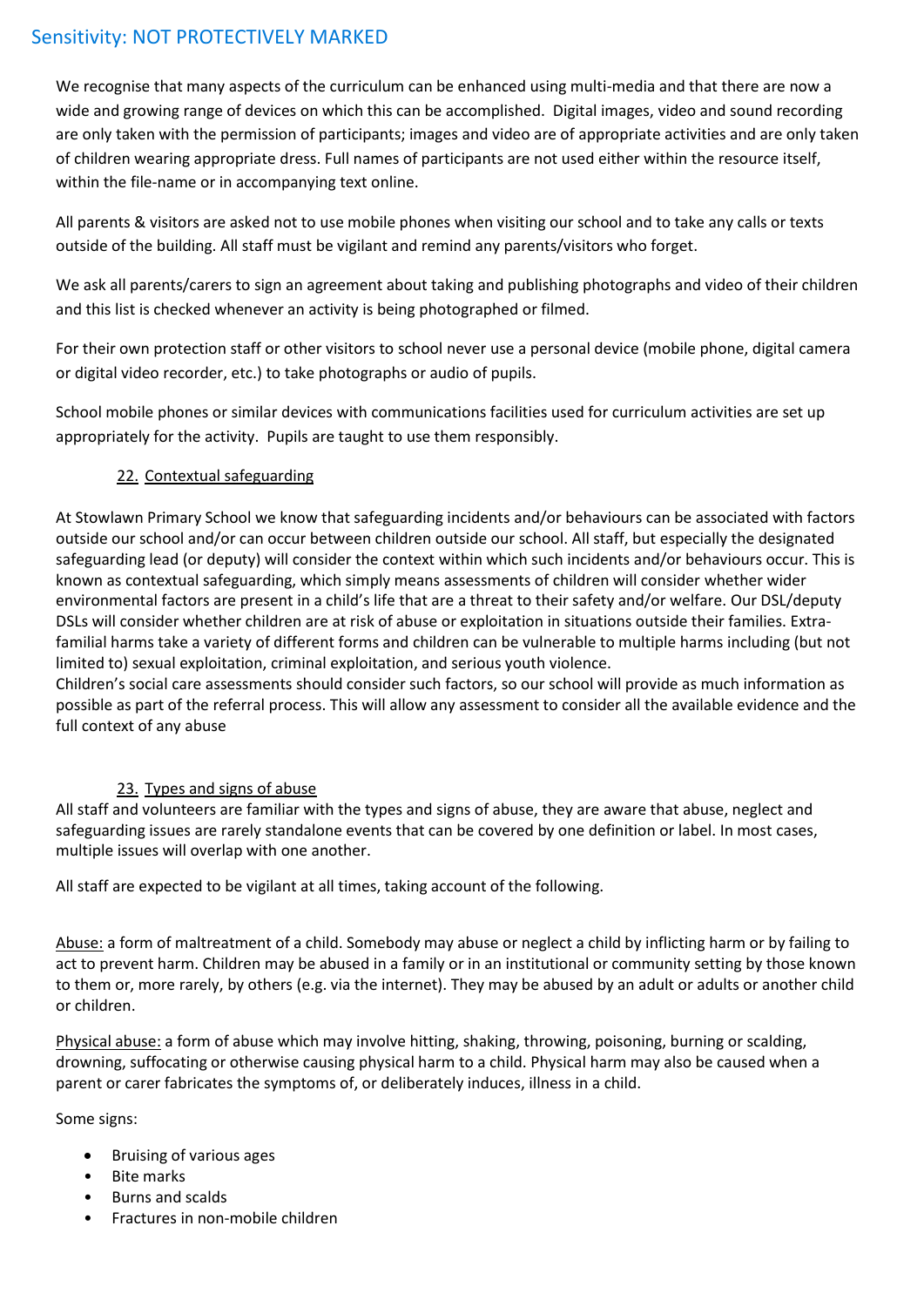We recognise that many aspects of the curriculum can be enhanced using multi-media and that there are now a wide and growing range of devices on which this can be accomplished. Digital images, video and sound recording are only taken with the permission of participants; images and video are of appropriate activities and are only taken of children wearing appropriate dress. Full names of participants are not used either within the resource itself, within the file-name or in accompanying text online.

All parents & visitors are asked not to use mobile phones when visiting our school and to take any calls or texts outside of the building. All staff must be vigilant and remind any parents/visitors who forget.

We ask all parents/carers to sign an agreement about taking and publishing photographs and video of their children and this list is checked whenever an activity is being photographed or filmed.

For their own protection staff or other visitors to school never use a personal device (mobile phone, digital camera or digital video recorder, etc.) to take photographs or audio of pupils.

School mobile phones or similar devices with communications facilities used for curriculum activities are set up appropriately for the activity. Pupils are taught to use them responsibly.

## 22. Contextual safeguarding

At Stowlawn Primary School we know that safeguarding incidents and/or behaviours can be associated with factors outside our school and/or can occur between children outside our school. All staff, but especially the designated safeguarding lead (or deputy) will consider the context within which such incidents and/or behaviours occur. This is known as contextual safeguarding, which simply means assessments of children will consider whether wider environmental factors are present in a child's life that are a threat to their safety and/or welfare. Our DSL/deputy DSLs will consider whether children are at risk of abuse or exploitation in situations outside their families. Extra-familial harms take a variety of different forms and children can be vulnerable to multiple harms including (but not limited to) sexual exploitation, criminal exploitation, and serious youth violence.
Children's social care assessments should consider such factors, so our school will provide as much information as possible as part of the referral process. This will allow any assessment to consider all the available evidence and the full context of any abuse

## 23. Types and signs of abuse

All staff and volunteers are familiar with the types and signs of abuse, they are aware that abuse, neglect and safeguarding issues are rarely standalone events that can be covered by one definition or label. In most cases, multiple issues will overlap with one another.

All staff are expected to be vigilant at all times, taking account of the following.

Abuse: a form of maltreatment of a child. Somebody may abuse or neglect a child by inflicting harm or by failing to act to prevent harm. Children may be abused in a family or in an institutional or community setting by those known to them or, more rarely, by others (e.g. via the internet). They may be abused by an adult or adults or another child or children.

Physical abuse: a form of abuse which may involve hitting, shaking, throwing, poisoning, burning or scalding, drowning, suffocating or otherwise causing physical harm to a child. Physical harm may also be caused when a parent or carer fabricates the symptoms of, or deliberately induces, illness in a child.

Some signs:

- Bruising of various ages
- Bite marks
- Burns and scalds
- Fractures in non-mobile children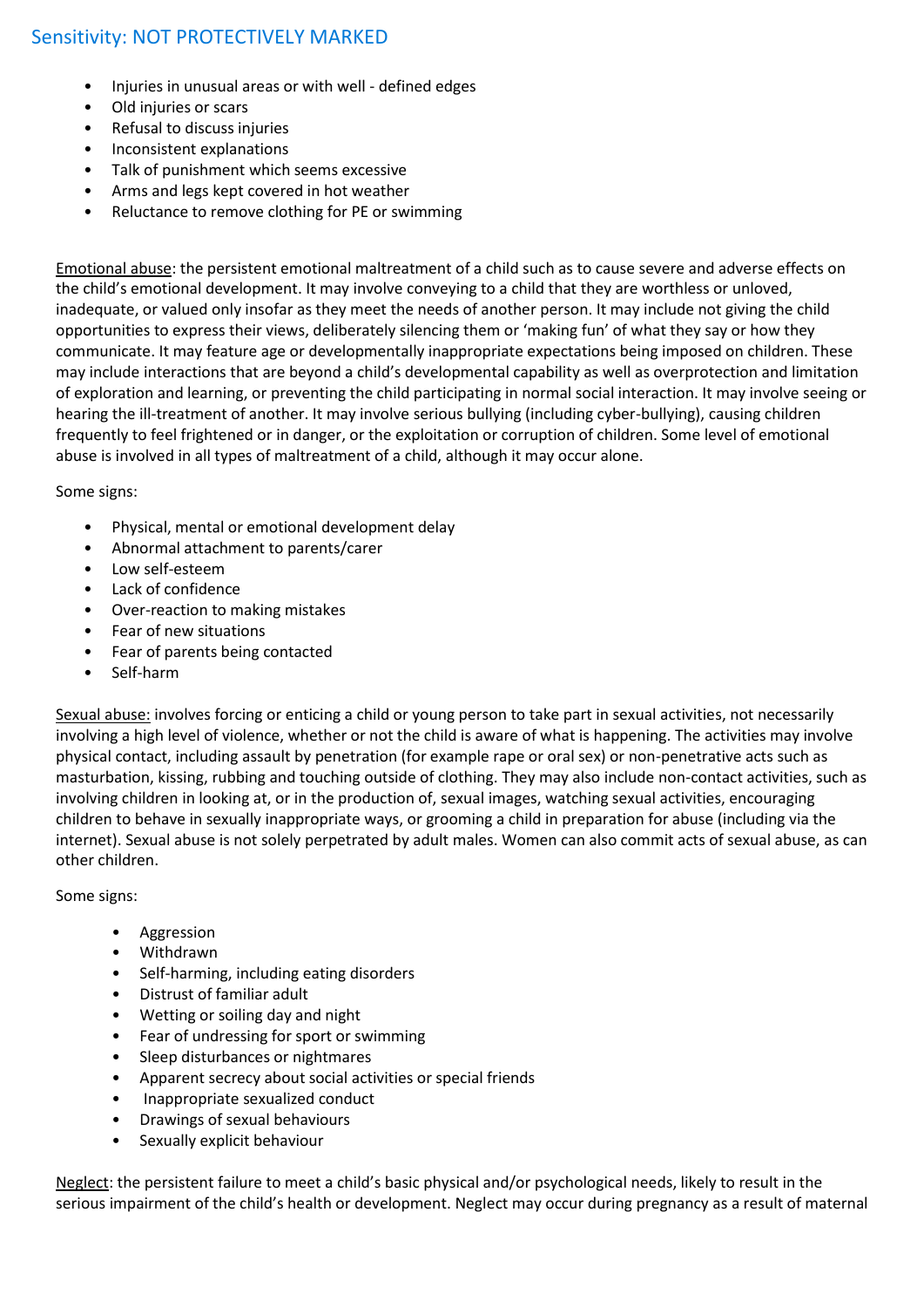- Injuries in unusual areas or with well - defined edges
- Old injuries or scars
- Refusal to discuss injuries
- Inconsistent explanations
- Talk of punishment which seems excessive
- Arms and legs kept covered in hot weather
- Reluctance to remove clothing for PE or swimming

Emotional abuse: the persistent emotional maltreatment of a child such as to cause severe and adverse effects on the child's emotional development. It may involve conveying to a child that they are worthless or unloved, inadequate, or valued only insofar as they meet the needs of another person. It may include not giving the child opportunities to express their views, deliberately silencing them or 'making fun' of what they say or how they communicate. It may feature age or developmentally inappropriate expectations being imposed on children. These may include interactions that are beyond a child's developmental capability as well as overprotection and limitation of exploration and learning, or preventing the child participating in normal social interaction. It may involve seeing or hearing the ill-treatment of another. It may involve serious bullying (including cyber-bullying), causing children frequently to feel frightened or in danger, or the exploitation or corruption of children. Some level of emotional abuse is involved in all types of maltreatment of a child, although it may occur alone.

Some signs:

- Physical, mental or emotional development delay
- Abnormal attachment to parents/carer
- Low self-esteem
- Lack of confidence
- Over-reaction to making mistakes
- Fear of new situations
- Fear of parents being contacted
- Self-harm

Sexual abuse: involves forcing or enticing a child or young person to take part in sexual activities, not necessarily involving a high level of violence, whether or not the child is aware of what is happening. The activities may involve physical contact, including assault by penetration (for example rape or oral sex) or non-penetrative acts such as masturbation, kissing, rubbing and touching outside of clothing. They may also include non-contact activities, such as involving children in looking at, or in the production of, sexual images, watching sexual activities, encouraging children to behave in sexually inappropriate ways, or grooming a child in preparation for abuse (including via the internet). Sexual abuse is not solely perpetrated by adult males. Women can also commit acts of sexual abuse, as can other children.

Some signs:

- Aggression
- Withdrawn
- Self-harming, including eating disorders
- Distrust of familiar adult
- Wetting or soiling day and night
- Fear of undressing for sport or swimming
- Sleep disturbances or nightmares
- Apparent secrecy about social activities or special friends
- Inappropriate sexualized conduct
- Drawings of sexual behaviours
- Sexually explicit behaviour

Neglect: the persistent failure to meet a child's basic physical and/or psychological needs, likely to result in the serious impairment of the child's health or development. Neglect may occur during pregnancy as a result of maternal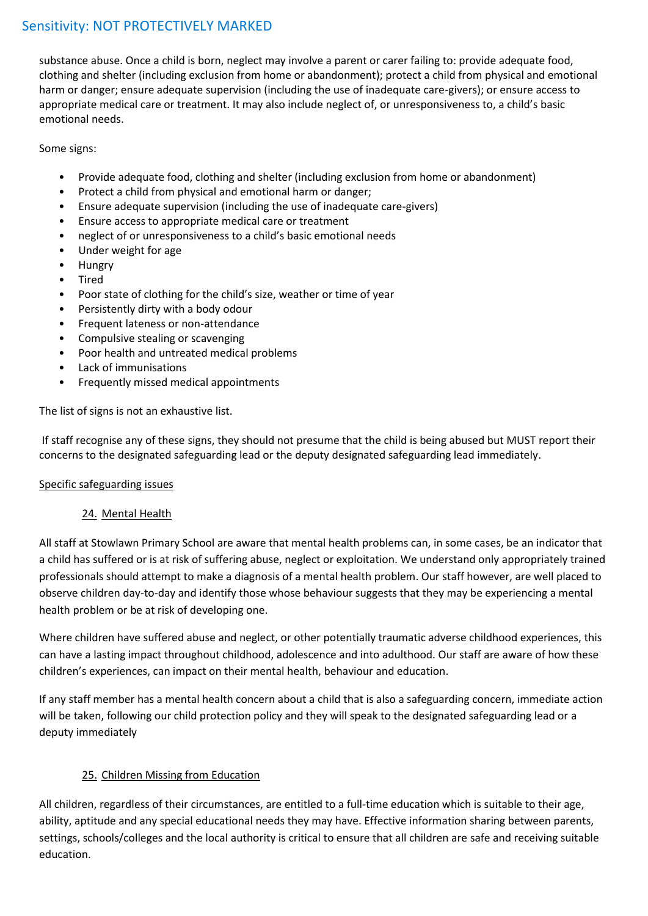substance abuse. Once a child is born, neglect may involve a parent or carer failing to: provide adequate food, clothing and shelter (including exclusion from home or abandonment); protect a child from physical and emotional harm or danger; ensure adequate supervision (including the use of inadequate care-givers); or ensure access to appropriate medical care or treatment. It may also include neglect of, or unresponsiveness to, a child's basic emotional needs.

Some signs:

- Provide adequate food, clothing and shelter (including exclusion from home or abandonment)
- Protect a child from physical and emotional harm or danger;
- Ensure adequate supervision (including the use of inadequate care-givers)
- Ensure access to appropriate medical care or treatment
- neglect of or unresponsiveness to a child's basic emotional needs
- Under weight for age
- Hungry
- Tired
- Poor state of clothing for the child's size, weather or time of year
- Persistently dirty with a body odour
- Frequent lateness or non-attendance
- Compulsive stealing or scavenging
- Poor health and untreated medical problems
- Lack of immunisations
- Frequently missed medical appointments

The list of signs is not an exhaustive list.

If staff recognise any of these signs, they should not presume that the child is being abused but MUST report their concerns to the designated safeguarding lead or the deputy designated safeguarding lead immediately.

## Specific safeguarding issues

### 24. Mental Health

All staff at Stowlawn Primary School are aware that mental health problems can, in some cases, be an indicator that a child has suffered or is at risk of suffering abuse, neglect or exploitation. We understand only appropriately trained professionals should attempt to make a diagnosis of a mental health problem. Our staff however, are well placed to observe children day-to-day and identify those whose behaviour suggests that they may be experiencing a mental health problem or be at risk of developing one.

Where children have suffered abuse and neglect, or other potentially traumatic adverse childhood experiences, this can have a lasting impact throughout childhood, adolescence and into adulthood. Our staff are aware of how these children's experiences, can impact on their mental health, behaviour and education.

If any staff member has a mental health concern about a child that is also a safeguarding concern, immediate action will be taken, following our child protection policy and they will speak to the designated safeguarding lead or a deputy immediately

### 25. Children Missing from Education

All children, regardless of their circumstances, are entitled to a full-time education which is suitable to their age, ability, aptitude and any special educational needs they may have. Effective information sharing between parents, settings, schools/colleges and the local authority is critical to ensure that all children are safe and receiving suitable education.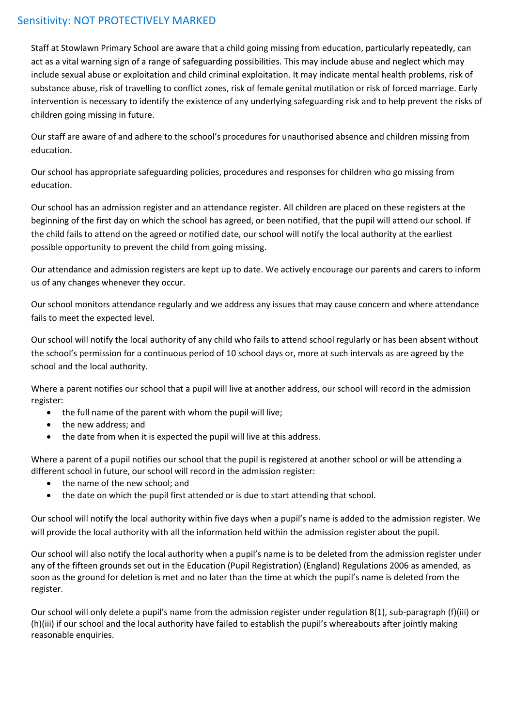Staff at Stowlawn Primary School are aware that a child going missing from education, particularly repeatedly, can act as a vital warning sign of a range of safeguarding possibilities. This may include abuse and neglect which may include sexual abuse or exploitation and child criminal exploitation. It may indicate mental health problems, risk of substance abuse, risk of travelling to conflict zones, risk of female genital mutilation or risk of forced marriage. Early intervention is necessary to identify the existence of any underlying safeguarding risk and to help prevent the risks of children going missing in future.

Our staff are aware of and adhere to the school's procedures for unauthorised absence and children missing from education.

Our school has appropriate safeguarding policies, procedures and responses for children who go missing from education.

Our school has an admission register and an attendance register. All children are placed on these registers at the beginning of the first day on which the school has agreed, or been notified, that the pupil will attend our school. If the child fails to attend on the agreed or notified date, our school will notify the local authority at the earliest possible opportunity to prevent the child from going missing.

Our attendance and admission registers are kept up to date. We actively encourage our parents and carers to inform us of any changes whenever they occur.

Our school monitors attendance regularly and we address any issues that may cause concern and where attendance fails to meet the expected level.

Our school will notify the local authority of any child who fails to attend school regularly or has been absent without the school's permission for a continuous period of 10 school days or, more at such intervals as are agreed by the school and the local authority.

Where a parent notifies our school that a pupil will live at another address, our school will record in the admission register:

- the full name of the parent with whom the pupil will live;
- the new address; and
- the date from when it is expected the pupil will live at this address.

Where a parent of a pupil notifies our school that the pupil is registered at another school or will be attending a different school in future, our school will record in the admission register:

- the name of the new school; and
- the date on which the pupil first attended or is due to start attending that school.

Our school will notify the local authority within five days when a pupil's name is added to the admission register. We will provide the local authority with all the information held within the admission register about the pupil.

Our school will also notify the local authority when a pupil's name is to be deleted from the admission register under any of the fifteen grounds set out in the Education (Pupil Registration) (England) Regulations 2006 as amended, as soon as the ground for deletion is met and no later than the time at which the pupil's name is deleted from the register.

Our school will only delete a pupil's name from the admission register under regulation 8(1), sub-paragraph (f)(iii) or (h)(iii) if our school and the local authority have failed to establish the pupil's whereabouts after jointly making reasonable enquiries.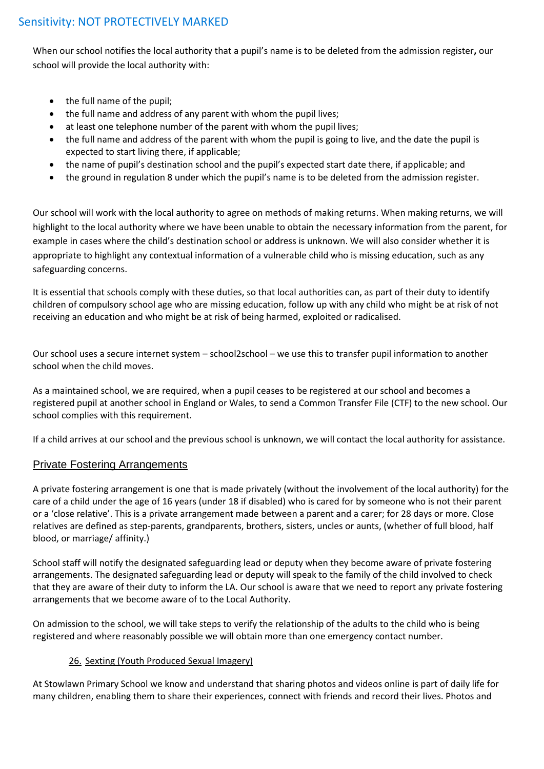When our school notifies the local authority that a pupil's name is to be deleted from the admission register**,** our school will provide the local authority with:

- the full name of the pupil;
- the full name and address of any parent with whom the pupil lives;
- at least one telephone number of the parent with whom the pupil lives;
- the full name and address of the parent with whom the pupil is going to live, and the date the pupil is expected to start living there, if applicable;
- the name of pupil's destination school and the pupil's expected start date there, if applicable; and
- the ground in regulation 8 under which the pupil's name is to be deleted from the admission register.

Our school will work with the local authority to agree on methods of making returns. When making returns, we will highlight to the local authority where we have been unable to obtain the necessary information from the parent, for example in cases where the child's destination school or address is unknown. We will also consider whether it is appropriate to highlight any contextual information of a vulnerable child who is missing education, such as any safeguarding concerns.

It is essential that schools comply with these duties, so that local authorities can, as part of their duty to identify children of compulsory school age who are missing education, follow up with any child who might be at risk of not receiving an education and who might be at risk of being harmed, exploited or radicalised.

Our school uses a secure internet system – school2school – we use this to transfer pupil information to another school when the child moves.

As a maintained school, we are required, when a pupil ceases to be registered at our school and becomes a registered pupil at another school in England or Wales, to send a Common Transfer File (CTF) to the new school. Our school complies with this requirement.

If a child arrives at our school and the previous school is unknown, we will contact the local authority for assistance.

## Private Fostering Arrangements

A private fostering arrangement is one that is made privately (without the involvement of the local authority) for the care of a child under the age of 16 years (under 18 if disabled) who is cared for by someone who is not their parent or a 'close relative'. This is a private arrangement made between a parent and a carer; for 28 days or more. Close relatives are defined as step-parents, grandparents, brothers, sisters, uncles or aunts, (whether of full blood, half blood, or marriage/ affinity.)

School staff will notify the designated safeguarding lead or deputy when they become aware of private fostering arrangements. The designated safeguarding lead or deputy will speak to the family of the child involved to check that they are aware of their duty to inform the LA. Our school is aware that we need to report any private fostering arrangements that we become aware of to the Local Authority.

On admission to the school, we will take steps to verify the relationship of the adults to the child who is being registered and where reasonably possible we will obtain more than one emergency contact number.

## 26. Sexting (Youth Produced Sexual Imagery)

At Stowlawn Primary School we know and understand that sharing photos and videos online is part of daily life for many children, enabling them to share their experiences, connect with friends and record their lives. Photos and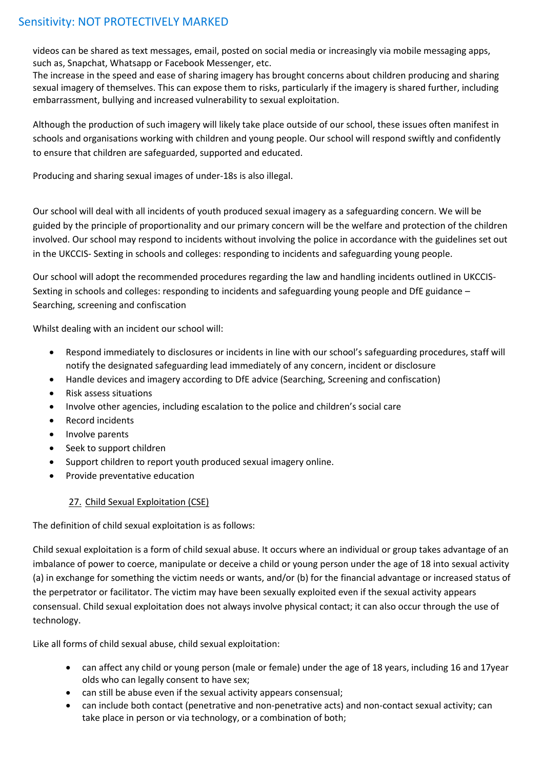videos can be shared as text messages, email, posted on social media or increasingly via mobile messaging apps, such as, Snapchat, Whatsapp or Facebook Messenger, etc.
The increase in the speed and ease of sharing imagery has brought concerns about children producing and sharing sexual imagery of themselves. This can expose them to risks, particularly if the imagery is shared further, including embarrassment, bullying and increased vulnerability to sexual exploitation.

Although the production of such imagery will likely take place outside of our school, these issues often manifest in schools and organisations working with children and young people. Our school will respond swiftly and confidently to ensure that children are safeguarded, supported and educated.

Producing and sharing sexual images of under-18s is also illegal.

Our school will deal with all incidents of youth produced sexual imagery as a safeguarding concern. We will be guided by the principle of proportionality and our primary concern will be the welfare and protection of the children involved. Our school may respond to incidents without involving the police in accordance with the guidelines set out in the UKCCIS- Sexting in schools and colleges: responding to incidents and safeguarding young people.

Our school will adopt the recommended procedures regarding the law and handling incidents outlined in UKCCIS- Sexting in schools and colleges: responding to incidents and safeguarding young people and DfE guidance – Searching, screening and confiscation

Whilst dealing with an incident our school will:

- Respond immediately to disclosures or incidents in line with our school's safeguarding procedures, staff will notify the designated safeguarding lead immediately of any concern, incident or disclosure
- Handle devices and imagery according to DfE advice (Searching, Screening and confiscation)
- Risk assess situations
- Involve other agencies, including escalation to the police and children's social care
- Record incidents
- Involve parents
- Seek to support children
- Support children to report youth produced sexual imagery online.
- Provide preventative education

## 27. Child Sexual Exploitation (CSE)

The definition of child sexual exploitation is as follows:

Child sexual exploitation is a form of child sexual abuse. It occurs where an individual or group takes advantage of an imbalance of power to coerce, manipulate or deceive a child or young person under the age of 18 into sexual activity (a) in exchange for something the victim needs or wants, and/or (b) for the financial advantage or increased status of the perpetrator or facilitator. The victim may have been sexually exploited even if the sexual activity appears consensual. Child sexual exploitation does not always involve physical contact; it can also occur through the use of technology.

Like all forms of child sexual abuse, child sexual exploitation:

- can affect any child or young person (male or female) under the age of 18 years, including 16 and 17year olds who can legally consent to have sex;
- can still be abuse even if the sexual activity appears consensual;
- can include both contact (penetrative and non-penetrative acts) and non-contact sexual activity; can take place in person or via technology, or a combination of both;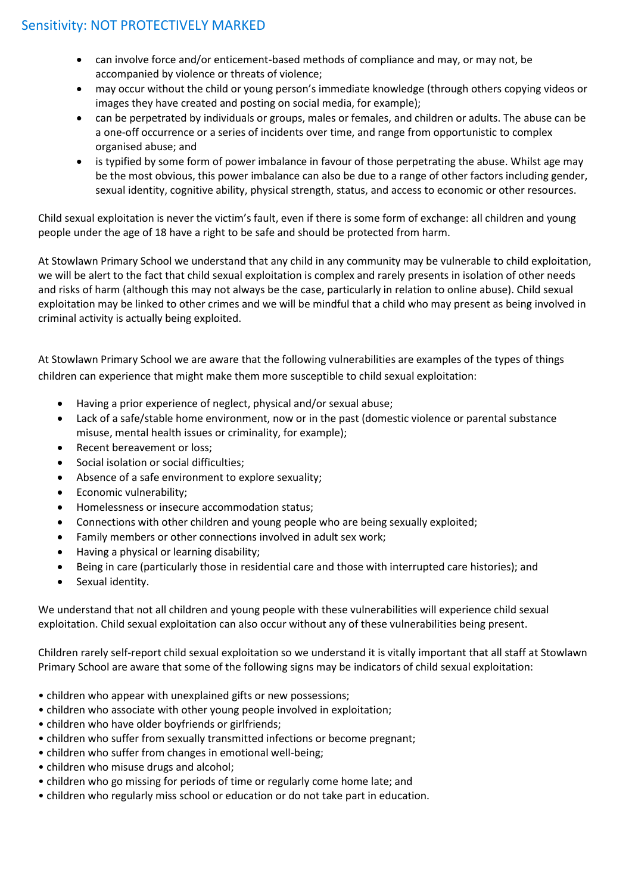- can involve force and/or enticement-based methods of compliance and may, or may not, be accompanied by violence or threats of violence;
- may occur without the child or young person's immediate knowledge (through others copying videos or images they have created and posting on social media, for example);
- can be perpetrated by individuals or groups, males or females, and children or adults. The abuse can be a one-off occurrence or a series of incidents over time, and range from opportunistic to complex organised abuse; and
- is typified by some form of power imbalance in favour of those perpetrating the abuse. Whilst age may be the most obvious, this power imbalance can also be due to a range of other factors including gender, sexual identity, cognitive ability, physical strength, status, and access to economic or other resources.

Child sexual exploitation is never the victim's fault, even if there is some form of exchange: all children and young people under the age of 18 have a right to be safe and should be protected from harm.

At Stowlawn Primary School we understand that any child in any community may be vulnerable to child exploitation, we will be alert to the fact that child sexual exploitation is complex and rarely presents in isolation of other needs and risks of harm (although this may not always be the case, particularly in relation to online abuse). Child sexual exploitation may be linked to other crimes and we will be mindful that a child who may present as being involved in criminal activity is actually being exploited.

At Stowlawn Primary School we are aware that the following vulnerabilities are examples of the types of things children can experience that might make them more susceptible to child sexual exploitation:

- Having a prior experience of neglect, physical and/or sexual abuse;
- Lack of a safe/stable home environment, now or in the past (domestic violence or parental substance misuse, mental health issues or criminality, for example);
- Recent bereavement or loss;
- Social isolation or social difficulties;
- Absence of a safe environment to explore sexuality;
- Economic vulnerability;
- Homelessness or insecure accommodation status;
- Connections with other children and young people who are being sexually exploited;
- Family members or other connections involved in adult sex work;
- Having a physical or learning disability;
- Being in care (particularly those in residential care and those with interrupted care histories); and
- Sexual identity.

We understand that not all children and young people with these vulnerabilities will experience child sexual exploitation. Child sexual exploitation can also occur without any of these vulnerabilities being present.

Children rarely self-report child sexual exploitation so we understand it is vitally important that all staff at Stowlawn Primary School are aware that some of the following signs may be indicators of child sexual exploitation:

- children who appear with unexplained gifts or new possessions;
- children who associate with other young people involved in exploitation;
- children who have older boyfriends or girlfriends;
- children who suffer from sexually transmitted infections or become pregnant;
- children who suffer from changes in emotional well-being;
- children who misuse drugs and alcohol;
- children who go missing for periods of time or regularly come home late; and
- children who regularly miss school or education or do not take part in education.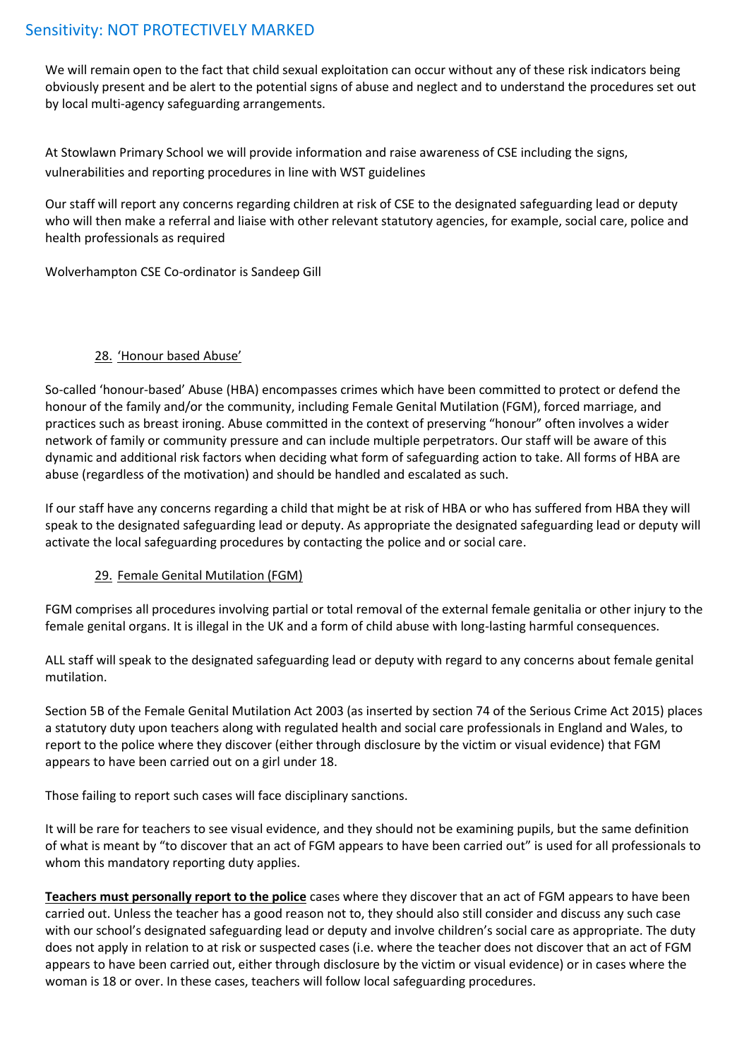We will remain open to the fact that child sexual exploitation can occur without any of these risk indicators being obviously present and be alert to the potential signs of abuse and neglect and to understand the procedures set out by local multi-agency safeguarding arrangements.

At Stowlawn Primary School we will provide information and raise awareness of CSE including the signs, vulnerabilities and reporting procedures in line with WST guidelines

Our staff will report any concerns regarding children at risk of CSE to the designated safeguarding lead or deputy who will then make a referral and liaise with other relevant statutory agencies, for example, social care, police and health professionals as required

Wolverhampton CSE Co-ordinator is Sandeep Gill

## 28. 'Honour based Abuse'

So-called 'honour-based' Abuse (HBA) encompasses crimes which have been committed to protect or defend the honour of the family and/or the community, including Female Genital Mutilation (FGM), forced marriage, and practices such as breast ironing. Abuse committed in the context of preserving "honour" often involves a wider network of family or community pressure and can include multiple perpetrators. Our staff will be aware of this dynamic and additional risk factors when deciding what form of safeguarding action to take. All forms of HBA are abuse (regardless of the motivation) and should be handled and escalated as such.

If our staff have any concerns regarding a child that might be at risk of HBA or who has suffered from HBA they will speak to the designated safeguarding lead or deputy. As appropriate the designated safeguarding lead or deputy will activate the local safeguarding procedures by contacting the police and or social care.

## 29. Female Genital Mutilation (FGM)

FGM comprises all procedures involving partial or total removal of the external female genitalia or other injury to the female genital organs. It is illegal in the UK and a form of child abuse with long-lasting harmful consequences.

ALL staff will speak to the designated safeguarding lead or deputy with regard to any concerns about female genital mutilation.

Section 5B of the Female Genital Mutilation Act 2003 (as inserted by section 74 of the Serious Crime Act 2015) places a statutory duty upon teachers along with regulated health and social care professionals in England and Wales, to report to the police where they discover (either through disclosure by the victim or visual evidence) that FGM appears to have been carried out on a girl under 18.

Those failing to report such cases will face disciplinary sanctions.

It will be rare for teachers to see visual evidence, and they should not be examining pupils, but the same definition of what is meant by "to discover that an act of FGM appears to have been carried out" is used for all professionals to whom this mandatory reporting duty applies.

**Teachers must personally report to the police** cases where they discover that an act of FGM appears to have been carried out. Unless the teacher has a good reason not to, they should also still consider and discuss any such case with our school's designated safeguarding lead or deputy and involve children's social care as appropriate. The duty does not apply in relation to at risk or suspected cases (i.e. where the teacher does not discover that an act of FGM appears to have been carried out, either through disclosure by the victim or visual evidence) or in cases where the woman is 18 or over. In these cases, teachers will follow local safeguarding procedures.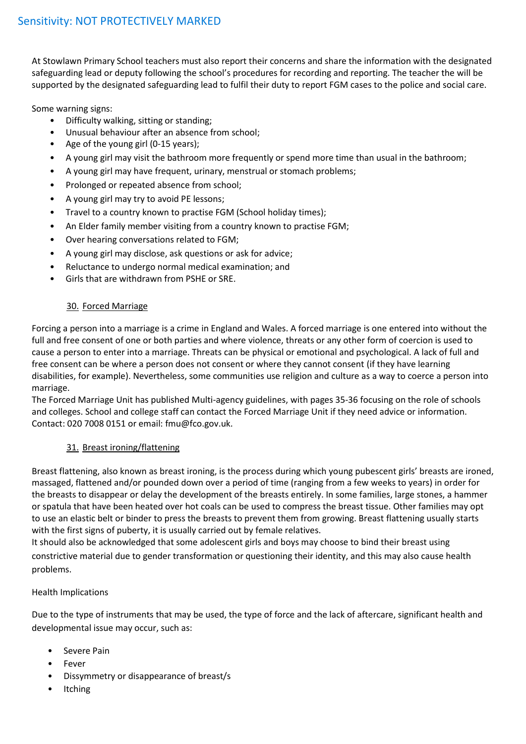At Stowlawn Primary School teachers must also report their concerns and share the information with the designated safeguarding lead or deputy following the school's procedures for recording and reporting. The teacher the will be supported by the designated safeguarding lead to fulfil their duty to report FGM cases to the police and social care.

Some warning signs:

- Difficulty walking, sitting or standing;
- Unusual behaviour after an absence from school;
- Age of the young girl (0-15 years);
- A young girl may visit the bathroom more frequently or spend more time than usual in the bathroom;
- A young girl may have frequent, urinary, menstrual or stomach problems;
- Prolonged or repeated absence from school;
- A young girl may try to avoid PE lessons;
- Travel to a country known to practise FGM (School holiday times);
- An Elder family member visiting from a country known to practise FGM;
- Over hearing conversations related to FGM;
- A young girl may disclose, ask questions or ask for advice;
- Reluctance to undergo normal medical examination; and
- Girls that are withdrawn from PSHE or SRE.

## 30. Forced Marriage

Forcing a person into a marriage is a crime in England and Wales. A forced marriage is one entered into without the full and free consent of one or both parties and where violence, threats or any other form of coercion is used to cause a person to enter into a marriage. Threats can be physical or emotional and psychological. A lack of full and free consent can be where a person does not consent or where they cannot consent (if they have learning disabilities, for example). Nevertheless, some communities use religion and culture as a way to coerce a person into marriage.

The Forced Marriage Unit has published Multi-agency guidelines, with pages 35-36 focusing on the role of schools and colleges. School and college staff can contact the Forced Marriage Unit if they need advice or information. Contact: 020 7008 0151 or email: fmu@fco.gov.uk.

## 31. Breast ironing/flattening

Breast flattening, also known as breast ironing, is the process during which young pubescent girls' breasts are ironed, massaged, flattened and/or pounded down over a period of time (ranging from a few weeks to years) in order for the breasts to disappear or delay the development of the breasts entirely. In some families, large stones, a hammer or spatula that have been heated over hot coals can be used to compress the breast tissue. Other families may opt to use an elastic belt or binder to press the breasts to prevent them from growing. Breast flattening usually starts with the first signs of puberty, it is usually carried out by female relatives.

It should also be acknowledged that some adolescent girls and boys may choose to bind their breast using constrictive material due to gender transformation or questioning their identity, and this may also cause health problems.

Health Implications

Due to the type of instruments that may be used, the type of force and the lack of aftercare, significant health and developmental issue may occur, such as:

- Severe Pain
- Fever
- Dissymmetry or disappearance of breast/s
- Itching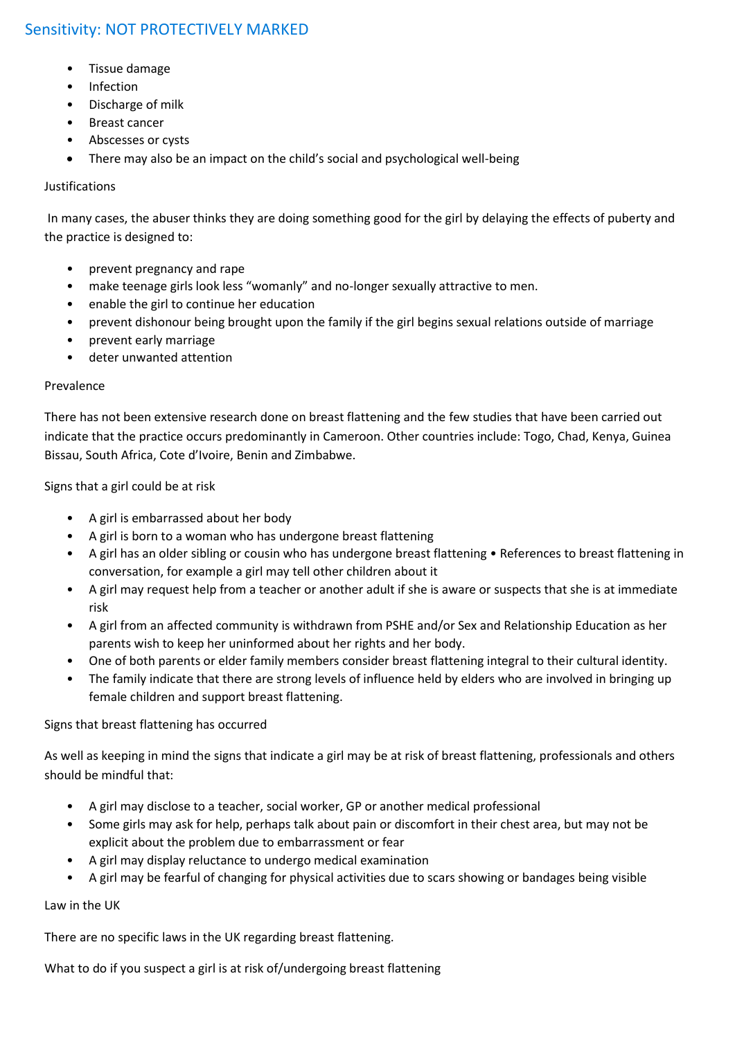- Tissue damage
- Infection
- Discharge of milk
- Breast cancer
- Abscesses or cysts
- There may also be an impact on the child's social and psychological well-being

Justifications

In many cases, the abuser thinks they are doing something good for the girl by delaying the effects of puberty and the practice is designed to:

- prevent pregnancy and rape
- make teenage girls look less "womanly" and no-longer sexually attractive to men.
- enable the girl to continue her education
- prevent dishonour being brought upon the family if the girl begins sexual relations outside of marriage
- prevent early marriage
- deter unwanted attention

Prevalence

There has not been extensive research done on breast flattening and the few studies that have been carried out indicate that the practice occurs predominantly in Cameroon. Other countries include: Togo, Chad, Kenya, Guinea Bissau, South Africa, Cote d'Ivoire, Benin and Zimbabwe.

Signs that a girl could be at risk

- A girl is embarrassed about her body
- A girl is born to a woman who has undergone breast flattening
- A girl has an older sibling or cousin who has undergone breast flattening • References to breast flattening in conversation, for example a girl may tell other children about it
- A girl may request help from a teacher or another adult if she is aware or suspects that she is at immediate risk
- A girl from an affected community is withdrawn from PSHE and/or Sex and Relationship Education as her parents wish to keep her uninformed about her rights and her body.
- One of both parents or elder family members consider breast flattening integral to their cultural identity.
- The family indicate that there are strong levels of influence held by elders who are involved in bringing up female children and support breast flattening.

Signs that breast flattening has occurred

As well as keeping in mind the signs that indicate a girl may be at risk of breast flattening, professionals and others should be mindful that:

- A girl may disclose to a teacher, social worker, GP or another medical professional
- Some girls may ask for help, perhaps talk about pain or discomfort in their chest area, but may not be explicit about the problem due to embarrassment or fear
- A girl may display reluctance to undergo medical examination
- A girl may be fearful of changing for physical activities due to scars showing or bandages being visible

Law in the UK

There are no specific laws in the UK regarding breast flattening.

What to do if you suspect a girl is at risk of/undergoing breast flattening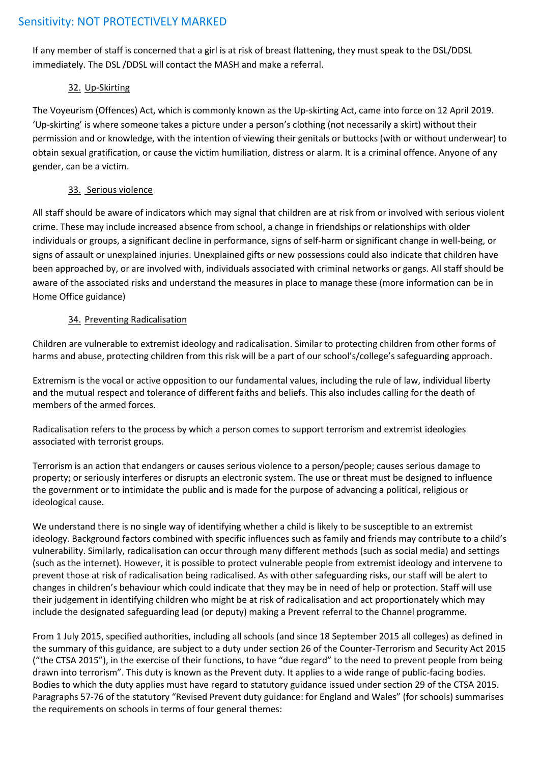If any member of staff is concerned that a girl is at risk of breast flattening, they must speak to the DSL/DDSL immediately. The DSL /DDSL will contact the MASH and make a referral.

## 32. Up-Skirting

The Voyeurism (Offences) Act, which is commonly known as the Up-skirting Act, came into force on 12 April 2019. 'Up-skirting' is where someone takes a picture under a person's clothing (not necessarily a skirt) without their permission and or knowledge, with the intention of viewing their genitals or buttocks (with or without underwear) to obtain sexual gratification, or cause the victim humiliation, distress or alarm. It is a criminal offence. Anyone of any gender, can be a victim.

## 33. Serious violence

All staff should be aware of indicators which may signal that children are at risk from or involved with serious violent crime. These may include increased absence from school, a change in friendships or relationships with older individuals or groups, a significant decline in performance, signs of self-harm or significant change in well-being, or signs of assault or unexplained injuries. Unexplained gifts or new possessions could also indicate that children have been approached by, or are involved with, individuals associated with criminal networks or gangs. All staff should be aware of the associated risks and understand the measures in place to manage these (more information can be in Home Office guidance)

## 34. Preventing Radicalisation

Children are vulnerable to extremist ideology and radicalisation. Similar to protecting children from other forms of harms and abuse, protecting children from this risk will be a part of our school's/college's safeguarding approach.

Extremism is the vocal or active opposition to our fundamental values, including the rule of law, individual liberty and the mutual respect and tolerance of different faiths and beliefs. This also includes calling for the death of members of the armed forces.

Radicalisation refers to the process by which a person comes to support terrorism and extremist ideologies associated with terrorist groups.

Terrorism is an action that endangers or causes serious violence to a person/people; causes serious damage to property; or seriously interferes or disrupts an electronic system. The use or threat must be designed to influence the government or to intimidate the public and is made for the purpose of advancing a political, religious or ideological cause.

We understand there is no single way of identifying whether a child is likely to be susceptible to an extremist ideology. Background factors combined with specific influences such as family and friends may contribute to a child's vulnerability. Similarly, radicalisation can occur through many different methods (such as social media) and settings (such as the internet). However, it is possible to protect vulnerable people from extremist ideology and intervene to prevent those at risk of radicalisation being radicalised. As with other safeguarding risks, our staff will be alert to changes in children's behaviour which could indicate that they may be in need of help or protection. Staff will use their judgement in identifying children who might be at risk of radicalisation and act proportionately which may include the designated safeguarding lead (or deputy) making a Prevent referral to the Channel programme.

From 1 July 2015, specified authorities, including all schools (and since 18 September 2015 all colleges) as defined in the summary of this guidance, are subject to a duty under section 26 of the Counter-Terrorism and Security Act 2015 ("the CTSA 2015"), in the exercise of their functions, to have "due regard" to the need to prevent people from being drawn into terrorism". This duty is known as the Prevent duty. It applies to a wide range of public-facing bodies. Bodies to which the duty applies must have regard to statutory guidance issued under section 29 of the CTSA 2015. Paragraphs 57-76 of the statutory "Revised Prevent duty guidance: for England and Wales" (for schools) summarises the requirements on schools in terms of four general themes: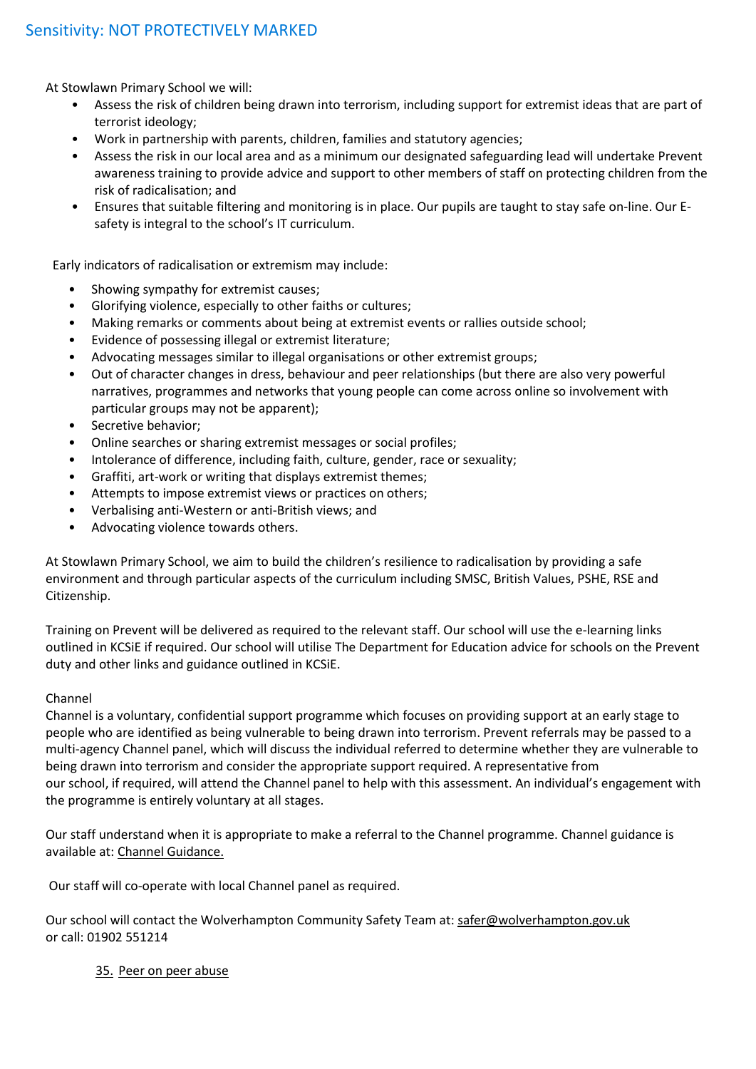At Stowlawn Primary School we will:

- Assess the risk of children being drawn into terrorism, including support for extremist ideas that are part of terrorist ideology;
- Work in partnership with parents, children, families and statutory agencies;
- Assess the risk in our local area and as a minimum our designated safeguarding lead will undertake Prevent awareness training to provide advice and support to other members of staff on protecting children from the risk of radicalisation; and
- Ensures that suitable filtering and monitoring is in place. Our pupils are taught to stay safe on-line. Our E-safety is integral to the school's IT curriculum.

Early indicators of radicalisation or extremism may include:

- Showing sympathy for extremist causes;
- Glorifying violence, especially to other faiths or cultures;
- Making remarks or comments about being at extremist events or rallies outside school;
- Evidence of possessing illegal or extremist literature;
- Advocating messages similar to illegal organisations or other extremist groups;
- Out of character changes in dress, behaviour and peer relationships (but there are also very powerful narratives, programmes and networks that young people can come across online so involvement with particular groups may not be apparent);
- Secretive behavior;
- Online searches or sharing extremist messages or social profiles;
- Intolerance of difference, including faith, culture, gender, race or sexuality;
- Graffiti, art-work or writing that displays extremist themes;
- Attempts to impose extremist views or practices on others;
- Verbalising anti-Western or anti-British views; and
- Advocating violence towards others.

At Stowlawn Primary School, we aim to build the children's resilience to radicalisation by providing a safe environment and through particular aspects of the curriculum including SMSC, British Values, PSHE, RSE and Citizenship.

Training on Prevent will be delivered as required to the relevant staff. Our school will use the e-learning links outlined in KCSiE if required. Our school will utilise The Department for Education advice for schools on the Prevent duty and other links and guidance outlined in KCSiE.

Channel

Channel is a voluntary, confidential support programme which focuses on providing support at an early stage to people who are identified as being vulnerable to being drawn into terrorism. Prevent referrals may be passed to a multi-agency Channel panel, which will discuss the individual referred to determine whether they are vulnerable to being drawn into terrorism and consider the appropriate support required. A representative from our school, if required, will attend the Channel panel to help with this assessment. An individual's engagement with the programme is entirely voluntary at all stages.

Our staff understand when it is appropriate to make a referral to the Channel programme. Channel guidance is available at: Channel Guidance.

Our staff will co-operate with local Channel panel as required.

Our school will contact the Wolverhampton Community Safety Team at: safer@wolverhampton.gov.uk or call: 01902 551214

## 35. Peer on peer abuse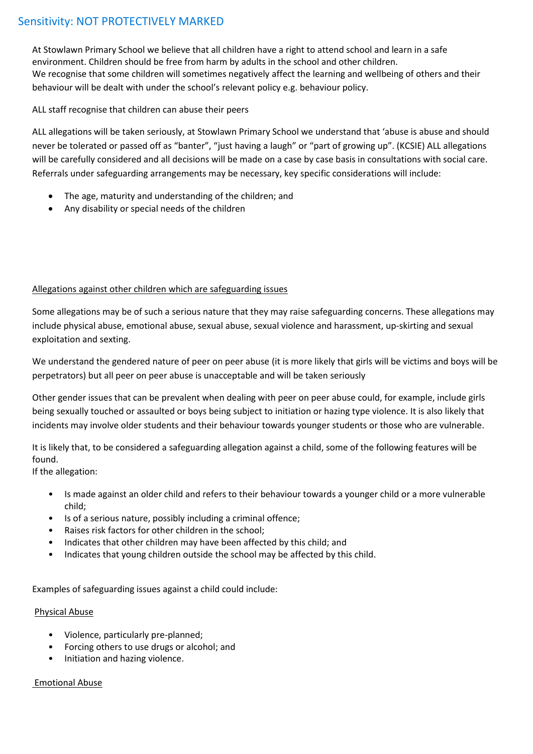At Stowlawn Primary School we believe that all children have a right to attend school and learn in a safe environment. Children should be free from harm by adults in the school and other children.
We recognise that some children will sometimes negatively affect the learning and wellbeing of others and their behaviour will be dealt with under the school's relevant policy e.g. behaviour policy.

ALL staff recognise that children can abuse their peers

ALL allegations will be taken seriously, at Stowlawn Primary School we understand that 'abuse is abuse and should never be tolerated or passed off as "banter", "just having a laugh" or "part of growing up". (KCSIE) ALL allegations will be carefully considered and all decisions will be made on a case by case basis in consultations with social care. Referrals under safeguarding arrangements may be necessary, key specific considerations will include:

- The age, maturity and understanding of the children; and
- Any disability or special needs of the children

<u>Allegations against other children which are safeguarding issues</u>

Some allegations may be of such a serious nature that they may raise safeguarding concerns. These allegations may include physical abuse, emotional abuse, sexual abuse, sexual violence and harassment, up-skirting and sexual exploitation and sexting.

We understand the gendered nature of peer on peer abuse (it is more likely that girls will be victims and boys will be perpetrators) but all peer on peer abuse is unacceptable and will be taken seriously

Other gender issues that can be prevalent when dealing with peer on peer abuse could, for example, include girls being sexually touched or assaulted or boys being subject to initiation or hazing type violence. It is also likely that incidents may involve older students and their behaviour towards younger students or those who are vulnerable.

It is likely that, to be considered a safeguarding allegation against a child, some of the following features will be found.
If the allegation:

- Is made against an older child and refers to their behaviour towards a younger child or a more vulnerable child;
- Is of a serious nature, possibly including a criminal offence;
- Raises risk factors for other children in the school;
- Indicates that other children may have been affected by this child; and
- Indicates that young children outside the school may be affected by this child.

Examples of safeguarding issues against a child could include:

<u>Physical Abuse</u>

- Violence, particularly pre-planned;
- Forcing others to use drugs or alcohol; and
- Initiation and hazing violence.

<u>Emotional Abuse</u>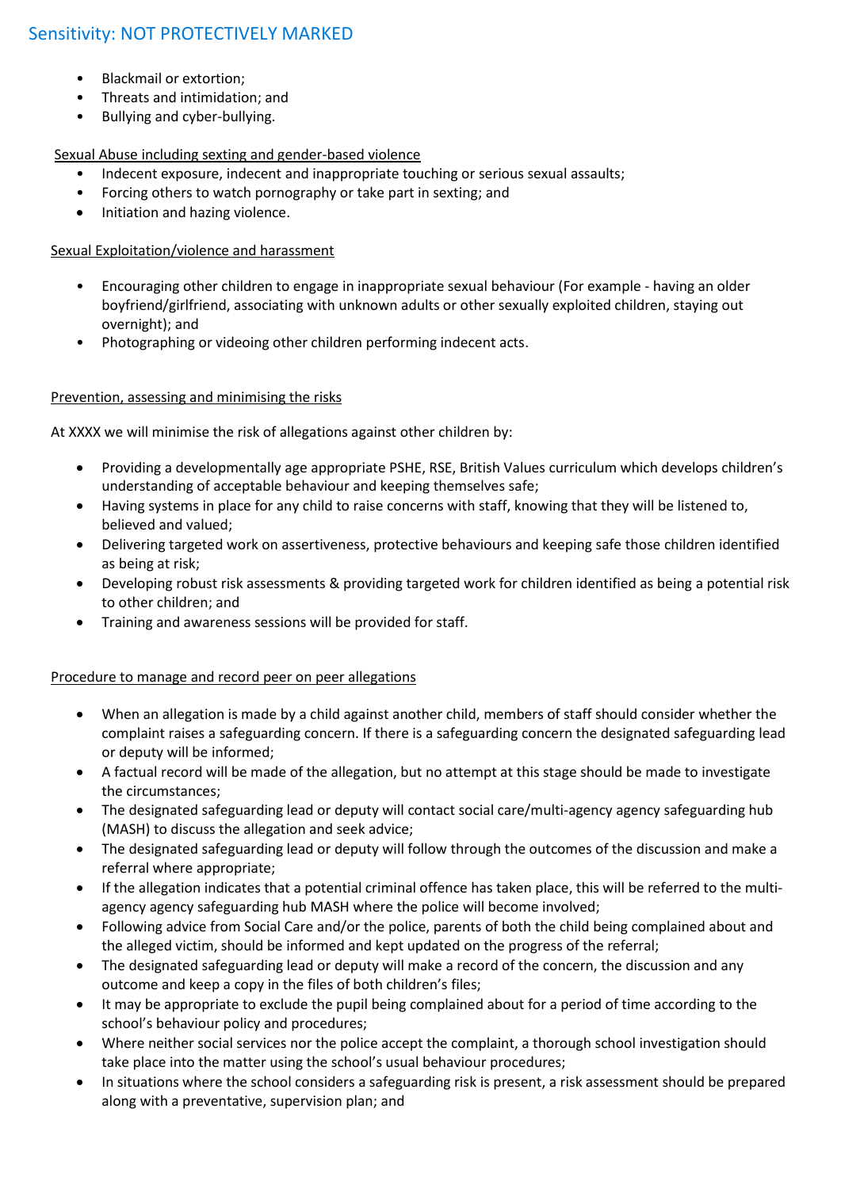- Blackmail or extortion;
- Threats and intimidation; and
- Bullying and cyber-bullying.

Sexual Abuse including sexting and gender-based violence

- Indecent exposure, indecent and inappropriate touching or serious sexual assaults;
- Forcing others to watch pornography or take part in sexting; and
- Initiation and hazing violence.

Sexual Exploitation/violence and harassment

- Encouraging other children to engage in inappropriate sexual behaviour (For example - having an older boyfriend/girlfriend, associating with unknown adults or other sexually exploited children, staying out overnight); and
- Photographing or videoing other children performing indecent acts.

Prevention, assessing and minimising the risks

At XXXX we will minimise the risk of allegations against other children by:

- Providing a developmentally age appropriate PSHE, RSE, British Values curriculum which develops children's understanding of acceptable behaviour and keeping themselves safe;
- Having systems in place for any child to raise concerns with staff, knowing that they will be listened to, believed and valued;
- Delivering targeted work on assertiveness, protective behaviours and keeping safe those children identified as being at risk;
- Developing robust risk assessments & providing targeted work for children identified as being a potential risk to other children; and
- Training and awareness sessions will be provided for staff.

Procedure to manage and record peer on peer allegations

- When an allegation is made by a child against another child, members of staff should consider whether the complaint raises a safeguarding concern. If there is a safeguarding concern the designated safeguarding lead or deputy will be informed;
- A factual record will be made of the allegation, but no attempt at this stage should be made to investigate the circumstances;
- The designated safeguarding lead or deputy will contact social care/multi-agency agency safeguarding hub (MASH) to discuss the allegation and seek advice;
- The designated safeguarding lead or deputy will follow through the outcomes of the discussion and make a referral where appropriate;
- If the allegation indicates that a potential criminal offence has taken place, this will be referred to the multi-agency agency safeguarding hub MASH where the police will become involved;
- Following advice from Social Care and/or the police, parents of both the child being complained about and the alleged victim, should be informed and kept updated on the progress of the referral;
- The designated safeguarding lead or deputy will make a record of the concern, the discussion and any outcome and keep a copy in the files of both children's files;
- It may be appropriate to exclude the pupil being complained about for a period of time according to the school's behaviour policy and procedures;
- Where neither social services nor the police accept the complaint, a thorough school investigation should take place into the matter using the school's usual behaviour procedures;
- In situations where the school considers a safeguarding risk is present, a risk assessment should be prepared along with a preventative, supervision plan; and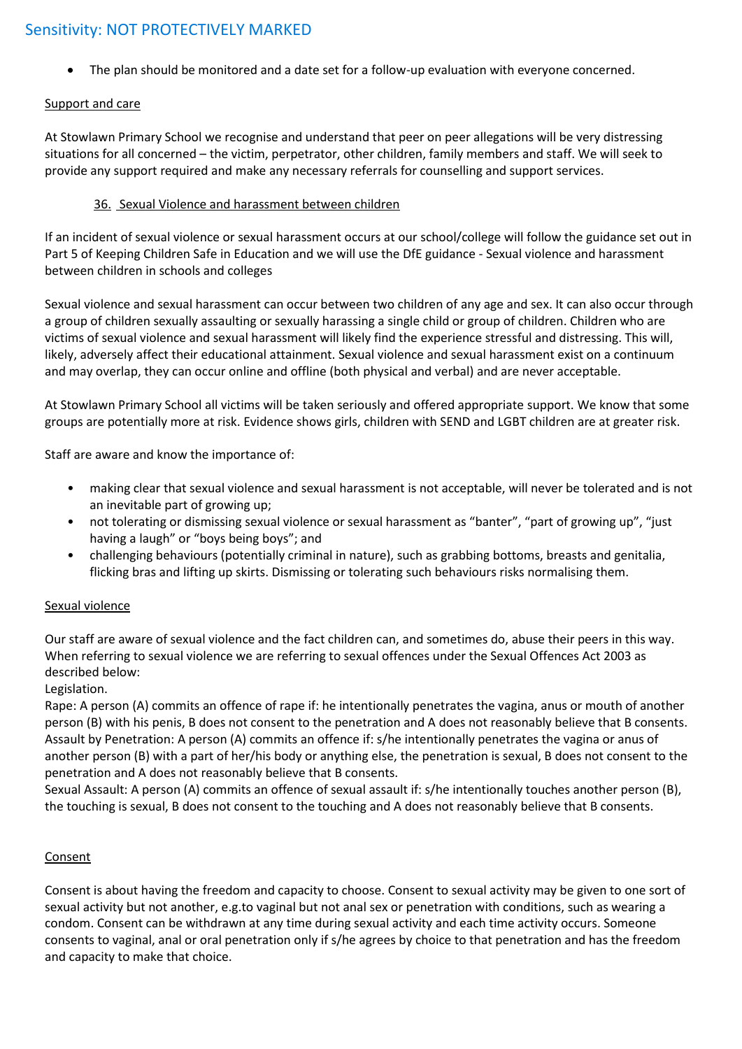- The plan should be monitored and a date set for a follow-up evaluation with everyone concerned.

Support and care

At Stowlawn Primary School we recognise and understand that peer on peer allegations will be very distressing situations for all concerned – the victim, perpetrator, other children, family members and staff. We will seek to provide any support required and make any necessary referrals for counselling and support services.

## 36. Sexual Violence and harassment between children

If an incident of sexual violence or sexual harassment occurs at our school/college will follow the guidance set out in Part 5 of Keeping Children Safe in Education and we will use the DfE guidance - Sexual violence and harassment between children in schools and colleges

Sexual violence and sexual harassment can occur between two children of any age and sex. It can also occur through a group of children sexually assaulting or sexually harassing a single child or group of children. Children who are victims of sexual violence and sexual harassment will likely find the experience stressful and distressing. This will, likely, adversely affect their educational attainment. Sexual violence and sexual harassment exist on a continuum and may overlap, they can occur online and offline (both physical and verbal) and are never acceptable.

At Stowlawn Primary School all victims will be taken seriously and offered appropriate support. We know that some groups are potentially more at risk. Evidence shows girls, children with SEND and LGBT children are at greater risk.

Staff are aware and know the importance of:

- making clear that sexual violence and sexual harassment is not acceptable, will never be tolerated and is not an inevitable part of growing up;
- not tolerating or dismissing sexual violence or sexual harassment as "banter", "part of growing up", "just having a laugh" or "boys being boys"; and
- challenging behaviours (potentially criminal in nature), such as grabbing bottoms, breasts and genitalia, flicking bras and lifting up skirts. Dismissing or tolerating such behaviours risks normalising them.

Sexual violence

Our staff are aware of sexual violence and the fact children can, and sometimes do, abuse their peers in this way. When referring to sexual violence we are referring to sexual offences under the Sexual Offences Act 2003 as described below:
Legislation.
Rape: A person (A) commits an offence of rape if: he intentionally penetrates the vagina, anus or mouth of another person (B) with his penis, B does not consent to the penetration and A does not reasonably believe that B consents.
Assault by Penetration: A person (A) commits an offence if: s/he intentionally penetrates the vagina or anus of another person (B) with a part of her/his body or anything else, the penetration is sexual, B does not consent to the penetration and A does not reasonably believe that B consents.
Sexual Assault: A person (A) commits an offence of sexual assault if: s/he intentionally touches another person (B), the touching is sexual, B does not consent to the touching and A does not reasonably believe that B consents.

Consent

Consent is about having the freedom and capacity to choose. Consent to sexual activity may be given to one sort of sexual activity but not another, e.g.to vaginal but not anal sex or penetration with conditions, such as wearing a condom. Consent can be withdrawn at any time during sexual activity and each time activity occurs. Someone consents to vaginal, anal or oral penetration only if s/he agrees by choice to that penetration and has the freedom and capacity to make that choice.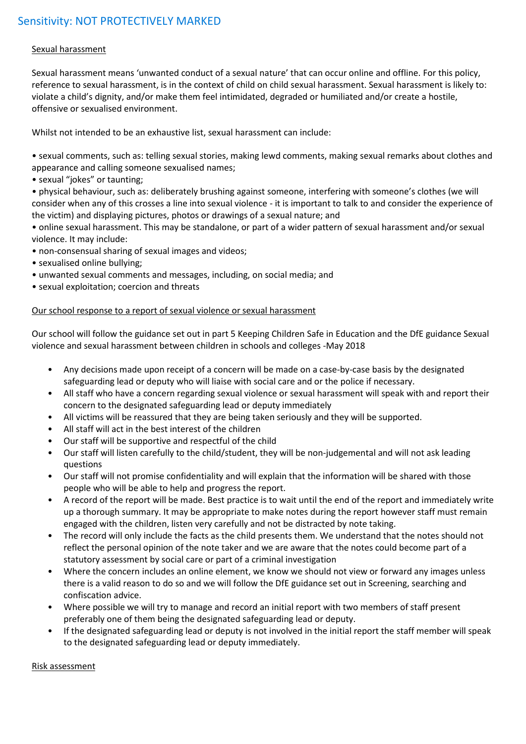Sexual harassment

Sexual harassment means 'unwanted conduct of a sexual nature' that can occur online and offline. For this policy, reference to sexual harassment, is in the context of child on child sexual harassment. Sexual harassment is likely to: violate a child's dignity, and/or make them feel intimidated, degraded or humiliated and/or create a hostile, offensive or sexualised environment.

Whilst not intended to be an exhaustive list, sexual harassment can include:

- sexual comments, such as: telling sexual stories, making lewd comments, making sexual remarks about clothes and appearance and calling someone sexualised names;
- sexual "jokes" or taunting;
- physical behaviour, such as: deliberately brushing against someone, interfering with someone's clothes (we will consider when any of this crosses a line into sexual violence - it is important to talk to and consider the experience of the victim) and displaying pictures, photos or drawings of a sexual nature; and
- online sexual harassment. This may be standalone, or part of a wider pattern of sexual harassment and/or sexual violence. It may include:
- non-consensual sharing of sexual images and videos;
- sexualised online bullying;
- unwanted sexual comments and messages, including, on social media; and
- sexual exploitation; coercion and threats

Our school response to a report of sexual violence or sexual harassment

Our school will follow the guidance set out in part 5 Keeping Children Safe in Education and the DfE guidance Sexual violence and sexual harassment between children in schools and colleges -May 2018

- Any decisions made upon receipt of a concern will be made on a case-by-case basis by the designated safeguarding lead or deputy who will liaise with social care and or the police if necessary.
- All staff who have a concern regarding sexual violence or sexual harassment will speak with and report their concern to the designated safeguarding lead or deputy immediately
- All victims will be reassured that they are being taken seriously and they will be supported.
- All staff will act in the best interest of the children
- Our staff will be supportive and respectful of the child
- Our staff will listen carefully to the child/student, they will be non-judgemental and will not ask leading questions
- Our staff will not promise confidentiality and will explain that the information will be shared with those people who will be able to help and progress the report.
- A record of the report will be made. Best practice is to wait until the end of the report and immediately write up a thorough summary. It may be appropriate to make notes during the report however staff must remain engaged with the children, listen very carefully and not be distracted by note taking.
- The record will only include the facts as the child presents them. We understand that the notes should not reflect the personal opinion of the note taker and we are aware that the notes could become part of a statutory assessment by social care or part of a criminal investigation
- Where the concern includes an online element, we know we should not view or forward any images unless there is a valid reason to do so and we will follow the DfE guidance set out in Screening, searching and confiscation advice.
- Where possible we will try to manage and record an initial report with two members of staff present preferably one of them being the designated safeguarding lead or deputy.
- If the designated safeguarding lead or deputy is not involved in the initial report the staff member will speak to the designated safeguarding lead or deputy immediately.

Risk assessment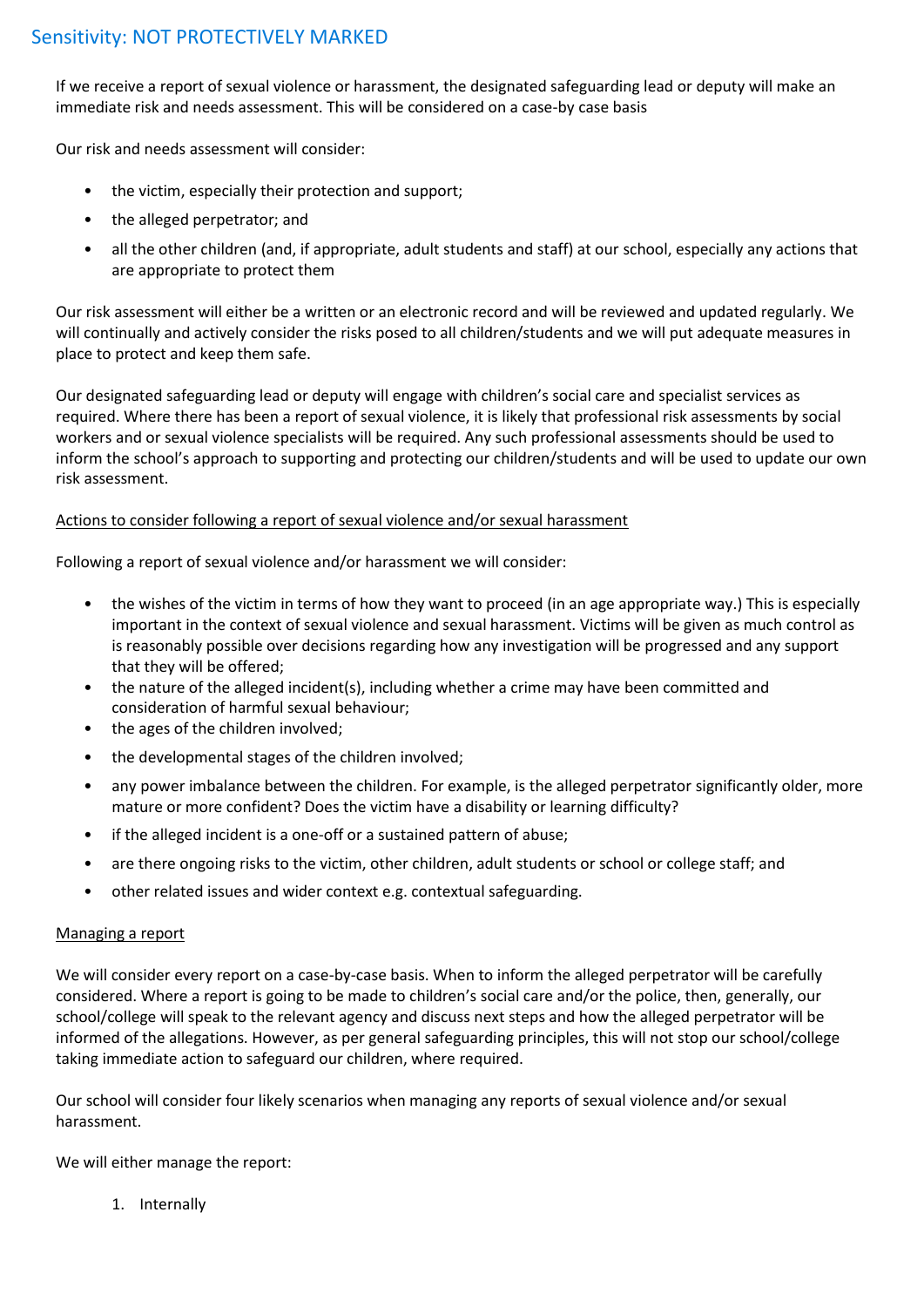If we receive a report of sexual violence or harassment, the designated safeguarding lead or deputy will make an immediate risk and needs assessment. This will be considered on a case-by case basis

Our risk and needs assessment will consider:

- the victim, especially their protection and support;
- the alleged perpetrator; and
- all the other children (and, if appropriate, adult students and staff) at our school, especially any actions that are appropriate to protect them

Our risk assessment will either be a written or an electronic record and will be reviewed and updated regularly. We will continually and actively consider the risks posed to all children/students and we will put adequate measures in place to protect and keep them safe.

Our designated safeguarding lead or deputy will engage with children's social care and specialist services as required. Where there has been a report of sexual violence, it is likely that professional risk assessments by social workers and or sexual violence specialists will be required. Any such professional assessments should be used to inform the school's approach to supporting and protecting our children/students and will be used to update our own risk assessment.

<u>Actions to consider following a report of sexual violence and/or sexual harassment</u>

Following a report of sexual violence and/or harassment we will consider:

- the wishes of the victim in terms of how they want to proceed (in an age appropriate way.) This is especially important in the context of sexual violence and sexual harassment. Victims will be given as much control as is reasonably possible over decisions regarding how any investigation will be progressed and any support that they will be offered;
- the nature of the alleged incident(s), including whether a crime may have been committed and consideration of harmful sexual behaviour;
- the ages of the children involved;
- the developmental stages of the children involved;
- any power imbalance between the children. For example, is the alleged perpetrator significantly older, more mature or more confident? Does the victim have a disability or learning difficulty?
- if the alleged incident is a one-off or a sustained pattern of abuse;
- are there ongoing risks to the victim, other children, adult students or school or college staff; and
- other related issues and wider context e.g. contextual safeguarding.

<u>Managing a report</u>

We will consider every report on a case-by-case basis. When to inform the alleged perpetrator will be carefully considered. Where a report is going to be made to children's social care and/or the police, then, generally, our school/college will speak to the relevant agency and discuss next steps and how the alleged perpetrator will be informed of the allegations. However, as per general safeguarding principles, this will not stop our school/college taking immediate action to safeguard our children, where required.

Our school will consider four likely scenarios when managing any reports of sexual violence and/or sexual harassment.

We will either manage the report:

1. Internally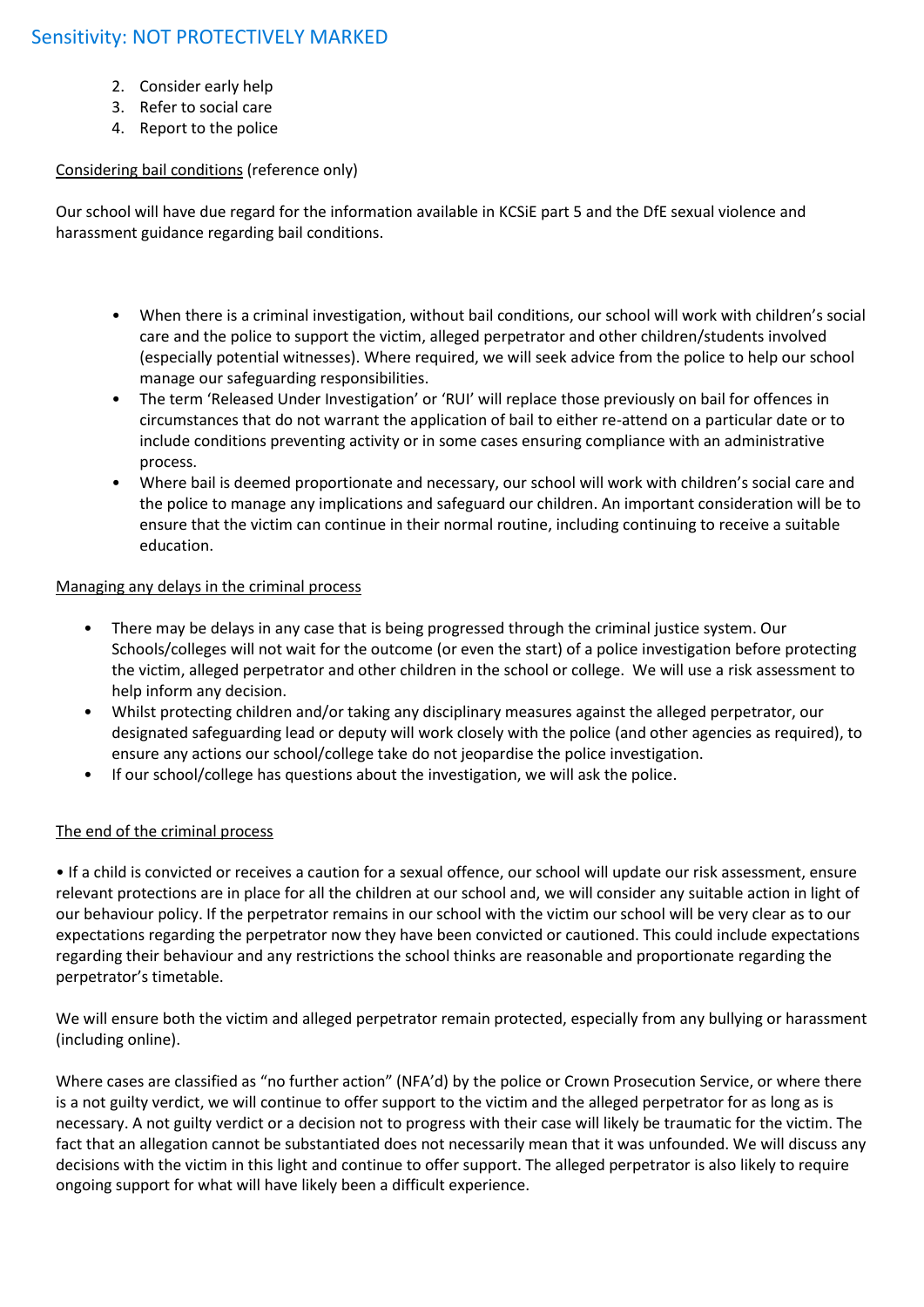2. Consider early help
3. Refer to social care
4. Report to the police

Considering bail conditions (reference only)

Our school will have due regard for the information available in KCSiE part 5 and the DfE sexual violence and harassment guidance regarding bail conditions.

- When there is a criminal investigation, without bail conditions, our school will work with children's social care and the police to support the victim, alleged perpetrator and other children/students involved (especially potential witnesses). Where required, we will seek advice from the police to help our school manage our safeguarding responsibilities.
- The term 'Released Under Investigation' or 'RUI' will replace those previously on bail for offences in circumstances that do not warrant the application of bail to either re-attend on a particular date or to include conditions preventing activity or in some cases ensuring compliance with an administrative process.
- Where bail is deemed proportionate and necessary, our school will work with children's social care and the police to manage any implications and safeguard our children. An important consideration will be to ensure that the victim can continue in their normal routine, including continuing to receive a suitable education.

Managing any delays in the criminal process

- There may be delays in any case that is being progressed through the criminal justice system. Our Schools/colleges will not wait for the outcome (or even the start) of a police investigation before protecting the victim, alleged perpetrator and other children in the school or college. We will use a risk assessment to help inform any decision.
- Whilst protecting children and/or taking any disciplinary measures against the alleged perpetrator, our designated safeguarding lead or deputy will work closely with the police (and other agencies as required), to ensure any actions our school/college take do not jeopardise the police investigation.
- If our school/college has questions about the investigation, we will ask the police.

The end of the criminal process

- If a child is convicted or receives a caution for a sexual offence, our school will update our risk assessment, ensure relevant protections are in place for all the children at our school and, we will consider any suitable action in light of our behaviour policy. If the perpetrator remains in our school with the victim our school will be very clear as to our expectations regarding the perpetrator now they have been convicted or cautioned. This could include expectations regarding their behaviour and any restrictions the school thinks are reasonable and proportionate regarding the perpetrator's timetable.

We will ensure both the victim and alleged perpetrator remain protected, especially from any bullying or harassment (including online).

Where cases are classified as "no further action" (NFA'd) by the police or Crown Prosecution Service, or where there is a not guilty verdict, we will continue to offer support to the victim and the alleged perpetrator for as long as is necessary. A not guilty verdict or a decision not to progress with their case will likely be traumatic for the victim. The fact that an allegation cannot be substantiated does not necessarily mean that it was unfounded. We will discuss any decisions with the victim in this light and continue to offer support. The alleged perpetrator is also likely to require ongoing support for what will have likely been a difficult experience.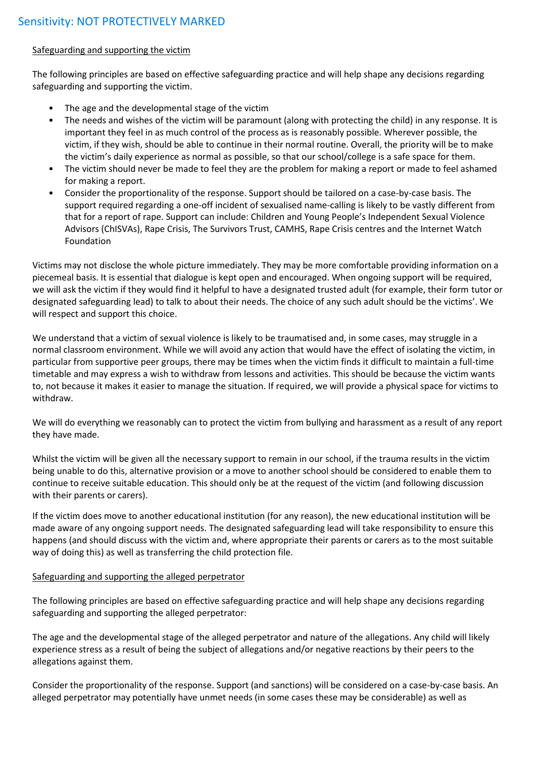Safeguarding and supporting the victim

The following principles are based on effective safeguarding practice and will help shape any decisions regarding safeguarding and supporting the victim.

- The age and the developmental stage of the victim
- The needs and wishes of the victim will be paramount (along with protecting the child) in any response. It is important they feel in as much control of the process as is reasonably possible. Wherever possible, the victim, if they wish, should be able to continue in their normal routine. Overall, the priority will be to make the victim's daily experience as normal as possible, so that our school/college is a safe space for them.
- The victim should never be made to feel they are the problem for making a report or made to feel ashamed for making a report.
- Consider the proportionality of the response. Support should be tailored on a case-by-case basis. The support required regarding a one-off incident of sexualised name-calling is likely to be vastly different from that for a report of rape. Support can include: Children and Young People's Independent Sexual Violence Advisors (ChISVAs), Rape Crisis, The Survivors Trust, CAMHS, Rape Crisis centres and the Internet Watch Foundation

Victims may not disclose the whole picture immediately. They may be more comfortable providing information on a piecemeal basis. It is essential that dialogue is kept open and encouraged. When ongoing support will be required, we will ask the victim if they would find it helpful to have a designated trusted adult (for example, their form tutor or designated safeguarding lead) to talk to about their needs. The choice of any such adult should be the victims'. We will respect and support this choice.

We understand that a victim of sexual violence is likely to be traumatised and, in some cases, may struggle in a normal classroom environment. While we will avoid any action that would have the effect of isolating the victim, in particular from supportive peer groups, there may be times when the victim finds it difficult to maintain a full-time timetable and may express a wish to withdraw from lessons and activities. This should be because the victim wants to, not because it makes it easier to manage the situation. If required, we will provide a physical space for victims to withdraw.

We will do everything we reasonably can to protect the victim from bullying and harassment as a result of any report they have made.

Whilst the victim will be given all the necessary support to remain in our school, if the trauma results in the victim being unable to do this, alternative provision or a move to another school should be considered to enable them to continue to receive suitable education. This should only be at the request of the victim (and following discussion with their parents or carers).

If the victim does move to another educational institution (for any reason), the new educational institution will be made aware of any ongoing support needs. The designated safeguarding lead will take responsibility to ensure this happens (and should discuss with the victim and, where appropriate their parents or carers as to the most suitable way of doing this) as well as transferring the child protection file.

Safeguarding and supporting the alleged perpetrator

The following principles are based on effective safeguarding practice and will help shape any decisions regarding safeguarding and supporting the alleged perpetrator:

The age and the developmental stage of the alleged perpetrator and nature of the allegations. Any child will likely experience stress as a result of being the subject of allegations and/or negative reactions by their peers to the allegations against them.

Consider the proportionality of the response. Support (and sanctions) will be considered on a case-by-case basis. An alleged perpetrator may potentially have unmet needs (in some cases these may be considerable) as well as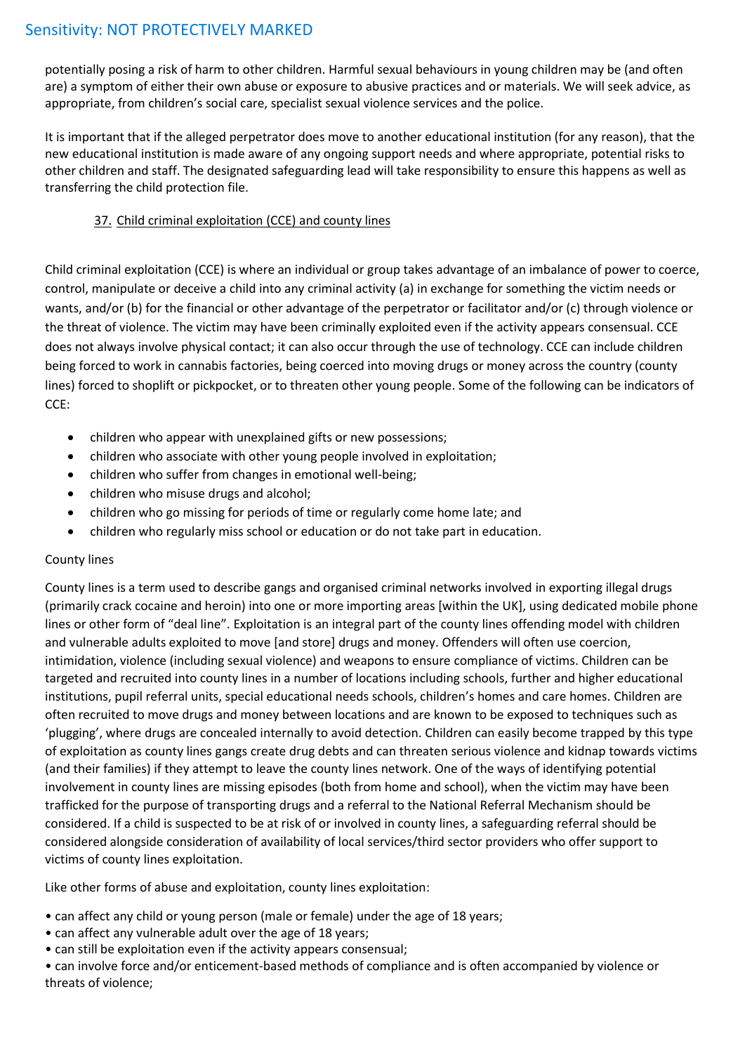potentially posing a risk of harm to other children. Harmful sexual behaviours in young children may be (and often are) a symptom of either their own abuse or exposure to abusive practices and or materials. We will seek advice, as appropriate, from children's social care, specialist sexual violence services and the police.

It is important that if the alleged perpetrator does move to another educational institution (for any reason), that the new educational institution is made aware of any ongoing support needs and where appropriate, potential risks to other children and staff. The designated safeguarding lead will take responsibility to ensure this happens as well as transferring the child protection file.

## 37. Child criminal exploitation (CCE) and county lines

Child criminal exploitation (CCE) is where an individual or group takes advantage of an imbalance of power to coerce, control, manipulate or deceive a child into any criminal activity (a) in exchange for something the victim needs or wants, and/or (b) for the financial or other advantage of the perpetrator or facilitator and/or (c) through violence or the threat of violence. The victim may have been criminally exploited even if the activity appears consensual. CCE does not always involve physical contact; it can also occur through the use of technology. CCE can include children being forced to work in cannabis factories, being coerced into moving drugs or money across the country (county lines) forced to shoplift or pickpocket, or to threaten other young people. Some of the following can be indicators of CCE:

- children who appear with unexplained gifts or new possessions;
- children who associate with other young people involved in exploitation;
- children who suffer from changes in emotional well-being;
- children who misuse drugs and alcohol;
- children who go missing for periods of time or regularly come home late; and
- children who regularly miss school or education or do not take part in education.

County lines

County lines is a term used to describe gangs and organised criminal networks involved in exporting illegal drugs (primarily crack cocaine and heroin) into one or more importing areas [within the UK], using dedicated mobile phone lines or other form of "deal line". Exploitation is an integral part of the county lines offending model with children and vulnerable adults exploited to move [and store] drugs and money. Offenders will often use coercion, intimidation, violence (including sexual violence) and weapons to ensure compliance of victims. Children can be targeted and recruited into county lines in a number of locations including schools, further and higher educational institutions, pupil referral units, special educational needs schools, children's homes and care homes. Children are often recruited to move drugs and money between locations and are known to be exposed to techniques such as 'plugging', where drugs are concealed internally to avoid detection. Children can easily become trapped by this type of exploitation as county lines gangs create drug debts and can threaten serious violence and kidnap towards victims (and their families) if they attempt to leave the county lines network. One of the ways of identifying potential involvement in county lines are missing episodes (both from home and school), when the victim may have been trafficked for the purpose of transporting drugs and a referral to the National Referral Mechanism should be considered. If a child is suspected to be at risk of or involved in county lines, a safeguarding referral should be considered alongside consideration of availability of local services/third sector providers who offer support to victims of county lines exploitation.

Like other forms of abuse and exploitation, county lines exploitation:

- can affect any child or young person (male or female) under the age of 18 years;
- can affect any vulnerable adult over the age of 18 years;
- can still be exploitation even if the activity appears consensual;
- can involve force and/or enticement-based methods of compliance and is often accompanied by violence or threats of violence;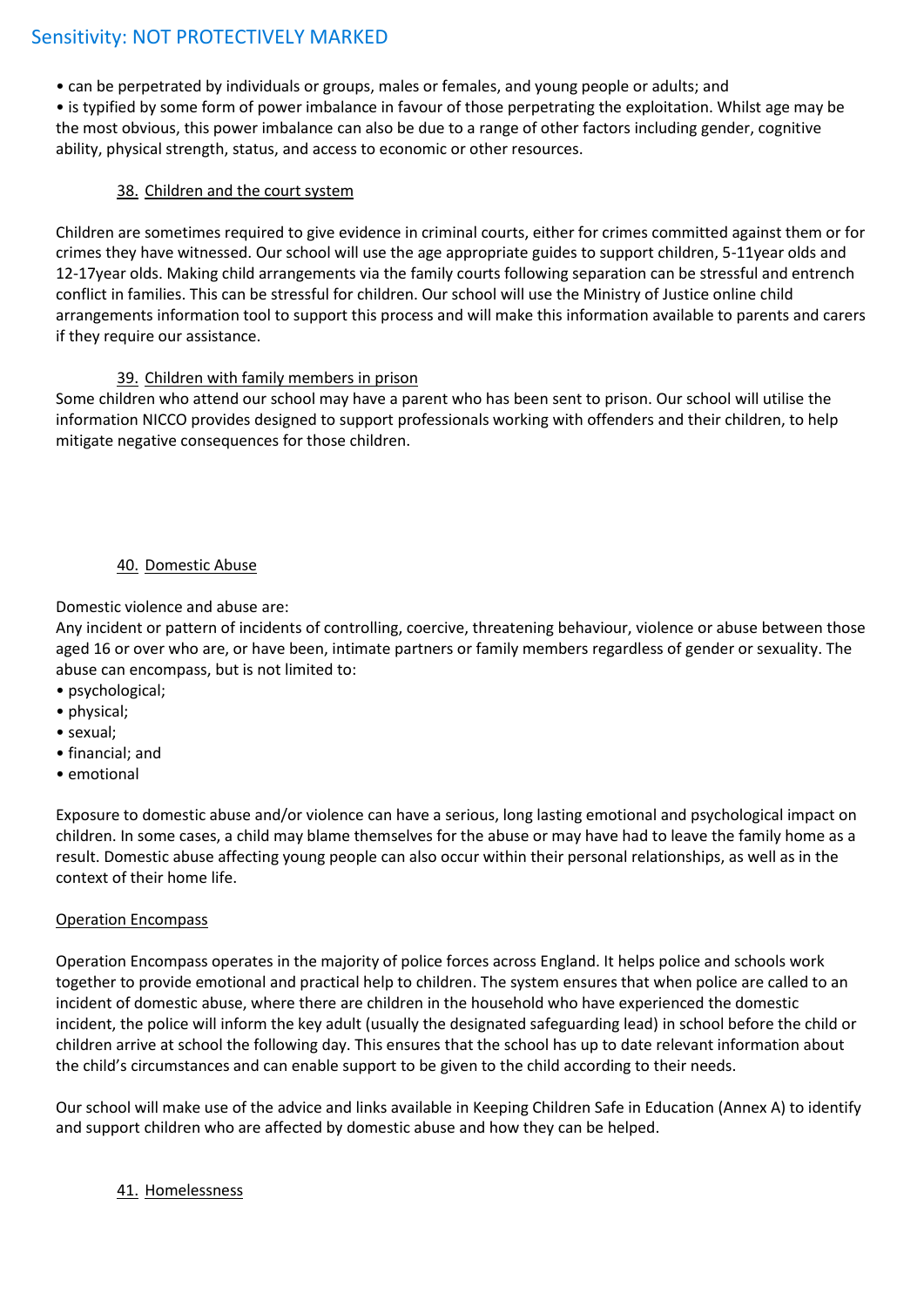• can be perpetrated by individuals or groups, males or females, and young people or adults; and
• is typified by some form of power imbalance in favour of those perpetrating the exploitation. Whilst age may be the most obvious, this power imbalance can also be due to a range of other factors including gender, cognitive ability, physical strength, status, and access to economic or other resources.

### 38. Children and the court system

Children are sometimes required to give evidence in criminal courts, either for crimes committed against them or for crimes they have witnessed. Our school will use the age appropriate guides to support children, 5-11year olds and 12-17year olds. Making child arrangements via the family courts following separation can be stressful and entrench conflict in families. This can be stressful for children. Our school will use the Ministry of Justice online child arrangements information tool to support this process and will make this information available to parents and carers if they require our assistance.

### 39. Children with family members in prison

Some children who attend our school may have a parent who has been sent to prison. Our school will utilise the information NICCO provides designed to support professionals working with offenders and their children, to help mitigate negative consequences for those children.

### 40. Domestic Abuse

Domestic violence and abuse are:
Any incident or pattern of incidents of controlling, coercive, threatening behaviour, violence or abuse between those aged 16 or over who are, or have been, intimate partners or family members regardless of gender or sexuality. The abuse can encompass, but is not limited to:

- psychological;
- physical;
- sexual;
- financial; and
- emotional

Exposure to domestic abuse and/or violence can have a serious, long lasting emotional and psychological impact on children. In some cases, a child may blame themselves for the abuse or may have had to leave the family home as a result. Domestic abuse affecting young people can also occur within their personal relationships, as well as in the context of their home life.

#### Operation Encompass

Operation Encompass operates in the majority of police forces across England. It helps police and schools work together to provide emotional and practical help to children. The system ensures that when police are called to an incident of domestic abuse, where there are children in the household who have experienced the domestic incident, the police will inform the key adult (usually the designated safeguarding lead) in school before the child or children arrive at school the following day. This ensures that the school has up to date relevant information about the child's circumstances and can enable support to be given to the child according to their needs.

Our school will make use of the advice and links available in Keeping Children Safe in Education (Annex A) to identify and support children who are affected by domestic abuse and how they can be helped.

### 41. Homelessness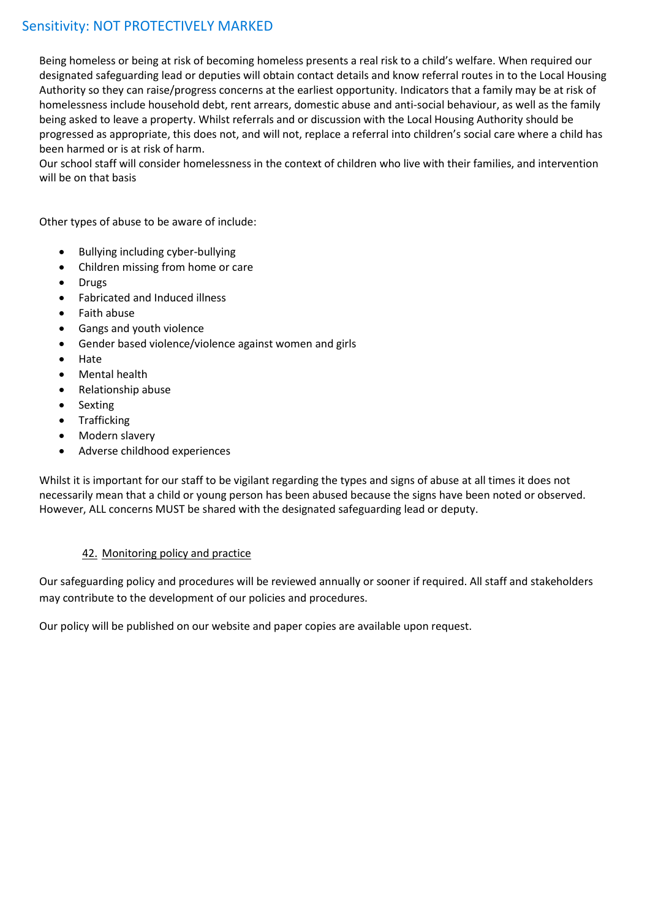Being homeless or being at risk of becoming homeless presents a real risk to a child's welfare. When required our designated safeguarding lead or deputies will obtain contact details and know referral routes in to the Local Housing Authority so they can raise/progress concerns at the earliest opportunity. Indicators that a family may be at risk of homelessness include household debt, rent arrears, domestic abuse and anti-social behaviour, as well as the family being asked to leave a property. Whilst referrals and or discussion with the Local Housing Authority should be progressed as appropriate, this does not, and will not, replace a referral into children's social care where a child has been harmed or is at risk of harm.
Our school staff will consider homelessness in the context of children who live with their families, and intervention will be on that basis

Other types of abuse to be aware of include:

- Bullying including cyber-bullying
- Children missing from home or care
- Drugs
- Fabricated and Induced illness
- Faith abuse
- Gangs and youth violence
- Gender based violence/violence against women and girls
- Hate
- Mental health
- Relationship abuse
- Sexting
- Trafficking
- Modern slavery
- Adverse childhood experiences

Whilst it is important for our staff to be vigilant regarding the types and signs of abuse at all times it does not necessarily mean that a child or young person has been abused because the signs have been noted or observed. However, ALL concerns MUST be shared with the designated safeguarding lead or deputy.

## 42. Monitoring policy and practice

Our safeguarding policy and procedures will be reviewed annually or sooner if required. All staff and stakeholders may contribute to the development of our policies and procedures.

Our policy will be published on our website and paper copies are available upon request.